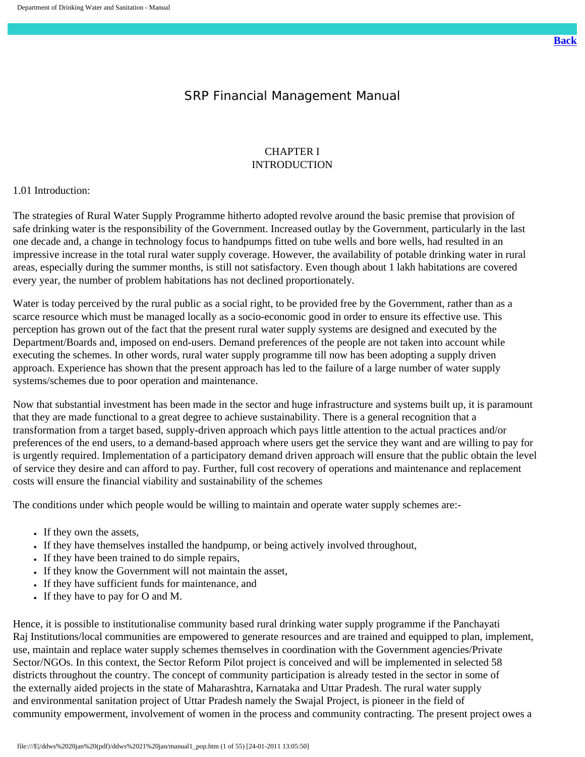# SRP Financial Management Manual

## CHAPTER I
## INTRODUCTION

1.01 Introduction:

The strategies of Rural Water Supply Programme hitherto adopted revolve around the basic premise that provision of safe drinking water is the responsibility of the Government. Increased outlay by the Government, particularly in the last one decade and, a change in technology focus to handpumps fitted on tube wells and bore wells, had resulted in an impressive increase in the total rural water supply coverage. However, the availability of potable drinking water in rural areas, especially during the summer months, is still not satisfactory. Even though about 1 lakh habitations are covered every year, the number of problem habitations has not declined proportionately.

Water is today perceived by the rural public as a social right, to be provided free by the Government, rather than as a scarce resource which must be managed locally as a socio-economic good in order to ensure its effective use. This perception has grown out of the fact that the present rural water supply systems are designed and executed by the Department/Boards and, imposed on end-users. Demand preferences of the people are not taken into account while executing the schemes. In other words, rural water supply programme till now has been adopting a supply driven approach. Experience has shown that the present approach has led to the failure of a large number of water supply systems/schemes due to poor operation and maintenance.

Now that substantial investment has been made in the sector and huge infrastructure and systems built up, it is paramount that they are made functional to a great degree to achieve sustainability. There is a general recognition that a transformation from a target based, supply-driven approach which pays little attention to the actual practices and/or preferences of the end users, to a demand-based approach where users get the service they want and are willing to pay for is urgently required. Implementation of a participatory demand driven approach will ensure that the public obtain the level of service they desire and can afford to pay. Further, full cost recovery of operations and maintenance and replacement costs will ensure the financial viability and sustainability of the schemes

The conditions under which people would be willing to maintain and operate water supply schemes are:-

- If they own the assets,
- If they have themselves installed the handpump, or being actively involved throughout,
- If they have been trained to do simple repairs,
- If they know the Government will not maintain the asset,
- If they have sufficient funds for maintenance, and
- If they have to pay for O and M.

Hence, it is possible to institutionalise community based rural drinking water supply programme if the Panchayati Raj Institutions/local communities are empowered to generate resources and are trained and equipped to plan, implement, use, maintain and replace water supply schemes themselves in coordination with the Government agencies/Private Sector/NGOs. In this context, the Sector Reform Pilot project is conceived and will be implemented in selected 58 districts throughout the country. The concept of community participation is already tested in the sector in some of the externally aided projects in the state of Maharashtra, Karnataka and Uttar Pradesh. The rural water supply and environmental sanitation project of Uttar Pradesh namely the Swajal Project, is pioneer in the field of community empowerment, involvement of women in the process and community contracting. The present project owes a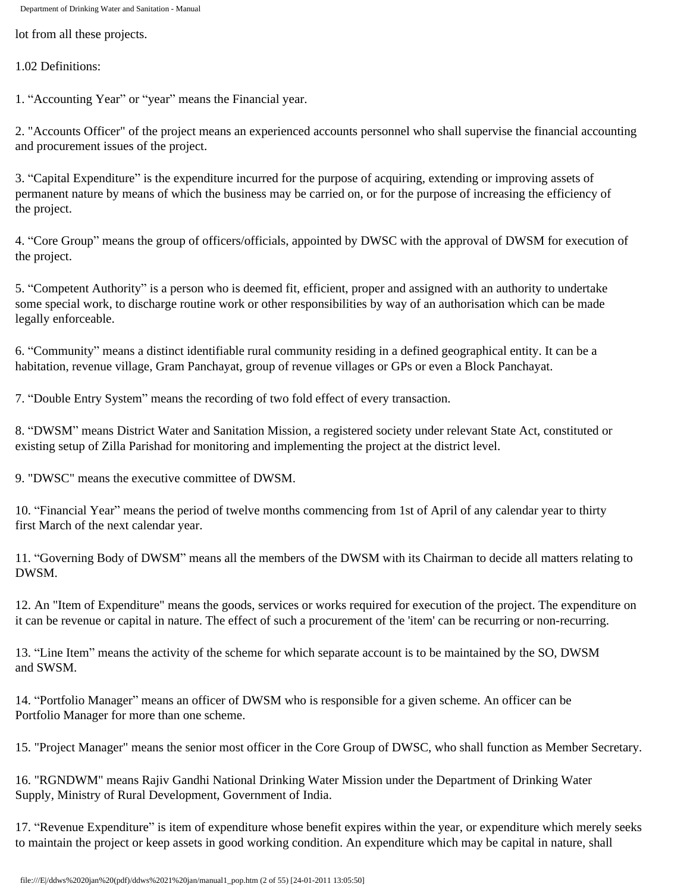lot from all these projects.

1.02 Definitions:

1. “Accounting Year” or “year” means the Financial year.

2. "Accounts Officer" of the project means an experienced accounts personnel who shall supervise the financial accounting and procurement issues of the project.

3. “Capital Expenditure” is the expenditure incurred for the purpose of acquiring, extending or improving assets of permanent nature by means of which the business may be carried on, or for the purpose of increasing the efficiency of the project.

4. “Core Group” means the group of officers/officials, appointed by DWSC with the approval of DWSM for execution of the project.

5. “Competent Authority” is a person who is deemed fit, efficient, proper and assigned with an authority to undertake some special work, to discharge routine work or other responsibilities by way of an authorisation which can be made legally enforceable.

6. “Community” means a distinct identifiable rural community residing in a defined geographical entity. It can be a habitation, revenue village, Gram Panchayat, group of revenue villages or GPs or even a Block Panchayat.

7. “Double Entry System” means the recording of two fold effect of every transaction.

8. “DWSM” means District Water and Sanitation Mission, a registered society under relevant State Act, constituted or existing setup of Zilla Parishad for monitoring and implementing the project at the district level.

9. "DWSC" means the executive committee of DWSM.

10. “Financial Year” means the period of twelve months commencing from 1st of April of any calendar year to thirty first March of the next calendar year.

11. “Governing Body of DWSM” means all the members of the DWSM with its Chairman to decide all matters relating to DWSM.

12. An "Item of Expenditure" means the goods, services or works required for execution of the project. The expenditure on it can be revenue or capital in nature. The effect of such a procurement of the 'item' can be recurring or non-recurring.

13. “Line Item” means the activity of the scheme for which separate account is to be maintained by the SO, DWSM and SWSM.

14. “Portfolio Manager” means an officer of DWSM who is responsible for a given scheme. An officer can be Portfolio Manager for more than one scheme.

15. "Project Manager" means the senior most officer in the Core Group of DWSC, who shall function as Member Secretary.

16. "RGNDWM" means Rajiv Gandhi National Drinking Water Mission under the Department of Drinking Water Supply, Ministry of Rural Development, Government of India.

17. “Revenue Expenditure” is item of expenditure whose benefit expires within the year, or expenditure which merely seeks to maintain the project or keep assets in good working condition. An expenditure which may be capital in nature, shall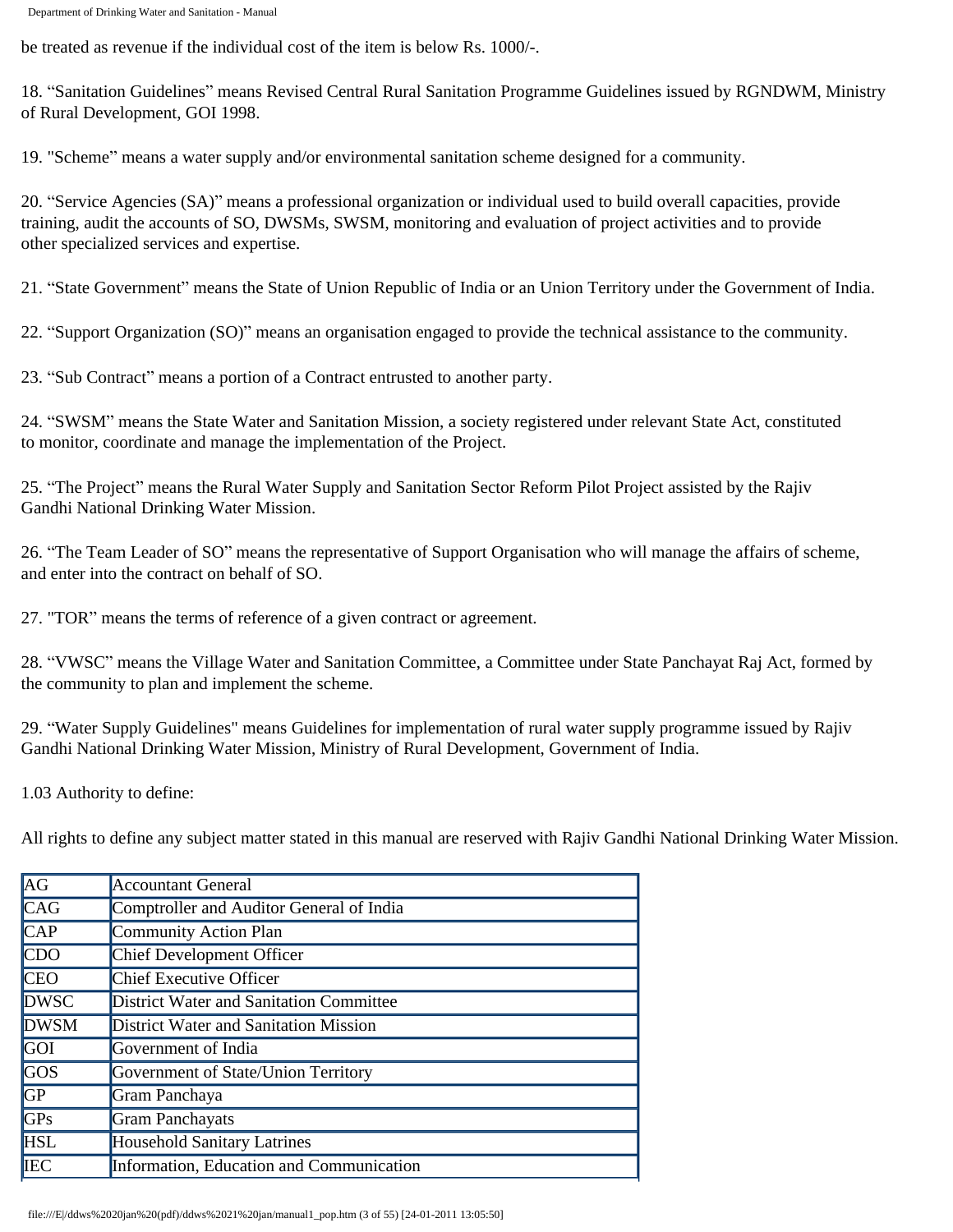be treated as revenue if the individual cost of the item is below Rs. 1000/-.

18. “Sanitation Guidelines” means Revised Central Rural Sanitation Programme Guidelines issued by RGNDWM, Ministry of Rural Development, GOI 1998.

19. "Scheme” means a water supply and/or environmental sanitation scheme designed for a community.

20. “Service Agencies (SA)” means a professional organization or individual used to build overall capacities, provide training, audit the accounts of SO, DWSMs, SWSM, monitoring and evaluation of project activities and to provide other specialized services and expertise.

21. “State Government” means the State of Union Republic of India or an Union Territory under the Government of India.

22. “Support Organization (SO)” means an organisation engaged to provide the technical assistance to the community.

23. “Sub Contract” means a portion of a Contract entrusted to another party.

24. “SWSM” means the State Water and Sanitation Mission, a society registered under relevant State Act, constituted to monitor, coordinate and manage the implementation of the Project.

25. “The Project” means the Rural Water Supply and Sanitation Sector Reform Pilot Project assisted by the Rajiv Gandhi National Drinking Water Mission.

26. “The Team Leader of SO” means the representative of Support Organisation who will manage the affairs of scheme, and enter into the contract on behalf of SO.

27. "TOR” means the terms of reference of a given contract or agreement.

28. “VWSC” means the Village Water and Sanitation Committee, a Committee under State Panchayat Raj Act, formed by the community to plan and implement the scheme.

29. “Water Supply Guidelines" means Guidelines for implementation of rural water supply programme issued by Rajiv Gandhi National Drinking Water Mission, Ministry of Rural Development, Government of India.

1.03 Authority to define:

All rights to define any subject matter stated in this manual are reserved with Rajiv Gandhi National Drinking Water Mission.

| | |
|---|---|
| AG | Accountant General |
| CAG | Comptroller and Auditor General of India |
| CAP | Community Action Plan |
| CDO | Chief Development Officer |
| CEO | Chief Executive Officer |
| DWSC | District Water and Sanitation Committee |
| DWSM | District Water and Sanitation Mission |
| GOI | Government of India |
| GOS | Government of State/Union Territory |
| GP | Gram Panchaya |
| GPs | Gram Panchayats |
| HSL | Household Sanitary Latrines |
| IEC | Information, Education and Communication |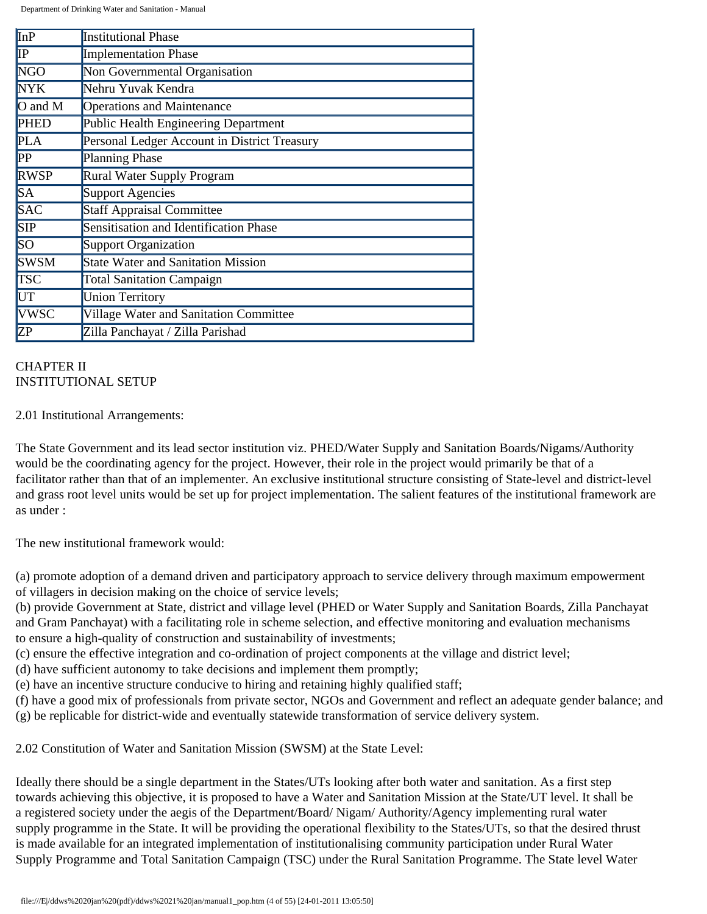| | |
|---|---|
| InP | Institutional Phase |
| IP | Implementation Phase |
| NGO | Non Governmental Organisation |
| NYK | Nehru Yuvak Kendra |
| O and M | Operations and Maintenance |
| PHED | Public Health Engineering Department |
| PLA | Personal Ledger Account in District Treasury |
| PP | Planning Phase |
| RWSP | Rural Water Supply Program |
| SA | Support Agencies |
| SAC | Staff Appraisal Committee |
| SIP | Sensitisation and Identification Phase |
| SO | Support Organization |
| SWSM | State Water and Sanitation Mission |
| TSC | Total Sanitation Campaign |
| UT | Union Territory |
| VWSC | Village Water and Sanitation Committee |
| ZP | Zilla Panchayat / Zilla Parishad |

## CHAPTER II
## INSTITUTIONAL SETUP

### 2.01 Institutional Arrangements:

The State Government and its lead sector institution viz. PHED/Water Supply and Sanitation Boards/Nigams/Authority would be the coordinating agency for the project. However, their role in the project would primarily be that of a facilitator rather than that of an implementer. An exclusive institutional structure consisting of State-level and district-level and grass root level units would be set up for project implementation. The salient features of the institutional framework are as under :

The new institutional framework would:

(a) promote adoption of a demand driven and participatory approach to service delivery through maximum empowerment of villagers in decision making on the choice of service levels;
(b) provide Government at State, district and village level (PHED or Water Supply and Sanitation Boards, Zilla Panchayat and Gram Panchayat) with a facilitating role in scheme selection, and effective monitoring and evaluation mechanisms to ensure a high-quality of construction and sustainability of investments;
(c) ensure the effective integration and co-ordination of project components at the village and district level;
(d) have sufficient autonomy to take decisions and implement them promptly;
(e) have an incentive structure conducive to hiring and retaining highly qualified staff;
(f) have a good mix of professionals from private sector, NGOs and Government and reflect an adequate gender balance; and
(g) be replicable for district-wide and eventually statewide transformation of service delivery system.

### 2.02 Constitution of Water and Sanitation Mission (SWSM) at the State Level:

Ideally there should be a single department in the States/UTs looking after both water and sanitation. As a first step towards achieving this objective, it is proposed to have a Water and Sanitation Mission at the State/UT level. It shall be a registered society under the aegis of the Department/Board/ Nigam/ Authority/Agency implementing rural water supply programme in the State. It will be providing the operational flexibility to the States/UTs, so that the desired thrust is made available for an integrated implementation of institutionalising community participation under Rural Water Supply Programme and Total Sanitation Campaign (TSC) under the Rural Sanitation Programme. The State level Water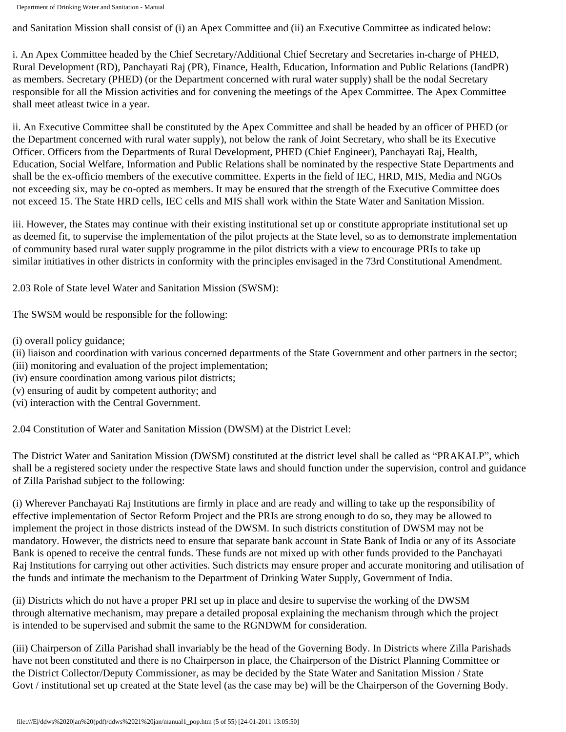and Sanitation Mission shall consist of (i) an Apex Committee and (ii) an Executive Committee as indicated below:

i. An Apex Committee headed by the Chief Secretary/Additional Chief Secretary and Secretaries in-charge of PHED, Rural Development (RD), Panchayati Raj (PR), Finance, Health, Education, Information and Public Relations (IandPR) as members. Secretary (PHED) (or the Department concerned with rural water supply) shall be the nodal Secretary responsible for all the Mission activities and for convening the meetings of the Apex Committee. The Apex Committee shall meet atleast twice in a year.

ii. An Executive Committee shall be constituted by the Apex Committee and shall be headed by an officer of PHED (or the Department concerned with rural water supply), not below the rank of Joint Secretary, who shall be its Executive Officer. Officers from the Departments of Rural Development, PHED (Chief Engineer), Panchayati Raj, Health, Education, Social Welfare, Information and Public Relations shall be nominated by the respective State Departments and shall be the ex-officio members of the executive committee. Experts in the field of IEC, HRD, MIS, Media and NGOs not exceeding six, may be co-opted as members. It may be ensured that the strength of the Executive Committee does not exceed 15. The State HRD cells, IEC cells and MIS shall work within the State Water and Sanitation Mission.

iii. However, the States may continue with their existing institutional set up or constitute appropriate institutional set up as deemed fit, to supervise the implementation of the pilot projects at the State level, so as to demonstrate implementation of community based rural water supply programme in the pilot districts with a view to encourage PRIs to take up similar initiatives in other districts in conformity with the principles envisaged in the 73rd Constitutional Amendment.

2.03 Role of State level Water and Sanitation Mission (SWSM):

The SWSM would be responsible for the following:

(i) overall policy guidance;
(ii) liaison and coordination with various concerned departments of the State Government and other partners in the sector;
(iii) monitoring and evaluation of the project implementation;
(iv) ensure coordination among various pilot districts;
(v) ensuring of audit by competent authority; and
(vi) interaction with the Central Government.

2.04 Constitution of Water and Sanitation Mission (DWSM) at the District Level:

The District Water and Sanitation Mission (DWSM) constituted at the district level shall be called as "PRAKALP", which shall be a registered society under the respective State laws and should function under the supervision, control and guidance of Zilla Parishad subject to the following:

(i) Wherever Panchayati Raj Institutions are firmly in place and are ready and willing to take up the responsibility of effective implementation of Sector Reform Project and the PRIs are strong enough to do so, they may be allowed to implement the project in those districts instead of the DWSM. In such districts constitution of DWSM may not be mandatory. However, the districts need to ensure that separate bank account in State Bank of India or any of its Associate Bank is opened to receive the central funds. These funds are not mixed up with other funds provided to the Panchayati Raj Institutions for carrying out other activities. Such districts may ensure proper and accurate monitoring and utilisation of the funds and intimate the mechanism to the Department of Drinking Water Supply, Government of India.

(ii) Districts which do not have a proper PRI set up in place and desire to supervise the working of the DWSM through alternative mechanism, may prepare a detailed proposal explaining the mechanism through which the project is intended to be supervised and submit the same to the RGNDWM for consideration.

(iii) Chairperson of Zilla Parishad shall invariably be the head of the Governing Body. In Districts where Zilla Parishads have not been constituted and there is no Chairperson in place, the Chairperson of the District Planning Committee or the District Collector/Deputy Commissioner, as may be decided by the State Water and Sanitation Mission / State Govt / institutional set up created at the State level (as the case may be) will be the Chairperson of the Governing Body.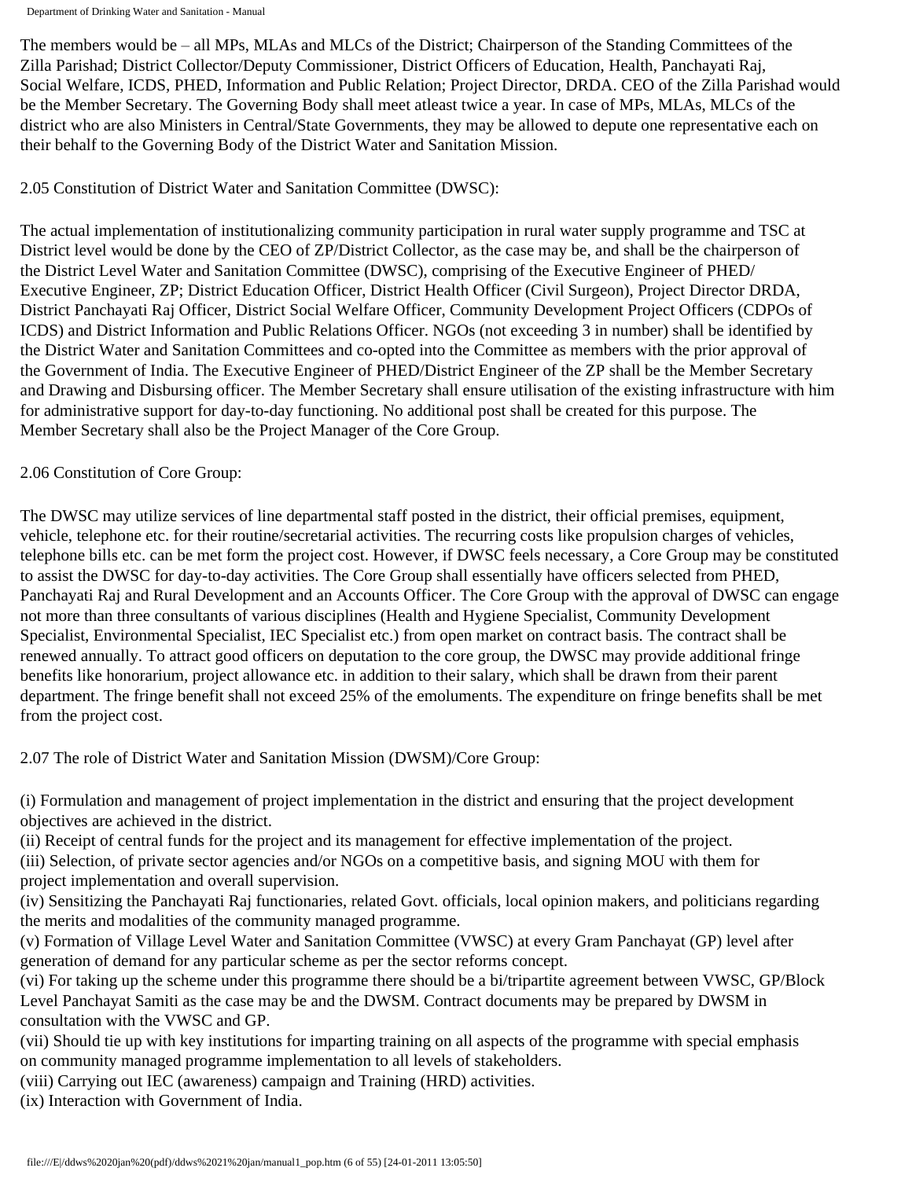The members would be – all MPs, MLAs and MLCs of the District; Chairperson of the Standing Committees of the Zilla Parishad; District Collector/Deputy Commissioner, District Officers of Education, Health, Panchayati Raj, Social Welfare, ICDS, PHED, Information and Public Relation; Project Director, DRDA. CEO of the Zilla Parishad would be the Member Secretary. The Governing Body shall meet atleast twice a year. In case of MPs, MLAs, MLCs of the district who are also Ministers in Central/State Governments, they may be allowed to depute one representative each on their behalf to the Governing Body of the District Water and Sanitation Mission.

2.05 Constitution of District Water and Sanitation Committee (DWSC):

The actual implementation of institutionalizing community participation in rural water supply programme and TSC at District level would be done by the CEO of ZP/District Collector, as the case may be, and shall be the chairperson of the District Level Water and Sanitation Committee (DWSC), comprising of the Executive Engineer of PHED/ Executive Engineer, ZP; District Education Officer, District Health Officer (Civil Surgeon), Project Director DRDA, District Panchayati Raj Officer, District Social Welfare Officer, Community Development Project Officers (CDPOs of ICDS) and District Information and Public Relations Officer. NGOs (not exceeding 3 in number) shall be identified by the District Water and Sanitation Committees and co-opted into the Committee as members with the prior approval of the Government of India. The Executive Engineer of PHED/District Engineer of the ZP shall be the Member Secretary and Drawing and Disbursing officer. The Member Secretary shall ensure utilisation of the existing infrastructure with him for administrative support for day-to-day functioning. No additional post shall be created for this purpose. The Member Secretary shall also be the Project Manager of the Core Group.

2.06 Constitution of Core Group:

The DWSC may utilize services of line departmental staff posted in the district, their official premises, equipment, vehicle, telephone etc. for their routine/secretarial activities. The recurring costs like propulsion charges of vehicles, telephone bills etc. can be met form the project cost. However, if DWSC feels necessary, a Core Group may be constituted to assist the DWSC for day-to-day activities. The Core Group shall essentially have officers selected from PHED, Panchayati Raj and Rural Development and an Accounts Officer. The Core Group with the approval of DWSC can engage not more than three consultants of various disciplines (Health and Hygiene Specialist, Community Development Specialist, Environmental Specialist, IEC Specialist etc.) from open market on contract basis. The contract shall be renewed annually. To attract good officers on deputation to the core group, the DWSC may provide additional fringe benefits like honorarium, project allowance etc. in addition to their salary, which shall be drawn from their parent department. The fringe benefit shall not exceed 25% of the emoluments. The expenditure on fringe benefits shall be met from the project cost.

2.07 The role of District Water and Sanitation Mission (DWSM)/Core Group:

(i) Formulation and management of project implementation in the district and ensuring that the project development objectives are achieved in the district.
(ii) Receipt of central funds for the project and its management for effective implementation of the project.
(iii) Selection, of private sector agencies and/or NGOs on a competitive basis, and signing MOU with them for project implementation and overall supervision.
(iv) Sensitizing the Panchayati Raj functionaries, related Govt. officials, local opinion makers, and politicians regarding the merits and modalities of the community managed programme.
(v) Formation of Village Level Water and Sanitation Committee (VWSC) at every Gram Panchayat (GP) level after generation of demand for any particular scheme as per the sector reforms concept.
(vi) For taking up the scheme under this programme there should be a bi/tripartite agreement between VWSC, GP/Block Level Panchayat Samiti as the case may be and the DWSM. Contract documents may be prepared by DWSM in consultation with the VWSC and GP.
(vii) Should tie up with key institutions for imparting training on all aspects of the programme with special emphasis on community managed programme implementation to all levels of stakeholders.
(viii) Carrying out IEC (awareness) campaign and Training (HRD) activities.
(ix) Interaction with Government of India.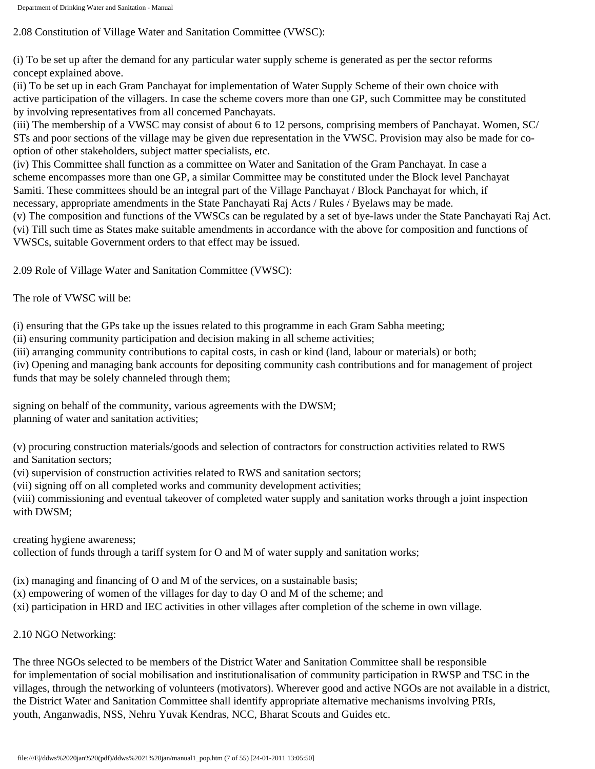2.08 Constitution of Village Water and Sanitation Committee (VWSC):

(i) To be set up after the demand for any particular water supply scheme is generated as per the sector reforms concept explained above.
(ii) To be set up in each Gram Panchayat for implementation of Water Supply Scheme of their own choice with active participation of the villagers. In case the scheme covers more than one GP, such Committee may be constituted by involving representatives from all concerned Panchayats.
(iii) The membership of a VWSC may consist of about 6 to 12 persons, comprising members of Panchayat. Women, SC/STs and poor sections of the village may be given due representation in the VWSC. Provision may also be made for co-option of other stakeholders, subject matter specialists, etc.
(iv) This Committee shall function as a committee on Water and Sanitation of the Gram Panchayat. In case a scheme encompasses more than one GP, a similar Committee may be constituted under the Block level Panchayat Samiti. These committees should be an integral part of the Village Panchayat / Block Panchayat for which, if necessary, appropriate amendments in the State Panchayati Raj Acts / Rules / Byelaws may be made.
(v) The composition and functions of the VWSCs can be regulated by a set of bye-laws under the State Panchayati Raj Act.
(vi) Till such time as States make suitable amendments in accordance with the above for composition and functions of VWSCs, suitable Government orders to that effect may be issued.

2.09 Role of Village Water and Sanitation Committee (VWSC):

The role of VWSC will be:

(i) ensuring that the GPs take up the issues related to this programme in each Gram Sabha meeting;
(ii) ensuring community participation and decision making in all scheme activities;
(iii) arranging community contributions to capital costs, in cash or kind (land, labour or materials) or both;
(iv) Opening and managing bank accounts for depositing community cash contributions and for management of project funds that may be solely channeled through them;

signing on behalf of the community, various agreements with the DWSM;
planning of water and sanitation activities;

(v) procuring construction materials/goods and selection of contractors for construction activities related to RWS and Sanitation sectors;
(vi) supervision of construction activities related to RWS and sanitation sectors;
(vii) signing off on all completed works and community development activities;
(viii) commissioning and eventual takeover of completed water supply and sanitation works through a joint inspection with DWSM;

creating hygiene awareness;
collection of funds through a tariff system for O and M of water supply and sanitation works;

(ix) managing and financing of O and M of the services, on a sustainable basis;
(x) empowering of women of the villages for day to day O and M of the scheme; and
(xi) participation in HRD and IEC activities in other villages after completion of the scheme in own village.

2.10 NGO Networking:

The three NGOs selected to be members of the District Water and Sanitation Committee shall be responsible for implementation of social mobilisation and institutionalisation of community participation in RWSP and TSC in the villages, through the networking of volunteers (motivators). Wherever good and active NGOs are not available in a district, the District Water and Sanitation Committee shall identify appropriate alternative mechanisms involving PRIs, youth, Anganwadis, NSS, Nehru Yuvak Kendras, NCC, Bharat Scouts and Guides etc.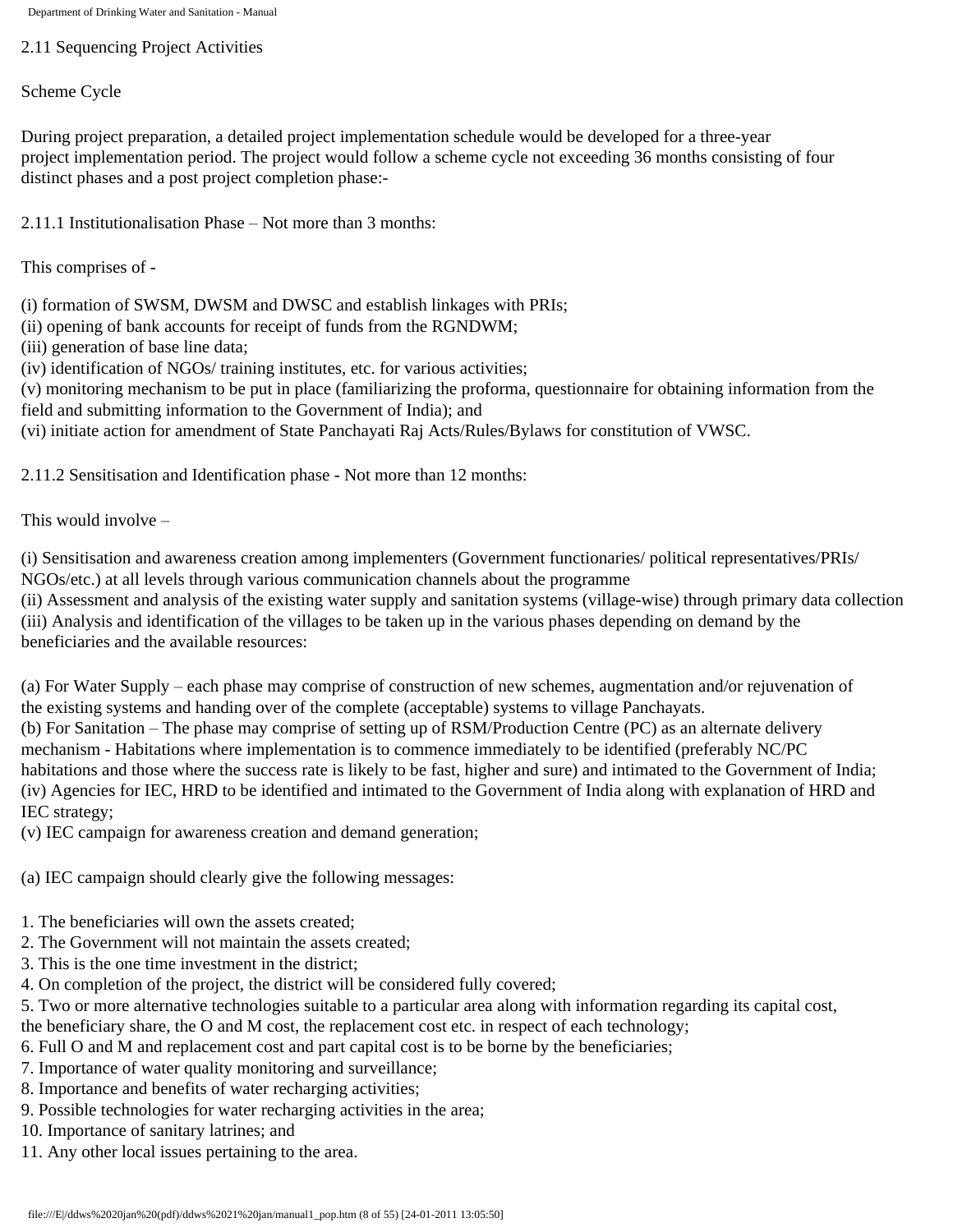## 2.11 Sequencing Project Activities

### Scheme Cycle

During project preparation, a detailed project implementation schedule would be developed for a three-year project implementation period. The project would follow a scheme cycle not exceeding 36 months consisting of four distinct phases and a post project completion phase:-

#### 2.11.1 Institutionalisation Phase – Not more than 3 months:

This comprises of -

(i) formation of SWSM, DWSM and DWSC and establish linkages with PRIs;
(ii) opening of bank accounts for receipt of funds from the RGNDWM;
(iii) generation of base line data;
(iv) identification of NGOs/ training institutes, etc. for various activities;
(v) monitoring mechanism to be put in place (familiarizing the proforma, questionnaire for obtaining information from the field and submitting information to the Government of India); and
(vi) initiate action for amendment of State Panchayati Raj Acts/Rules/Bylaws for constitution of VWSC.

#### 2.11.2 Sensitisation and Identification phase - Not more than 12 months:

This would involve –

(i) Sensitisation and awareness creation among implementers (Government functionaries/ political representatives/PRIs/ NGOs/etc.) at all levels through various communication channels about the programme
(ii) Assessment and analysis of the existing water supply and sanitation systems (village-wise) through primary data collection
(iii) Analysis and identification of the villages to be taken up in the various phases depending on demand by the beneficiaries and the available resources:

(a) For Water Supply – each phase may comprise of construction of new schemes, augmentation and/or rejuvenation of the existing systems and handing over of the complete (acceptable) systems to village Panchayats.
(b) For Sanitation – The phase may comprise of setting up of RSM/Production Centre (PC) as an alternate delivery mechanism - Habitations where implementation is to commence immediately to be identified (preferably NC/PC habitations and those where the success rate is likely to be fast, higher and sure) and intimated to the Government of India;
(iv) Agencies for IEC, HRD to be identified and intimated to the Government of India along with explanation of HRD and IEC strategy;
(v) IEC campaign for awareness creation and demand generation;

(a) IEC campaign should clearly give the following messages:

1. The beneficiaries will own the assets created;
2. The Government will not maintain the assets created;
3. This is the one time investment in the district;
4. On completion of the project, the district will be considered fully covered;
5. Two or more alternative technologies suitable to a particular area along with information regarding its capital cost, the beneficiary share, the O and M cost, the replacement cost etc. in respect of each technology;
6. Full O and M and replacement cost and part capital cost is to be borne by the beneficiaries;
7. Importance of water quality monitoring and surveillance;
8. Importance and benefits of water recharging activities;
9. Possible technologies for water recharging activities in the area;
10. Importance of sanitary latrines; and
11. Any other local issues pertaining to the area.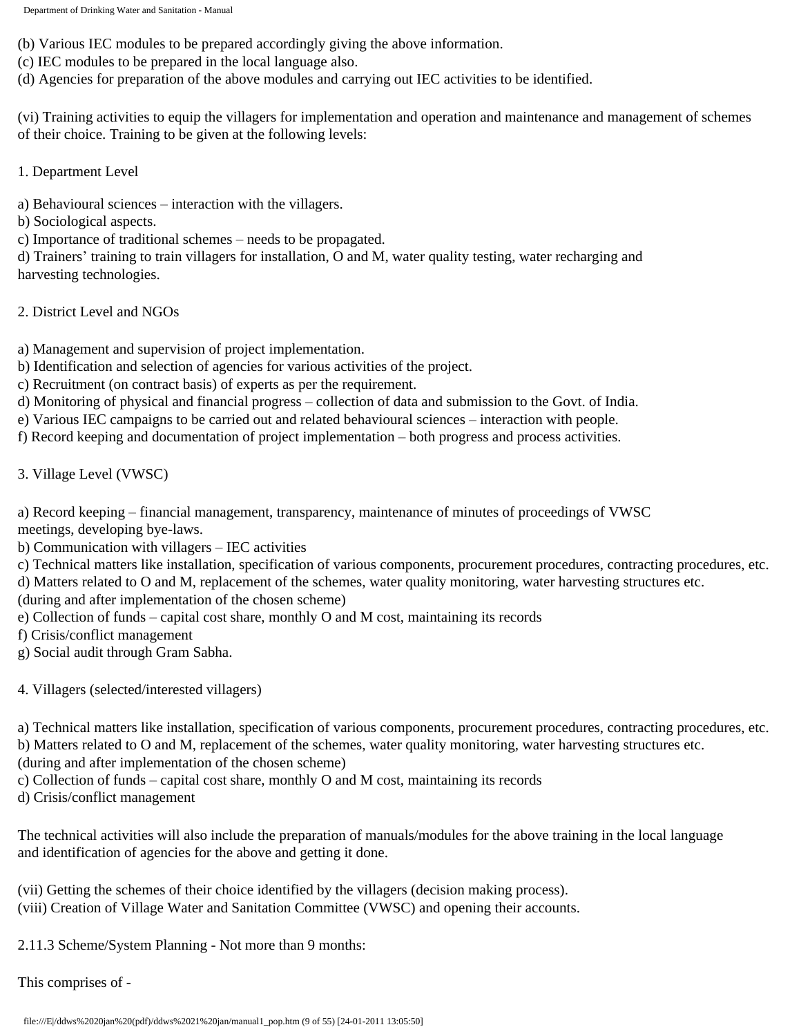(b) Various IEC modules to be prepared accordingly giving the above information.
(c) IEC modules to be prepared in the local language also.
(d) Agencies for preparation of the above modules and carrying out IEC activities to be identified.

(vi) Training activities to equip the villagers for implementation and operation and maintenance and management of schemes of their choice. Training to be given at the following levels:

1. Department Level

a) Behavioural sciences – interaction with the villagers.
b) Sociological aspects.
c) Importance of traditional schemes – needs to be propagated.
d) Trainers' training to train villagers for installation, O and M, water quality testing, water recharging and harvesting technologies.

2. District Level and NGOs

a) Management and supervision of project implementation.
b) Identification and selection of agencies for various activities of the project.
c) Recruitment (on contract basis) of experts as per the requirement.
d) Monitoring of physical and financial progress – collection of data and submission to the Govt. of India.
e) Various IEC campaigns to be carried out and related behavioural sciences – interaction with people.
f) Record keeping and documentation of project implementation – both progress and process activities.

3. Village Level (VWSC)

a) Record keeping – financial management, transparency, maintenance of minutes of proceedings of VWSC meetings, developing bye-laws.
b) Communication with villagers – IEC activities
c) Technical matters like installation, specification of various components, procurement procedures, contracting procedures, etc.
d) Matters related to O and M, replacement of the schemes, water quality monitoring, water harvesting structures etc. (during and after implementation of the chosen scheme)
e) Collection of funds – capital cost share, monthly O and M cost, maintaining its records
f) Crisis/conflict management
g) Social audit through Gram Sabha.

4. Villagers (selected/interested villagers)

a) Technical matters like installation, specification of various components, procurement procedures, contracting procedures, etc.
b) Matters related to O and M, replacement of the schemes, water quality monitoring, water harvesting structures etc. (during and after implementation of the chosen scheme)
c) Collection of funds – capital cost share, monthly O and M cost, maintaining its records
d) Crisis/conflict management

The technical activities will also include the preparation of manuals/modules for the above training in the local language and identification of agencies for the above and getting it done.

(vii) Getting the schemes of their choice identified by the villagers (decision making process).
(viii) Creation of Village Water and Sanitation Committee (VWSC) and opening their accounts.

2.11.3 Scheme/System Planning - Not more than 9 months:

This comprises of -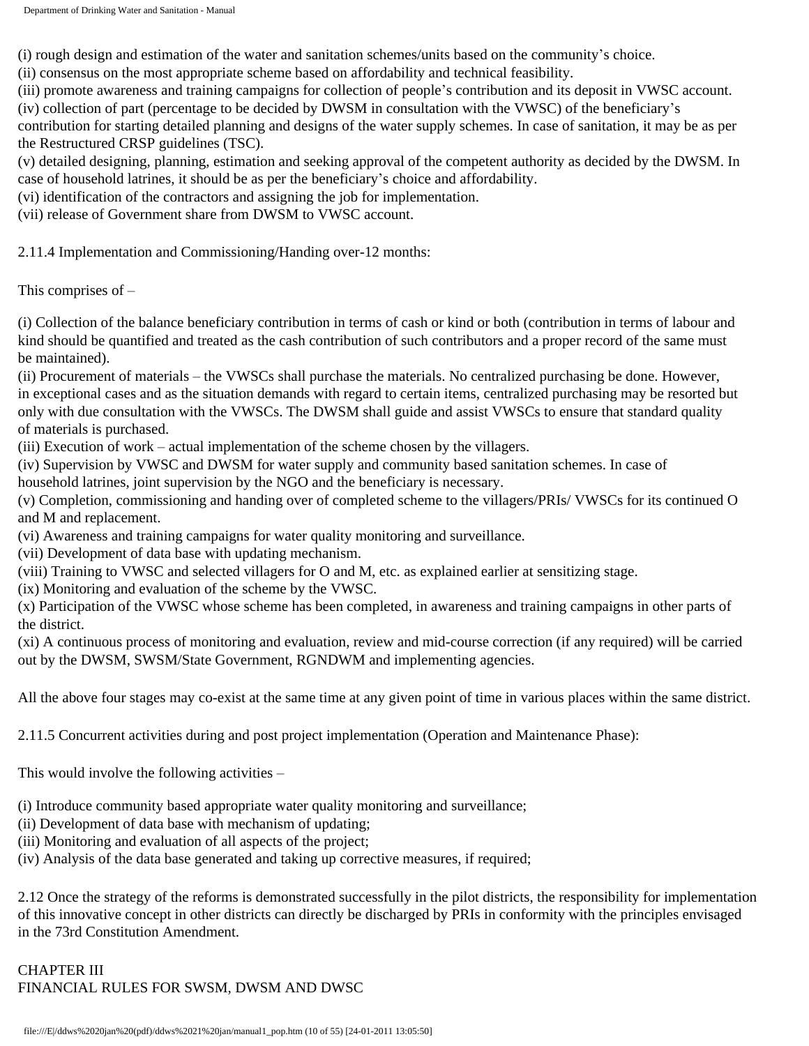(i) rough design and estimation of the water and sanitation schemes/units based on the community's choice.
(ii) consensus on the most appropriate scheme based on affordability and technical feasibility.
(iii) promote awareness and training campaigns for collection of people's contribution and its deposit in VWSC account.
(iv) collection of part (percentage to be decided by DWSM in consultation with the VWSC) of the beneficiary's contribution for starting detailed planning and designs of the water supply schemes. In case of sanitation, it may be as per the Restructured CRSP guidelines (TSC).
(v) detailed designing, planning, estimation and seeking approval of the competent authority as decided by the DWSM. In case of household latrines, it should be as per the beneficiary's choice and affordability.
(vi) identification of the contractors and assigning the job for implementation.
(vii) release of Government share from DWSM to VWSC account.

2.11.4 Implementation and Commissioning/Handing over-12 months:

This comprises of –

(i) Collection of the balance beneficiary contribution in terms of cash or kind or both (contribution in terms of labour and kind should be quantified and treated as the cash contribution of such contributors and a proper record of the same must be maintained).
(ii) Procurement of materials – the VWSCs shall purchase the materials. No centralized purchasing be done. However, in exceptional cases and as the situation demands with regard to certain items, centralized purchasing may be resorted but only with due consultation with the VWSCs. The DWSM shall guide and assist VWSCs to ensure that standard quality of materials is purchased.
(iii) Execution of work – actual implementation of the scheme chosen by the villagers.
(iv) Supervision by VWSC and DWSM for water supply and community based sanitation schemes. In case of household latrines, joint supervision by the NGO and the beneficiary is necessary.
(v) Completion, commissioning and handing over of completed scheme to the villagers/PRIs/ VWSCs for its continued O and M and replacement.
(vi) Awareness and training campaigns for water quality monitoring and surveillance.
(vii) Development of data base with updating mechanism.
(viii) Training to VWSC and selected villagers for O and M, etc. as explained earlier at sensitizing stage.
(ix) Monitoring and evaluation of the scheme by the VWSC.
(x) Participation of the VWSC whose scheme has been completed, in awareness and training campaigns in other parts of the district.
(xi) A continuous process of monitoring and evaluation, review and mid-course correction (if any required) will be carried out by the DWSM, SWSM/State Government, RGNDWM and implementing agencies.

All the above four stages may co-exist at the same time at any given point of time in various places within the same district.

2.11.5 Concurrent activities during and post project implementation (Operation and Maintenance Phase):

This would involve the following activities –

(i) Introduce community based appropriate water quality monitoring and surveillance;
(ii) Development of data base with mechanism of updating;
(iii) Monitoring and evaluation of all aspects of the project;
(iv) Analysis of the data base generated and taking up corrective measures, if required;

2.12 Once the strategy of the reforms is demonstrated successfully in the pilot districts, the responsibility for implementation of this innovative concept in other districts can directly be discharged by PRIs in conformity with the principles envisaged in the 73rd Constitution Amendment.

## CHAPTER III
## FINANCIAL RULES FOR SWSM, DWSM AND DWSC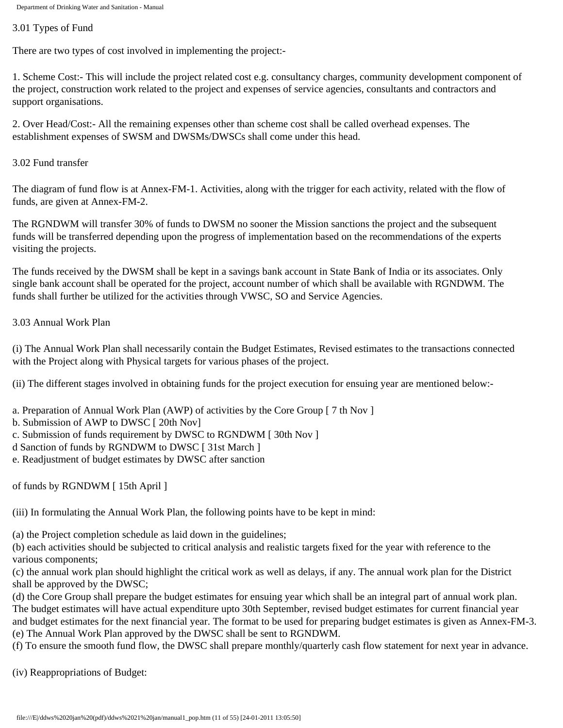## 3.01 Types of Fund

There are two types of cost involved in implementing the project:-

1. Scheme Cost:- This will include the project related cost e.g. consultancy charges, community development component of the project, construction work related to the project and expenses of service agencies, consultants and contractors and support organisations.

2. Over Head/Cost:- All the remaining expenses other than scheme cost shall be called overhead expenses. The establishment expenses of SWSM and DWSMs/DWSCs shall come under this head.

## 3.02 Fund transfer

The diagram of fund flow is at Annex-FM-1. Activities, along with the trigger for each activity, related with the flow of funds, are given at Annex-FM-2.

The RGNDWM will transfer 30% of funds to DWSM no sooner the Mission sanctions the project and the subsequent funds will be transferred depending upon the progress of implementation based on the recommendations of the experts visiting the projects.

The funds received by the DWSM shall be kept in a savings bank account in State Bank of India or its associates. Only single bank account shall be operated for the project, account number of which shall be available with RGNDWM. The funds shall further be utilized for the activities through VWSC, SO and Service Agencies.

## 3.03 Annual Work Plan

(i) The Annual Work Plan shall necessarily contain the Budget Estimates, Revised estimates to the transactions connected with the Project along with Physical targets for various phases of the project.

(ii) The different stages involved in obtaining funds for the project execution for ensuing year are mentioned below:-

a. Preparation of Annual Work Plan (AWP) of activities by the Core Group [ 7 th Nov ]
b. Submission of AWP to DWSC [ 20th Nov]
c. Submission of funds requirement by DWSC to RGNDWM [ 30th Nov ]
d Sanction of funds by RGNDWM to DWSC [ 31st March ]
e. Readjustment of budget estimates by DWSC after sanction

of funds by RGNDWM [ 15th April ]

(iii) In formulating the Annual Work Plan, the following points have to be kept in mind:

(a) the Project completion schedule as laid down in the guidelines;
(b) each activities should be subjected to critical analysis and realistic targets fixed for the year with reference to the various components;
(c) the annual work plan should highlight the critical work as well as delays, if any. The annual work plan for the District shall be approved by the DWSC;
(d) the Core Group shall prepare the budget estimates for ensuing year which shall be an integral part of annual work plan. The budget estimates will have actual expenditure upto 30th September, revised budget estimates for current financial year and budget estimates for the next financial year. The format to be used for preparing budget estimates is given as Annex-FM-3.
(e) The Annual Work Plan approved by the DWSC shall be sent to RGNDWM.
(f) To ensure the smooth fund flow, the DWSC shall prepare monthly/quarterly cash flow statement for next year in advance.

(iv) Reappropriations of Budget: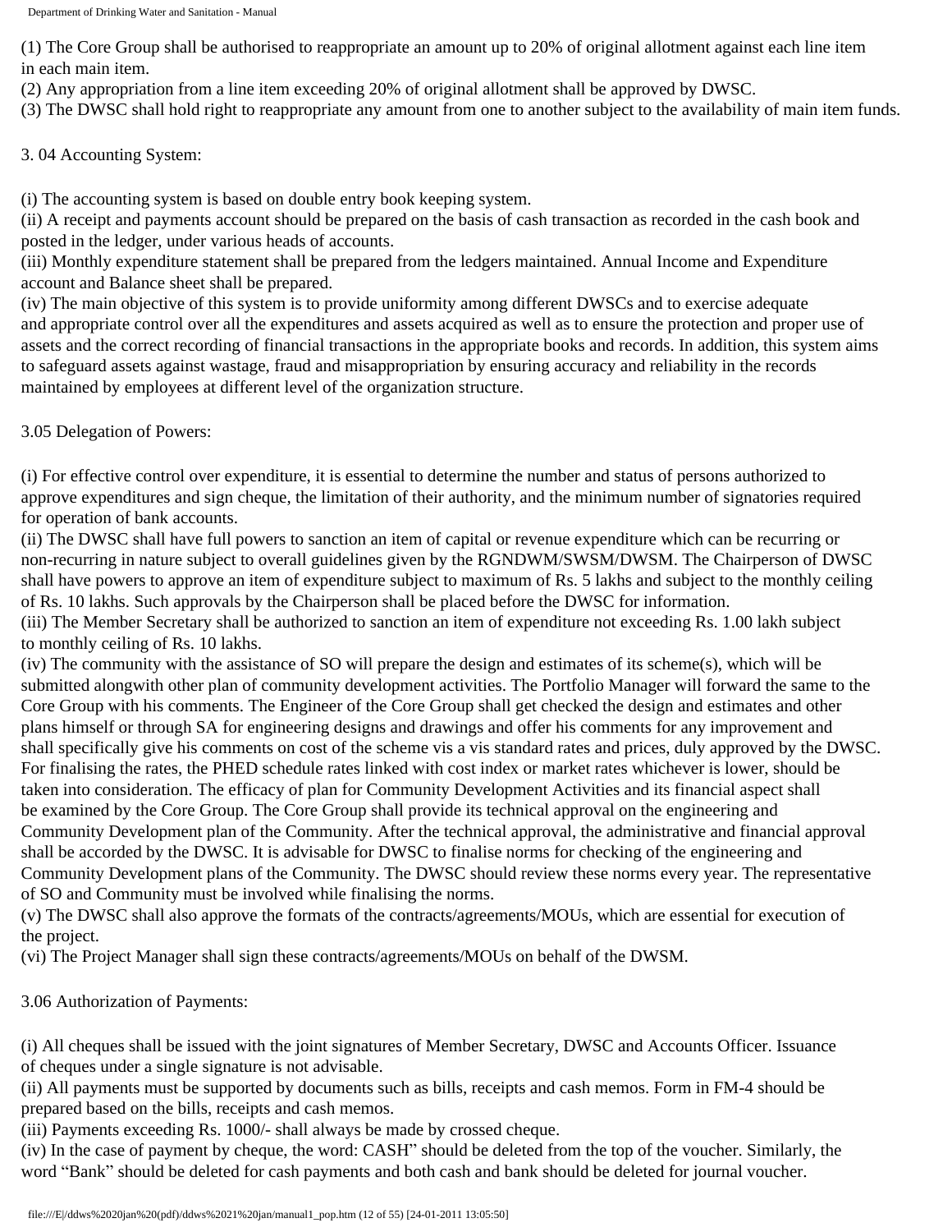(1) The Core Group shall be authorised to reappropriate an amount up to 20% of original allotment against each line item in each main item.

(2) Any appropriation from a line item exceeding 20% of original allotment shall be approved by DWSC.

(3) The DWSC shall hold right to reappropriate any amount from one to another subject to the availability of main item funds.

3. 04 Accounting System:

(i) The accounting system is based on double entry book keeping system.

(ii) A receipt and payments account should be prepared on the basis of cash transaction as recorded in the cash book and posted in the ledger, under various heads of accounts.

(iii) Monthly expenditure statement shall be prepared from the ledgers maintained. Annual Income and Expenditure account and Balance sheet shall be prepared.

(iv) The main objective of this system is to provide uniformity among different DWSCs and to exercise adequate and appropriate control over all the expenditures and assets acquired as well as to ensure the protection and proper use of assets and the correct recording of financial transactions in the appropriate books and records. In addition, this system aims to safeguard assets against wastage, fraud and misappropriation by ensuring accuracy and reliability in the records maintained by employees at different level of the organization structure.

3.05 Delegation of Powers:

(i) For effective control over expenditure, it is essential to determine the number and status of persons authorized to approve expenditures and sign cheque, the limitation of their authority, and the minimum number of signatories required for operation of bank accounts.

(ii) The DWSC shall have full powers to sanction an item of capital or revenue expenditure which can be recurring or non-recurring in nature subject to overall guidelines given by the RGNDWM/SWSM/DWSM. The Chairperson of DWSC shall have powers to approve an item of expenditure subject to maximum of Rs. 5 lakhs and subject to the monthly ceiling of Rs. 10 lakhs. Such approvals by the Chairperson shall be placed before the DWSC for information.

(iii) The Member Secretary shall be authorized to sanction an item of expenditure not exceeding Rs. 1.00 lakh subject to monthly ceiling of Rs. 10 lakhs.

(iv) The community with the assistance of SO will prepare the design and estimates of its scheme(s), which will be submitted alongwith other plan of community development activities. The Portfolio Manager will forward the same to the Core Group with his comments. The Engineer of the Core Group shall get checked the design and estimates and other plans himself or through SA for engineering designs and drawings and offer his comments for any improvement and shall specifically give his comments on cost of the scheme vis a vis standard rates and prices, duly approved by the DWSC. For finalising the rates, the PHED schedule rates linked with cost index or market rates whichever is lower, should be taken into consideration. The efficacy of plan for Community Development Activities and its financial aspect shall be examined by the Core Group. The Core Group shall provide its technical approval on the engineering and Community Development plan of the Community. After the technical approval, the administrative and financial approval shall be accorded by the DWSC. It is advisable for DWSC to finalise norms for checking of the engineering and Community Development plans of the Community. The DWSC should review these norms every year. The representative of SO and Community must be involved while finalising the norms.

(v) The DWSC shall also approve the formats of the contracts/agreements/MOUs, which are essential for execution of the project.

(vi) The Project Manager shall sign these contracts/agreements/MOUs on behalf of the DWSM.

3.06 Authorization of Payments:

(i) All cheques shall be issued with the joint signatures of Member Secretary, DWSC and Accounts Officer. Issuance of cheques under a single signature is not advisable.

(ii) All payments must be supported by documents such as bills, receipts and cash memos. Form in FM-4 should be prepared based on the bills, receipts and cash memos.

(iii) Payments exceeding Rs. 1000/- shall always be made by crossed cheque.

(iv) In the case of payment by cheque, the word: CASH" should be deleted from the top of the voucher. Similarly, the word "Bank" should be deleted for cash payments and both cash and bank should be deleted for journal voucher.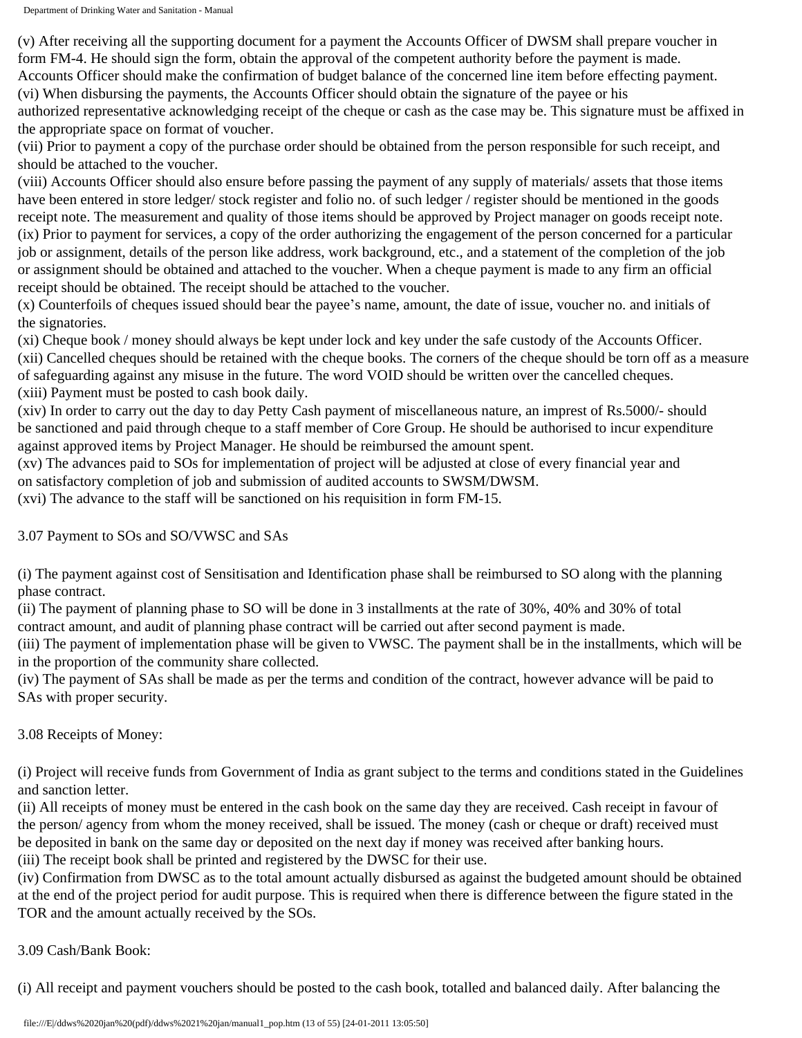(v) After receiving all the supporting document for a payment the Accounts Officer of DWSM shall prepare voucher in form FM-4. He should sign the form, obtain the approval of the competent authority before the payment is made. Accounts Officer should make the confirmation of budget balance of the concerned line item before effecting payment.

(vi) When disbursing the payments, the Accounts Officer should obtain the signature of the payee or his authorized representative acknowledging receipt of the cheque or cash as the case may be. This signature must be affixed in the appropriate space on format of voucher.

(vii) Prior to payment a copy of the purchase order should be obtained from the person responsible for such receipt, and should be attached to the voucher.

(viii) Accounts Officer should also ensure before passing the payment of any supply of materials/ assets that those items have been entered in store ledger/ stock register and folio no. of such ledger / register should be mentioned in the goods receipt note. The measurement and quality of those items should be approved by Project manager on goods receipt note.

(ix) Prior to payment for services, a copy of the order authorizing the engagement of the person concerned for a particular job or assignment, details of the person like address, work background, etc., and a statement of the completion of the job or assignment should be obtained and attached to the voucher. When a cheque payment is made to any firm an official receipt should be obtained. The receipt should be attached to the voucher.

(x) Counterfoils of cheques issued should bear the payee's name, amount, the date of issue, voucher no. and initials of the signatories.

(xi) Cheque book / money should always be kept under lock and key under the safe custody of the Accounts Officer.

(xii) Cancelled cheques should be retained with the cheque books. The corners of the cheque should be torn off as a measure of safeguarding against any misuse in the future. The word VOID should be written over the cancelled cheques.

(xiii) Payment must be posted to cash book daily.

(xiv) In order to carry out the day to day Petty Cash payment of miscellaneous nature, an imprest of Rs.5000/- should be sanctioned and paid through cheque to a staff member of Core Group. He should be authorised to incur expenditure against approved items by Project Manager. He should be reimbursed the amount spent.

(xv) The advances paid to SOs for implementation of project will be adjusted at close of every financial year and on satisfactory completion of job and submission of audited accounts to SWSM/DWSM.

(xvi) The advance to the staff will be sanctioned on his requisition in form FM-15.

3.07 Payment to SOs and SO/VWSC and SAs

(i) The payment against cost of Sensitisation and Identification phase shall be reimbursed to SO along with the planning phase contract.

(ii) The payment of planning phase to SO will be done in 3 installments at the rate of 30%, 40% and 30% of total contract amount, and audit of planning phase contract will be carried out after second payment is made.

(iii) The payment of implementation phase will be given to VWSC. The payment shall be in the installments, which will be in the proportion of the community share collected.

(iv) The payment of SAs shall be made as per the terms and condition of the contract, however advance will be paid to SAs with proper security.

3.08 Receipts of Money:

(i) Project will receive funds from Government of India as grant subject to the terms and conditions stated in the Guidelines and sanction letter.

(ii) All receipts of money must be entered in the cash book on the same day they are received. Cash receipt in favour of the person/ agency from whom the money received, shall be issued. The money (cash or cheque or draft) received must be deposited in bank on the same day or deposited on the next day if money was received after banking hours.

(iii) The receipt book shall be printed and registered by the DWSC for their use.

(iv) Confirmation from DWSC as to the total amount actually disbursed as against the budgeted amount should be obtained at the end of the project period for audit purpose. This is required when there is difference between the figure stated in the TOR and the amount actually received by the SOs.

3.09 Cash/Bank Book:

(i) All receipt and payment vouchers should be posted to the cash book, totalled and balanced daily. After balancing the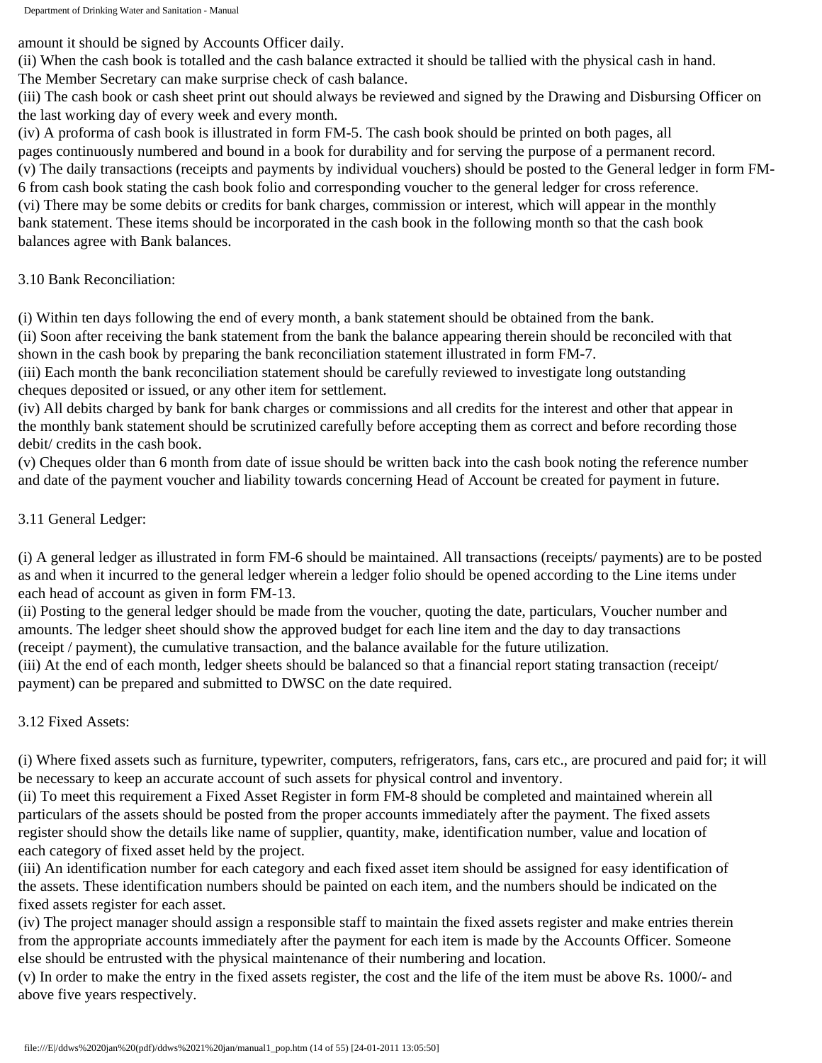amount it should be signed by Accounts Officer daily.

(ii) When the cash book is totalled and the cash balance extracted it should be tallied with the physical cash in hand. The Member Secretary can make surprise check of cash balance.

(iii) The cash book or cash sheet print out should always be reviewed and signed by the Drawing and Disbursing Officer on the last working day of every week and every month.

(iv) A proforma of cash book is illustrated in form FM-5. The cash book should be printed on both pages, all pages continuously numbered and bound in a book for durability and for serving the purpose of a permanent record.

(v) The daily transactions (receipts and payments by individual vouchers) should be posted to the General ledger in form FM-6 from cash book stating the cash book folio and corresponding voucher to the general ledger for cross reference.

(vi) There may be some debits or credits for bank charges, commission or interest, which will appear in the monthly bank statement. These items should be incorporated in the cash book in the following month so that the cash book balances agree with Bank balances.

3.10 Bank Reconciliation:

(i) Within ten days following the end of every month, a bank statement should be obtained from the bank.

(ii) Soon after receiving the bank statement from the bank the balance appearing therein should be reconciled with that shown in the cash book by preparing the bank reconciliation statement illustrated in form FM-7.

(iii) Each month the bank reconciliation statement should be carefully reviewed to investigate long outstanding cheques deposited or issued, or any other item for settlement.

(iv) All debits charged by bank for bank charges or commissions and all credits for the interest and other that appear in the monthly bank statement should be scrutinized carefully before accepting them as correct and before recording those debit/ credits in the cash book.

(v) Cheques older than 6 month from date of issue should be written back into the cash book noting the reference number and date of the payment voucher and liability towards concerning Head of Account be created for payment in future.

3.11 General Ledger:

(i) A general ledger as illustrated in form FM-6 should be maintained. All transactions (receipts/ payments) are to be posted as and when it incurred to the general ledger wherein a ledger folio should be opened according to the Line items under each head of account as given in form FM-13.

(ii) Posting to the general ledger should be made from the voucher, quoting the date, particulars, Voucher number and amounts. The ledger sheet should show the approved budget for each line item and the day to day transactions (receipt / payment), the cumulative transaction, and the balance available for the future utilization.

(iii) At the end of each month, ledger sheets should be balanced so that a financial report stating transaction (receipt/ payment) can be prepared and submitted to DWSC on the date required.

3.12 Fixed Assets:

(i) Where fixed assets such as furniture, typewriter, computers, refrigerators, fans, cars etc., are procured and paid for; it will be necessary to keep an accurate account of such assets for physical control and inventory.

(ii) To meet this requirement a Fixed Asset Register in form FM-8 should be completed and maintained wherein all particulars of the assets should be posted from the proper accounts immediately after the payment. The fixed assets register should show the details like name of supplier, quantity, make, identification number, value and location of each category of fixed asset held by the project.

(iii) An identification number for each category and each fixed asset item should be assigned for easy identification of the assets. These identification numbers should be painted on each item, and the numbers should be indicated on the fixed assets register for each asset.

(iv) The project manager should assign a responsible staff to maintain the fixed assets register and make entries therein from the appropriate accounts immediately after the payment for each item is made by the Accounts Officer. Someone else should be entrusted with the physical maintenance of their numbering and location.

(v) In order to make the entry in the fixed assets register, the cost and the life of the item must be above Rs. 1000/- and above five years respectively.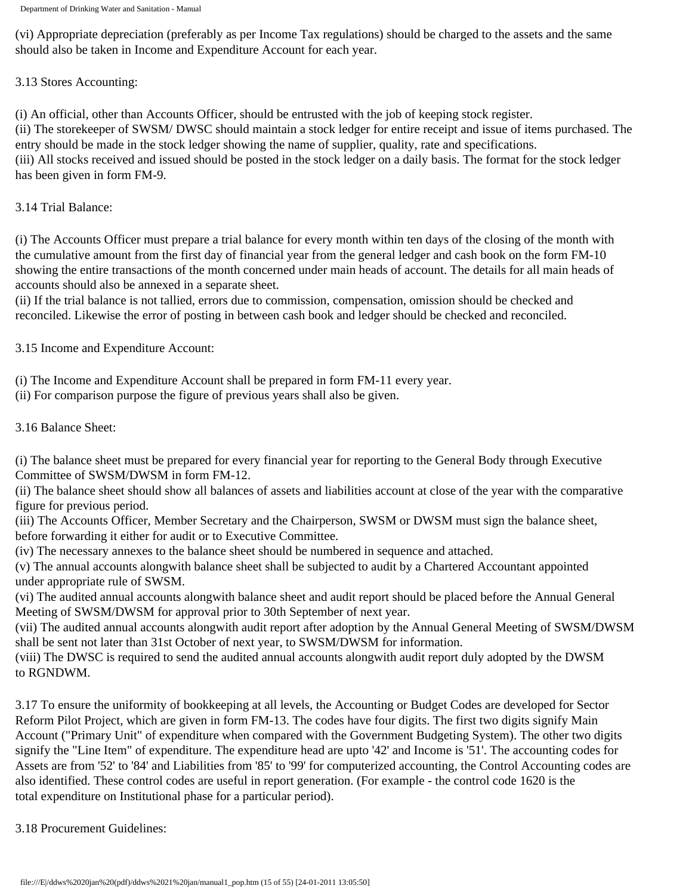(vi) Appropriate depreciation (preferably as per Income Tax regulations) should be charged to the assets and the same should also be taken in Income and Expenditure Account for each year.

3.13 Stores Accounting:

(i) An official, other than Accounts Officer, should be entrusted with the job of keeping stock register.
(ii) The storekeeper of SWSM/ DWSC should maintain a stock ledger for entire receipt and issue of items purchased. The entry should be made in the stock ledger showing the name of supplier, quality, rate and specifications.
(iii) All stocks received and issued should be posted in the stock ledger on a daily basis. The format for the stock ledger has been given in form FM-9.

3.14 Trial Balance:

(i) The Accounts Officer must prepare a trial balance for every month within ten days of the closing of the month with the cumulative amount from the first day of financial year from the general ledger and cash book on the form FM-10 showing the entire transactions of the month concerned under main heads of account. The details for all main heads of accounts should also be annexed in a separate sheet.
(ii) If the trial balance is not tallied, errors due to commission, compensation, omission should be checked and reconciled. Likewise the error of posting in between cash book and ledger should be checked and reconciled.

3.15 Income and Expenditure Account:

(i) The Income and Expenditure Account shall be prepared in form FM-11 every year.
(ii) For comparison purpose the figure of previous years shall also be given.

3.16 Balance Sheet:

(i) The balance sheet must be prepared for every financial year for reporting to the General Body through Executive Committee of SWSM/DWSM in form FM-12.
(ii) The balance sheet should show all balances of assets and liabilities account at close of the year with the comparative figure for previous period.
(iii) The Accounts Officer, Member Secretary and the Chairperson, SWSM or DWSM must sign the balance sheet, before forwarding it either for audit or to Executive Committee.
(iv) The necessary annexes to the balance sheet should be numbered in sequence and attached.
(v) The annual accounts alongwith balance sheet shall be subjected to audit by a Chartered Accountant appointed under appropriate rule of SWSM.
(vi) The audited annual accounts alongwith balance sheet and audit report should be placed before the Annual General Meeting of SWSM/DWSM for approval prior to 30th September of next year.
(vii) The audited annual accounts alongwith audit report after adoption by the Annual General Meeting of SWSM/DWSM shall be sent not later than 31st October of next year, to SWSM/DWSM for information.
(viii) The DWSC is required to send the audited annual accounts alongwith audit report duly adopted by the DWSM to RGNDWM.

3.17 To ensure the uniformity of bookkeeping at all levels, the Accounting or Budget Codes are developed for Sector Reform Pilot Project, which are given in form FM-13. The codes have four digits. The first two digits signify Main Account ("Primary Unit" of expenditure when compared with the Government Budgeting System). The other two digits signify the "Line Item" of expenditure. The expenditure head are upto '42' and Income is '51'. The accounting codes for Assets are from '52' to '84' and Liabilities from '85' to '99' for computerized accounting, the Control Accounting codes are also identified. These control codes are useful in report generation. (For example - the control code 1620 is the total expenditure on Institutional phase for a particular period).

3.18 Procurement Guidelines: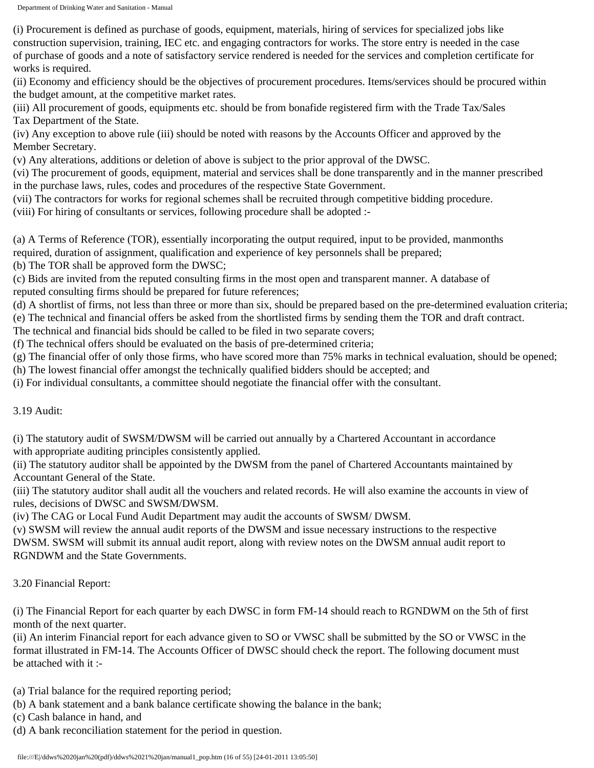(i) Procurement is defined as purchase of goods, equipment, materials, hiring of services for specialized jobs like construction supervision, training, IEC etc. and engaging contractors for works. The store entry is needed in the case of purchase of goods and a note of satisfactory service rendered is needed for the services and completion certificate for works is required.

(ii) Economy and efficiency should be the objectives of procurement procedures. Items/services should be procured within the budget amount, at the competitive market rates.

(iii) All procurement of goods, equipments etc. should be from bonafide registered firm with the Trade Tax/Sales Tax Department of the State.

(iv) Any exception to above rule (iii) should be noted with reasons by the Accounts Officer and approved by the Member Secretary.

(v) Any alterations, additions or deletion of above is subject to the prior approval of the DWSC.

(vi) The procurement of goods, equipment, material and services shall be done transparently and in the manner prescribed in the purchase laws, rules, codes and procedures of the respective State Government.

(vii) The contractors for works for regional schemes shall be recruited through competitive bidding procedure.

(viii) For hiring of consultants or services, following procedure shall be adopted :-

(a) A Terms of Reference (TOR), essentially incorporating the output required, input to be provided, manmonths required, duration of assignment, qualification and experience of key personnels shall be prepared;

(b) The TOR shall be approved form the DWSC;

(c) Bids are invited from the reputed consulting firms in the most open and transparent manner. A database of reputed consulting firms should be prepared for future references;

(d) A shortlist of firms, not less than three or more than six, should be prepared based on the pre-determined evaluation criteria;

(e) The technical and financial offers be asked from the shortlisted firms by sending them the TOR and draft contract. The technical and financial bids should be called to be filed in two separate covers;

(f) The technical offers should be evaluated on the basis of pre-determined criteria;

(g) The financial offer of only those firms, who have scored more than 75% marks in technical evaluation, should be opened;

(h) The lowest financial offer amongst the technically qualified bidders should be accepted; and

(i) For individual consultants, a committee should negotiate the financial offer with the consultant.

3.19 Audit:

(i) The statutory audit of SWSM/DWSM will be carried out annually by a Chartered Accountant in accordance with appropriate auditing principles consistently applied.

(ii) The statutory auditor shall be appointed by the DWSM from the panel of Chartered Accountants maintained by Accountant General of the State.

(iii) The statutory auditor shall audit all the vouchers and related records. He will also examine the accounts in view of rules, decisions of DWSC and SWSM/DWSM.

(iv) The CAG or Local Fund Audit Department may audit the accounts of SWSM/ DWSM.

(v) SWSM will review the annual audit reports of the DWSM and issue necessary instructions to the respective DWSM. SWSM will submit its annual audit report, along with review notes on the DWSM annual audit report to RGNDWM and the State Governments.

3.20 Financial Report:

(i) The Financial Report for each quarter by each DWSC in form FM-14 should reach to RGNDWM on the 5th of first month of the next quarter.

(ii) An interim Financial report for each advance given to SO or VWSC shall be submitted by the SO or VWSC in the format illustrated in FM-14. The Accounts Officer of DWSC should check the report. The following document must be attached with it :-

(a) Trial balance for the required reporting period;

(b) A bank statement and a bank balance certificate showing the balance in the bank;

(c) Cash balance in hand, and

(d) A bank reconciliation statement for the period in question.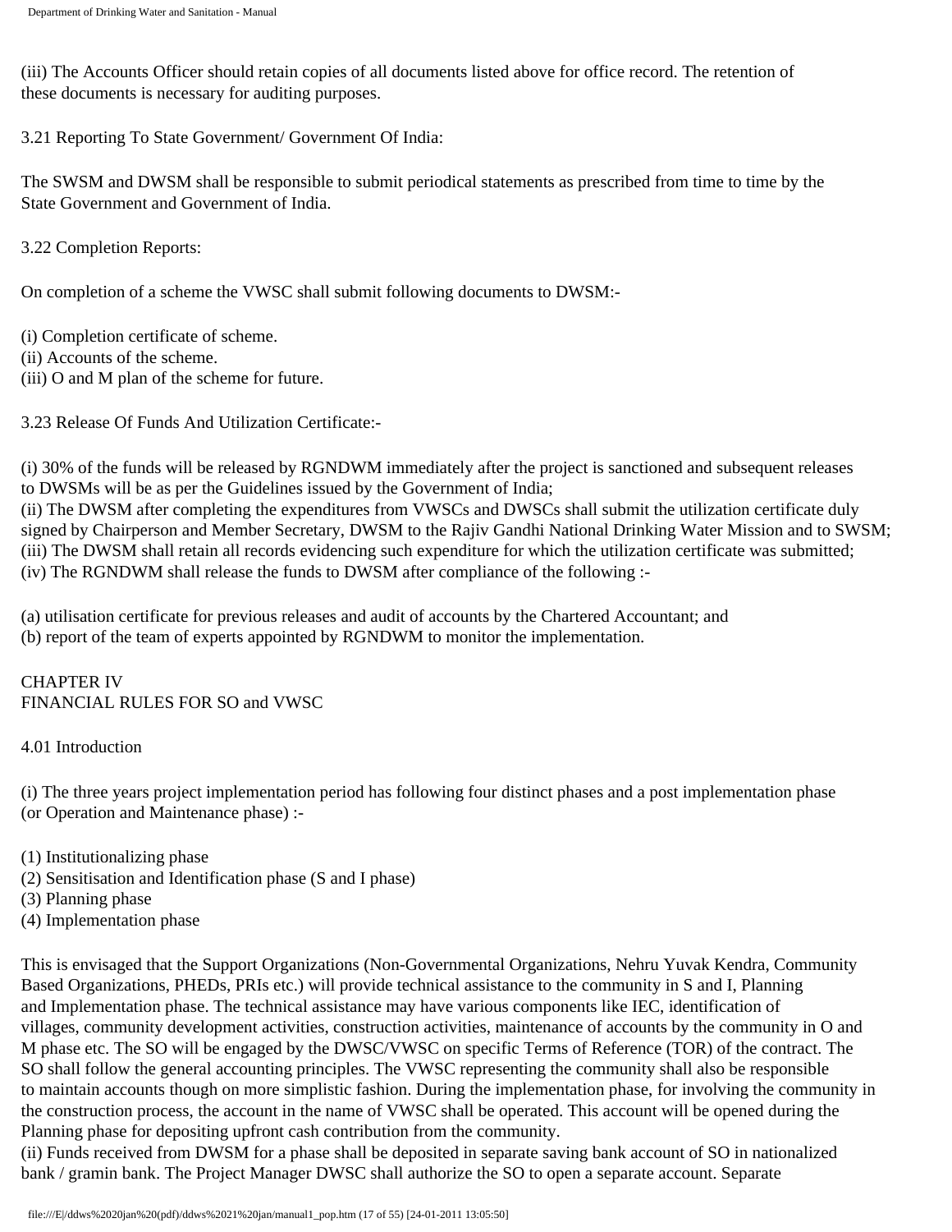(iii) The Accounts Officer should retain copies of all documents listed above for office record. The retention of these documents is necessary for auditing purposes.

3.21 Reporting To State Government/ Government Of India:

The SWSM and DWSM shall be responsible to submit periodical statements as prescribed from time to time by the State Government and Government of India.

3.22 Completion Reports:

On completion of a scheme the VWSC shall submit following documents to DWSM:-

(i) Completion certificate of scheme.
(ii) Accounts of the scheme.
(iii) O and M plan of the scheme for future.

3.23 Release Of Funds And Utilization Certificate:-

(i) 30% of the funds will be released by RGNDWM immediately after the project is sanctioned and subsequent releases to DWSMs will be as per the Guidelines issued by the Government of India;
(ii) The DWSM after completing the expenditures from VWSCs and DWSCs shall submit the utilization certificate duly signed by Chairperson and Member Secretary, DWSM to the Rajiv Gandhi National Drinking Water Mission and to SWSM;
(iii) The DWSM shall retain all records evidencing such expenditure for which the utilization certificate was submitted;
(iv) The RGNDWM shall release the funds to DWSM after compliance of the following :-

(a) utilisation certificate for previous releases and audit of accounts by the Chartered Accountant; and
(b) report of the team of experts appointed by RGNDWM to monitor the implementation.

## CHAPTER IV
## FINANCIAL RULES FOR SO and VWSC

4.01 Introduction

(i) The three years project implementation period has following four distinct phases and a post implementation phase (or Operation and Maintenance phase) :-

(1) Institutionalizing phase
(2) Sensitisation and Identification phase (S and I phase)
(3) Planning phase
(4) Implementation phase

This is envisaged that the Support Organizations (Non-Governmental Organizations, Nehru Yuvak Kendra, Community Based Organizations, PHEDs, PRIs etc.) will provide technical assistance to the community in S and I, Planning and Implementation phase. The technical assistance may have various components like IEC, identification of villages, community development activities, construction activities, maintenance of accounts by the community in O and M phase etc. The SO will be engaged by the DWSC/VWSC on specific Terms of Reference (TOR) of the contract. The SO shall follow the general accounting principles. The VWSC representing the community shall also be responsible to maintain accounts though on more simplistic fashion. During the implementation phase, for involving the community in the construction process, the account in the name of VWSC shall be operated. This account will be opened during the Planning phase for depositing upfront cash contribution from the community.
(ii) Funds received from DWSM for a phase shall be deposited in separate saving bank account of SO in nationalized bank / gramin bank. The Project Manager DWSC shall authorize the SO to open a separate account. Separate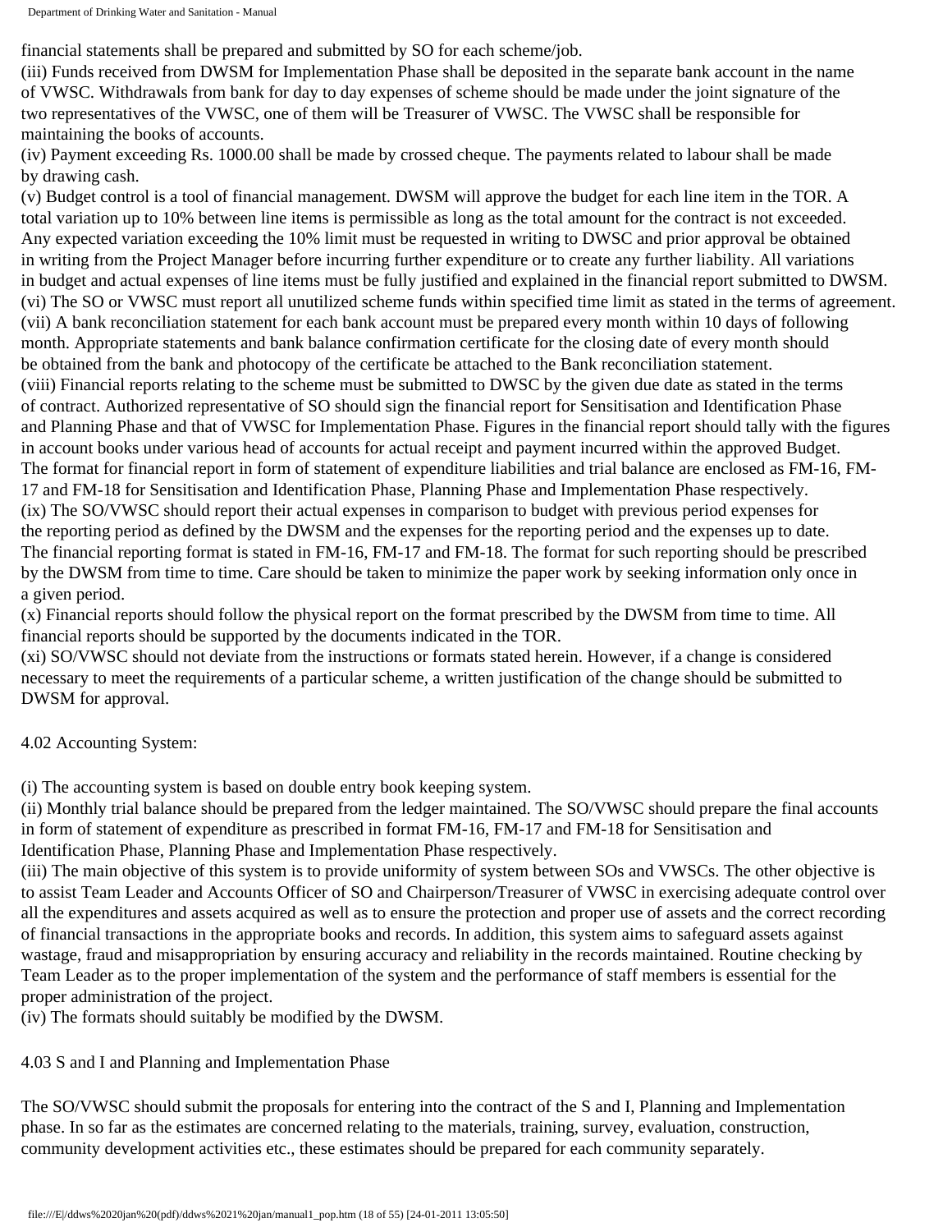financial statements shall be prepared and submitted by SO for each scheme/job.

(iii) Funds received from DWSM for Implementation Phase shall be deposited in the separate bank account in the name of VWSC. Withdrawals from bank for day to day expenses of scheme should be made under the joint signature of the two representatives of the VWSC, one of them will be Treasurer of VWSC. The VWSC shall be responsible for maintaining the books of accounts.

(iv) Payment exceeding Rs. 1000.00 shall be made by crossed cheque. The payments related to labour shall be made by drawing cash.

(v) Budget control is a tool of financial management. DWSM will approve the budget for each line item in the TOR. A total variation up to 10% between line items is permissible as long as the total amount for the contract is not exceeded. Any expected variation exceeding the 10% limit must be requested in writing to DWSC and prior approval be obtained in writing from the Project Manager before incurring further expenditure or to create any further liability. All variations in budget and actual expenses of line items must be fully justified and explained in the financial report submitted to DWSM.

(vi) The SO or VWSC must report all unutilized scheme funds within specified time limit as stated in the terms of agreement.

(vii) A bank reconciliation statement for each bank account must be prepared every month within 10 days of following month. Appropriate statements and bank balance confirmation certificate for the closing date of every month should be obtained from the bank and photocopy of the certificate be attached to the Bank reconciliation statement.

(viii) Financial reports relating to the scheme must be submitted to DWSC by the given due date as stated in the terms of contract. Authorized representative of SO should sign the financial report for Sensitisation and Identification Phase and Planning Phase and that of VWSC for Implementation Phase. Figures in the financial report should tally with the figures in account books under various head of accounts for actual receipt and payment incurred within the approved Budget. The format for financial report in form of statement of expenditure liabilities and trial balance are enclosed as FM-16, FM-17 and FM-18 for Sensitisation and Identification Phase, Planning Phase and Implementation Phase respectively.

(ix) The SO/VWSC should report their actual expenses in comparison to budget with previous period expenses for the reporting period as defined by the DWSM and the expenses for the reporting period and the expenses up to date. The financial reporting format is stated in FM-16, FM-17 and FM-18. The format for such reporting should be prescribed by the DWSM from time to time. Care should be taken to minimize the paper work by seeking information only once in a given period.

(x) Financial reports should follow the physical report on the format prescribed by the DWSM from time to time. All financial reports should be supported by the documents indicated in the TOR.

(xi) SO/VWSC should not deviate from the instructions or formats stated herein. However, if a change is considered necessary to meet the requirements of a particular scheme, a written justification of the change should be submitted to DWSM for approval.

4.02 Accounting System:

(i) The accounting system is based on double entry book keeping system.

(ii) Monthly trial balance should be prepared from the ledger maintained. The SO/VWSC should prepare the final accounts in form of statement of expenditure as prescribed in format FM-16, FM-17 and FM-18 for Sensitisation and Identification Phase, Planning Phase and Implementation Phase respectively.

(iii) The main objective of this system is to provide uniformity of system between SOs and VWSCs. The other objective is to assist Team Leader and Accounts Officer of SO and Chairperson/Treasurer of VWSC in exercising adequate control over all the expenditures and assets acquired as well as to ensure the protection and proper use of assets and the correct recording of financial transactions in the appropriate books and records. In addition, this system aims to safeguard assets against wastage, fraud and misappropriation by ensuring accuracy and reliability in the records maintained. Routine checking by Team Leader as to the proper implementation of the system and the performance of staff members is essential for the proper administration of the project.

(iv) The formats should suitably be modified by the DWSM.

4.03 S and I and Planning and Implementation Phase

The SO/VWSC should submit the proposals for entering into the contract of the S and I, Planning and Implementation phase. In so far as the estimates are concerned relating to the materials, training, survey, evaluation, construction, community development activities etc., these estimates should be prepared for each community separately.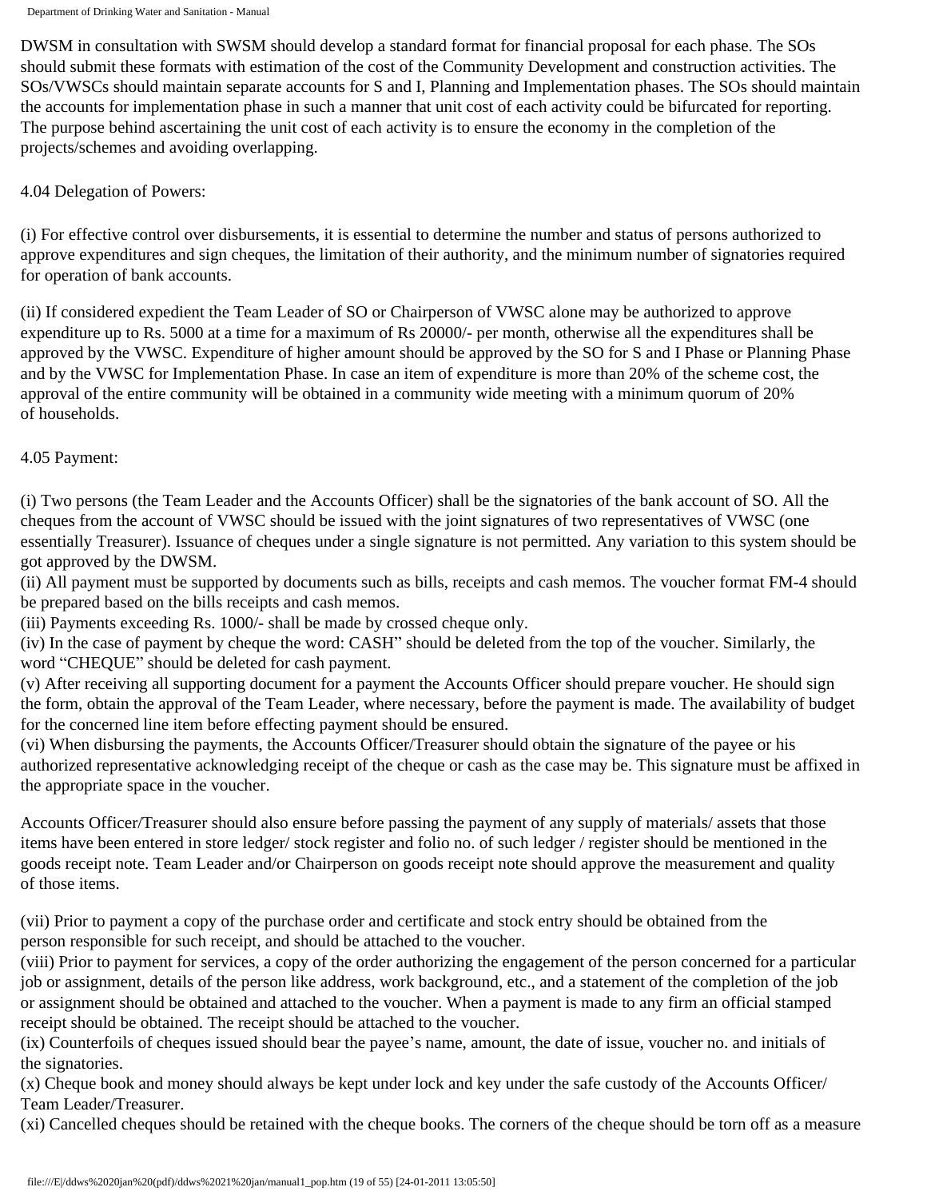DWSM in consultation with SWSM should develop a standard format for financial proposal for each phase. The SOs should submit these formats with estimation of the cost of the Community Development and construction activities. The SOs/VWSCs should maintain separate accounts for S and I, Planning and Implementation phases. The SOs should maintain the accounts for implementation phase in such a manner that unit cost of each activity could be bifurcated for reporting. The purpose behind ascertaining the unit cost of each activity is to ensure the economy in the completion of the projects/schemes and avoiding overlapping.

4.04 Delegation of Powers:

(i) For effective control over disbursements, it is essential to determine the number and status of persons authorized to approve expenditures and sign cheques, the limitation of their authority, and the minimum number of signatories required for operation of bank accounts.

(ii) If considered expedient the Team Leader of SO or Chairperson of VWSC alone may be authorized to approve expenditure up to Rs. 5000 at a time for a maximum of Rs 20000/- per month, otherwise all the expenditures shall be approved by the VWSC. Expenditure of higher amount should be approved by the SO for S and I Phase or Planning Phase and by the VWSC for Implementation Phase. In case an item of expenditure is more than 20% of the scheme cost, the approval of the entire community will be obtained in a community wide meeting with a minimum quorum of 20% of households.

4.05 Payment:

(i) Two persons (the Team Leader and the Accounts Officer) shall be the signatories of the bank account of SO. All the cheques from the account of VWSC should be issued with the joint signatures of two representatives of VWSC (one essentially Treasurer). Issuance of cheques under a single signature is not permitted. Any variation to this system should be got approved by the DWSM.
(ii) All payment must be supported by documents such as bills, receipts and cash memos. The voucher format FM-4 should be prepared based on the bills receipts and cash memos.
(iii) Payments exceeding Rs. 1000/- shall be made by crossed cheque only.
(iv) In the case of payment by cheque the word: CASH" should be deleted from the top of the voucher. Similarly, the word "CHEQUE" should be deleted for cash payment.
(v) After receiving all supporting document for a payment the Accounts Officer should prepare voucher. He should sign the form, obtain the approval of the Team Leader, where necessary, before the payment is made. The availability of budget for the concerned line item before effecting payment should be ensured.
(vi) When disbursing the payments, the Accounts Officer/Treasurer should obtain the signature of the payee or his authorized representative acknowledging receipt of the cheque or cash as the case may be. This signature must be affixed in the appropriate space in the voucher.

Accounts Officer/Treasurer should also ensure before passing the payment of any supply of materials/ assets that those items have been entered in store ledger/ stock register and folio no. of such ledger / register should be mentioned in the goods receipt note. Team Leader and/or Chairperson on goods receipt note should approve the measurement and quality of those items.

(vii) Prior to payment a copy of the purchase order and certificate and stock entry should be obtained from the person responsible for such receipt, and should be attached to the voucher.
(viii) Prior to payment for services, a copy of the order authorizing the engagement of the person concerned for a particular job or assignment, details of the person like address, work background, etc., and a statement of the completion of the job or assignment should be obtained and attached to the voucher. When a payment is made to any firm an official stamped receipt should be obtained. The receipt should be attached to the voucher.
(ix) Counterfoils of cheques issued should bear the payee's name, amount, the date of issue, voucher no. and initials of the signatories.
(x) Cheque book and money should always be kept under lock and key under the safe custody of the Accounts Officer/ Team Leader/Treasurer.
(xi) Cancelled cheques should be retained with the cheque books. The corners of the cheque should be torn off as a measure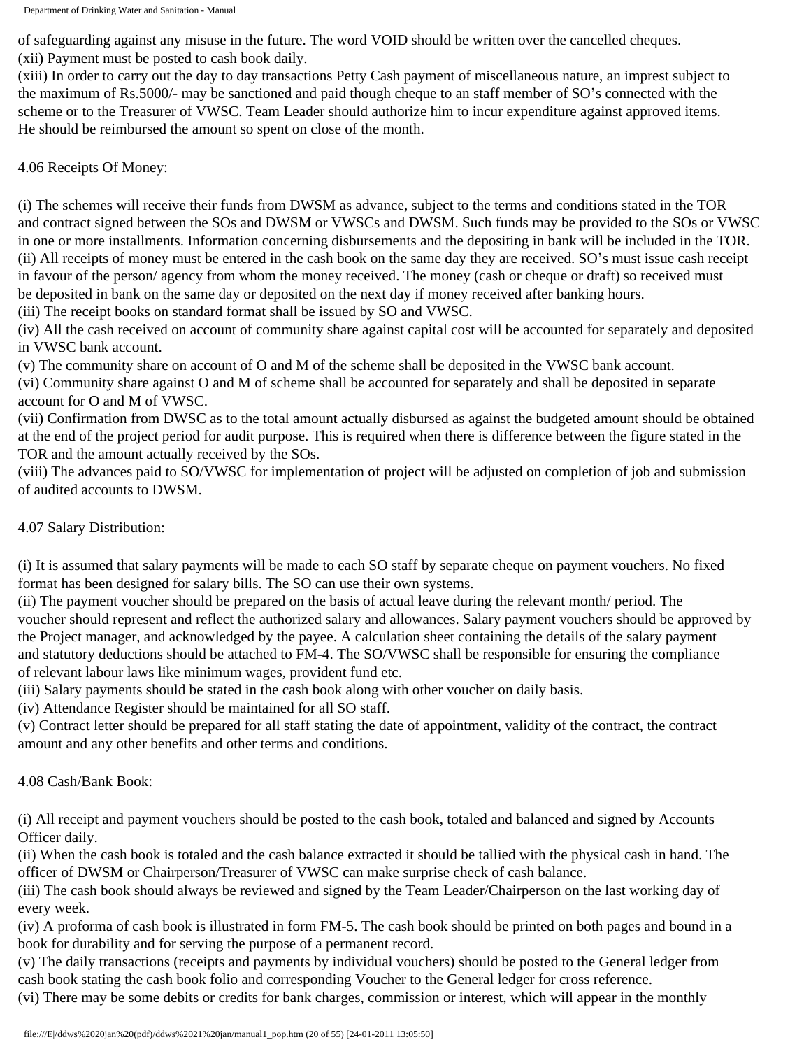of safeguarding against any misuse in the future. The word VOID should be written over the cancelled cheques.

(xii) Payment must be posted to cash book daily.

(xiii) In order to carry out the day to day transactions Petty Cash payment of miscellaneous nature, an imprest subject to the maximum of Rs.5000/- may be sanctioned and paid though cheque to an staff member of SO's connected with the scheme or to the Treasurer of VWSC. Team Leader should authorize him to incur expenditure against approved items. He should be reimbursed the amount so spent on close of the month.

4.06 Receipts Of Money:

(i) The schemes will receive their funds from DWSM as advance, subject to the terms and conditions stated in the TOR and contract signed between the SOs and DWSM or VWSCs and DWSM. Such funds may be provided to the SOs or VWSC in one or more installments. Information concerning disbursements and the depositing in bank will be included in the TOR.

(ii) All receipts of money must be entered in the cash book on the same day they are received. SO's must issue cash receipt in favour of the person/ agency from whom the money received. The money (cash or cheque or draft) so received must be deposited in bank on the same day or deposited on the next day if money received after banking hours.

(iii) The receipt books on standard format shall be issued by SO and VWSC.

(iv) All the cash received on account of community share against capital cost will be accounted for separately and deposited in VWSC bank account.

(v) The community share on account of O and M of the scheme shall be deposited in the VWSC bank account.

(vi) Community share against O and M of scheme shall be accounted for separately and shall be deposited in separate account for O and M of VWSC.

(vii) Confirmation from DWSC as to the total amount actually disbursed as against the budgeted amount should be obtained at the end of the project period for audit purpose. This is required when there is difference between the figure stated in the TOR and the amount actually received by the SOs.

(viii) The advances paid to SO/VWSC for implementation of project will be adjusted on completion of job and submission of audited accounts to DWSM.

4.07 Salary Distribution:

(i) It is assumed that salary payments will be made to each SO staff by separate cheque on payment vouchers. No fixed format has been designed for salary bills. The SO can use their own systems.

(ii) The payment voucher should be prepared on the basis of actual leave during the relevant month/ period. The voucher should represent and reflect the authorized salary and allowances. Salary payment vouchers should be approved by the Project manager, and acknowledged by the payee. A calculation sheet containing the details of the salary payment and statutory deductions should be attached to FM-4. The SO/VWSC shall be responsible for ensuring the compliance of relevant labour laws like minimum wages, provident fund etc.

(iii) Salary payments should be stated in the cash book along with other voucher on daily basis.

(iv) Attendance Register should be maintained for all SO staff.

(v) Contract letter should be prepared for all staff stating the date of appointment, validity of the contract, the contract amount and any other benefits and other terms and conditions.

4.08 Cash/Bank Book:

(i) All receipt and payment vouchers should be posted to the cash book, totaled and balanced and signed by Accounts Officer daily.

(ii) When the cash book is totaled and the cash balance extracted it should be tallied with the physical cash in hand. The officer of DWSM or Chairperson/Treasurer of VWSC can make surprise check of cash balance.

(iii) The cash book should always be reviewed and signed by the Team Leader/Chairperson on the last working day of every week.

(iv) A proforma of cash book is illustrated in form FM-5. The cash book should be printed on both pages and bound in a book for durability and for serving the purpose of a permanent record.

(v) The daily transactions (receipts and payments by individual vouchers) should be posted to the General ledger from cash book stating the cash book folio and corresponding Voucher to the General ledger for cross reference.

(vi) There may be some debits or credits for bank charges, commission or interest, which will appear in the monthly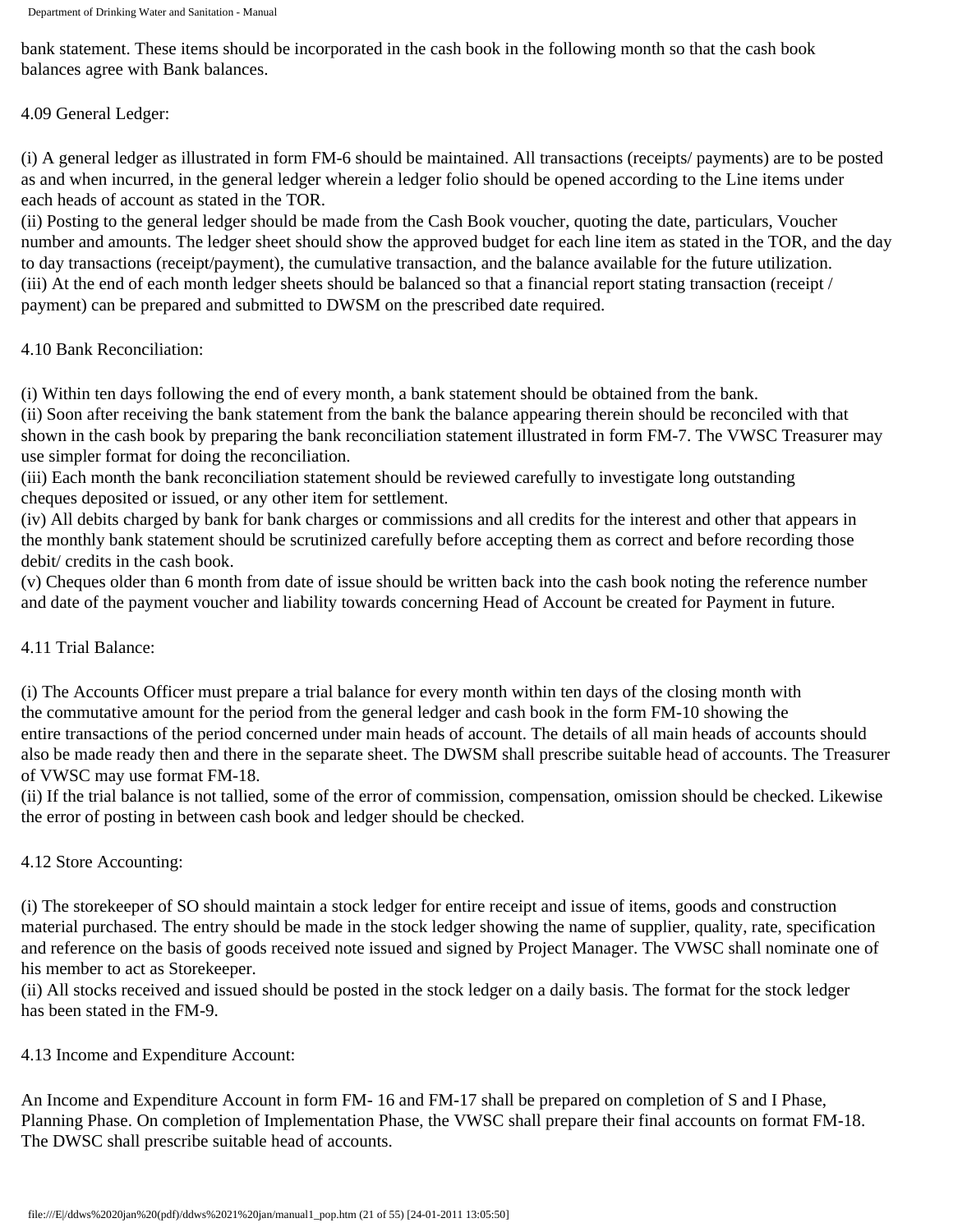bank statement. These items should be incorporated in the cash book in the following month so that the cash book balances agree with Bank balances.

4.09 General Ledger:

(i) A general ledger as illustrated in form FM-6 should be maintained. All transactions (receipts/ payments) are to be posted as and when incurred, in the general ledger wherein a ledger folio should be opened according to the Line items under each heads of account as stated in the TOR.
(ii) Posting to the general ledger should be made from the Cash Book voucher, quoting the date, particulars, Voucher number and amounts. The ledger sheet should show the approved budget for each line item as stated in the TOR, and the day to day transactions (receipt/payment), the cumulative transaction, and the balance available for the future utilization.
(iii) At the end of each month ledger sheets should be balanced so that a financial report stating transaction (receipt / payment) can be prepared and submitted to DWSM on the prescribed date required.

4.10 Bank Reconciliation:

(i) Within ten days following the end of every month, a bank statement should be obtained from the bank.
(ii) Soon after receiving the bank statement from the bank the balance appearing therein should be reconciled with that shown in the cash book by preparing the bank reconciliation statement illustrated in form FM-7. The VWSC Treasurer may use simpler format for doing the reconciliation.
(iii) Each month the bank reconciliation statement should be reviewed carefully to investigate long outstanding cheques deposited or issued, or any other item for settlement.
(iv) All debits charged by bank for bank charges or commissions and all credits for the interest and other that appears in the monthly bank statement should be scrutinized carefully before accepting them as correct and before recording those debit/ credits in the cash book.
(v) Cheques older than 6 month from date of issue should be written back into the cash book noting the reference number and date of the payment voucher and liability towards concerning Head of Account be created for Payment in future.

4.11 Trial Balance:

(i) The Accounts Officer must prepare a trial balance for every month within ten days of the closing month with the commutative amount for the period from the general ledger and cash book in the form FM-10 showing the entire transactions of the period concerned under main heads of account. The details of all main heads of accounts should also be made ready then and there in the separate sheet. The DWSM shall prescribe suitable head of accounts. The Treasurer of VWSC may use format FM-18.
(ii) If the trial balance is not tallied, some of the error of commission, compensation, omission should be checked. Likewise the error of posting in between cash book and ledger should be checked.

4.12 Store Accounting:

(i) The storekeeper of SO should maintain a stock ledger for entire receipt and issue of items, goods and construction material purchased. The entry should be made in the stock ledger showing the name of supplier, quality, rate, specification and reference on the basis of goods received note issued and signed by Project Manager. The VWSC shall nominate one of his member to act as Storekeeper.
(ii) All stocks received and issued should be posted in the stock ledger on a daily basis. The format for the stock ledger has been stated in the FM-9.

4.13 Income and Expenditure Account:

An Income and Expenditure Account in form FM- 16 and FM-17 shall be prepared on completion of S and I Phase, Planning Phase. On completion of Implementation Phase, the VWSC shall prepare their final accounts on format FM-18. The DWSC shall prescribe suitable head of accounts.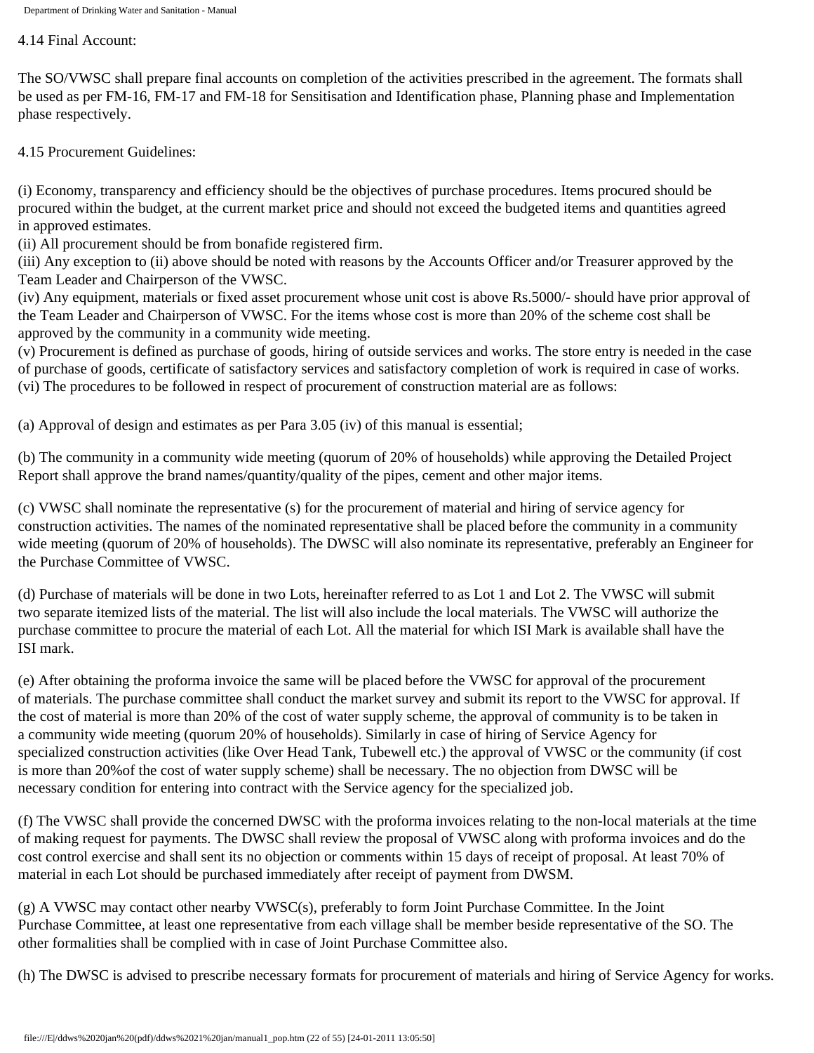### 4.14 Final Account:

The SO/VWSC shall prepare final accounts on completion of the activities prescribed in the agreement. The formats shall be used as per FM-16, FM-17 and FM-18 for Sensitisation and Identification phase, Planning phase and Implementation phase respectively.

### 4.15 Procurement Guidelines:

(i) Economy, transparency and efficiency should be the objectives of purchase procedures. Items procured should be procured within the budget, at the current market price and should not exceed the budgeted items and quantities agreed in approved estimates.
(ii) All procurement should be from bonafide registered firm.
(iii) Any exception to (ii) above should be noted with reasons by the Accounts Officer and/or Treasurer approved by the Team Leader and Chairperson of the VWSC.
(iv) Any equipment, materials or fixed asset procurement whose unit cost is above Rs.5000/- should have prior approval of the Team Leader and Chairperson of VWSC. For the items whose cost is more than 20% of the scheme cost shall be approved by the community in a community wide meeting.
(v) Procurement is defined as purchase of goods, hiring of outside services and works. The store entry is needed in the case of purchase of goods, certificate of satisfactory services and satisfactory completion of work is required in case of works.
(vi) The procedures to be followed in respect of procurement of construction material are as follows:

(a) Approval of design and estimates as per Para 3.05 (iv) of this manual is essential;

(b) The community in a community wide meeting (quorum of 20% of households) while approving the Detailed Project Report shall approve the brand names/quantity/quality of the pipes, cement and other major items.

(c) VWSC shall nominate the representative (s) for the procurement of material and hiring of service agency for construction activities. The names of the nominated representative shall be placed before the community in a community wide meeting (quorum of 20% of households). The DWSC will also nominate its representative, preferably an Engineer for the Purchase Committee of VWSC.

(d) Purchase of materials will be done in two Lots, hereinafter referred to as Lot 1 and Lot 2. The VWSC will submit two separate itemized lists of the material. The list will also include the local materials. The VWSC will authorize the purchase committee to procure the material of each Lot. All the material for which ISI Mark is available shall have the ISI mark.

(e) After obtaining the proforma invoice the same will be placed before the VWSC for approval of the procurement of materials. The purchase committee shall conduct the market survey and submit its report to the VWSC for approval. If the cost of material is more than 20% of the cost of water supply scheme, the approval of community is to be taken in a community wide meeting (quorum 20% of households). Similarly in case of hiring of Service Agency for specialized construction activities (like Over Head Tank, Tubewell etc.) the approval of VWSC or the community (if cost is more than 20%of the cost of water supply scheme) shall be necessary. The no objection from DWSC will be necessary condition for entering into contract with the Service agency for the specialized job.

(f) The VWSC shall provide the concerned DWSC with the proforma invoices relating to the non-local materials at the time of making request for payments. The DWSC shall review the proposal of VWSC along with proforma invoices and do the cost control exercise and shall sent its no objection or comments within 15 days of receipt of proposal. At least 70% of material in each Lot should be purchased immediately after receipt of payment from DWSM.

(g) A VWSC may contact other nearby VWSC(s), preferably to form Joint Purchase Committee. In the Joint Purchase Committee, at least one representative from each village shall be member beside representative of the SO. The other formalities shall be complied with in case of Joint Purchase Committee also.

(h) The DWSC is advised to prescribe necessary formats for procurement of materials and hiring of Service Agency for works.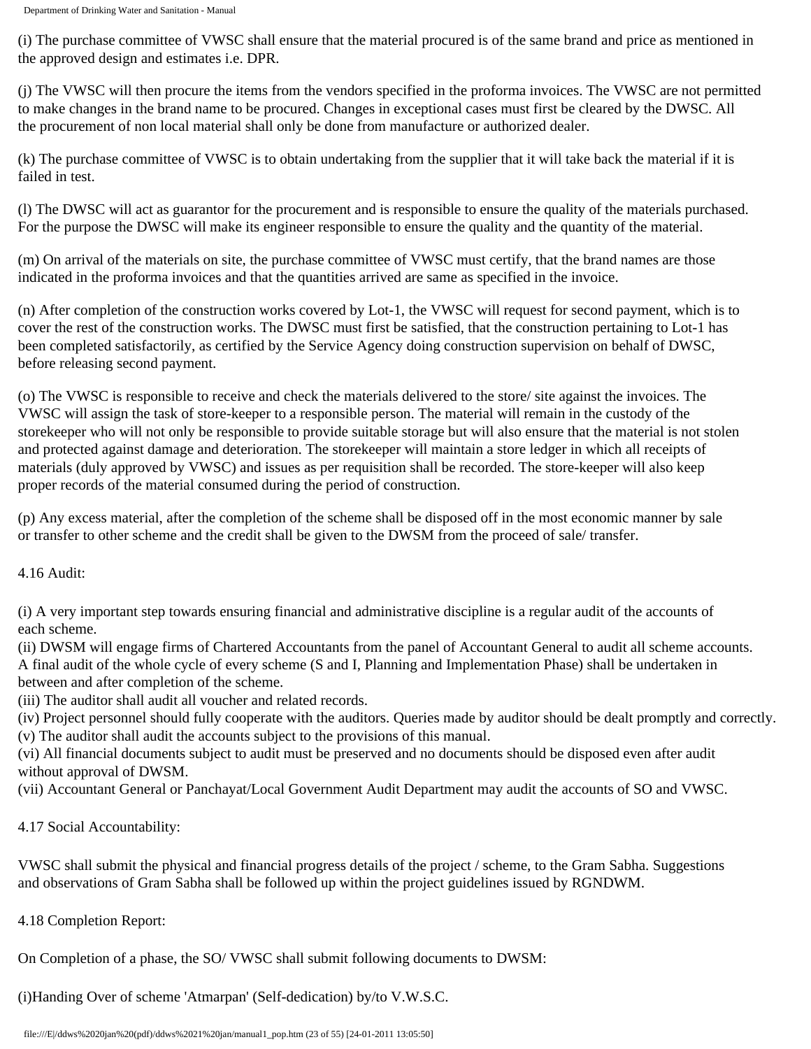(i) The purchase committee of VWSC shall ensure that the material procured is of the same brand and price as mentioned in the approved design and estimates i.e. DPR.

(j) The VWSC will then procure the items from the vendors specified in the proforma invoices. The VWSC are not permitted to make changes in the brand name to be procured. Changes in exceptional cases must first be cleared by the DWSC. All the procurement of non local material shall only be done from manufacture or authorized dealer.

(k) The purchase committee of VWSC is to obtain undertaking from the supplier that it will take back the material if it is failed in test.

(l) The DWSC will act as guarantor for the procurement and is responsible to ensure the quality of the materials purchased. For the purpose the DWSC will make its engineer responsible to ensure the quality and the quantity of the material.

(m) On arrival of the materials on site, the purchase committee of VWSC must certify, that the brand names are those indicated in the proforma invoices and that the quantities arrived are same as specified in the invoice.

(n) After completion of the construction works covered by Lot-1, the VWSC will request for second payment, which is to cover the rest of the construction works. The DWSC must first be satisfied, that the construction pertaining to Lot-1 has been completed satisfactorily, as certified by the Service Agency doing construction supervision on behalf of DWSC, before releasing second payment.

(o) The VWSC is responsible to receive and check the materials delivered to the store/ site against the invoices. The VWSC will assign the task of store-keeper to a responsible person. The material will remain in the custody of the storekeeper who will not only be responsible to provide suitable storage but will also ensure that the material is not stolen and protected against damage and deterioration. The storekeeper will maintain a store ledger in which all receipts of materials (duly approved by VWSC) and issues as per requisition shall be recorded. The store-keeper will also keep proper records of the material consumed during the period of construction.

(p) Any excess material, after the completion of the scheme shall be disposed off in the most economic manner by sale or transfer to other scheme and the credit shall be given to the DWSM from the proceed of sale/ transfer.

### 4.16 Audit:

(i) A very important step towards ensuring financial and administrative discipline is a regular audit of the accounts of each scheme.
(ii) DWSM will engage firms of Chartered Accountants from the panel of Accountant General to audit all scheme accounts. A final audit of the whole cycle of every scheme (S and I, Planning and Implementation Phase) shall be undertaken in between and after completion of the scheme.
(iii) The auditor shall audit all voucher and related records.
(iv) Project personnel should fully cooperate with the auditors. Queries made by auditor should be dealt promptly and correctly.
(v) The auditor shall audit the accounts subject to the provisions of this manual.
(vi) All financial documents subject to audit must be preserved and no documents should be disposed even after audit without approval of DWSM.
(vii) Accountant General or Panchayat/Local Government Audit Department may audit the accounts of SO and VWSC.

### 4.17 Social Accountability:

VWSC shall submit the physical and financial progress details of the project / scheme, to the Gram Sabha. Suggestions and observations of Gram Sabha shall be followed up within the project guidelines issued by RGNDWM.

### 4.18 Completion Report:

On Completion of a phase, the SO/ VWSC shall submit following documents to DWSM:

(i)Handing Over of scheme 'Atmarpan' (Self-dedication) by/to V.W.S.C.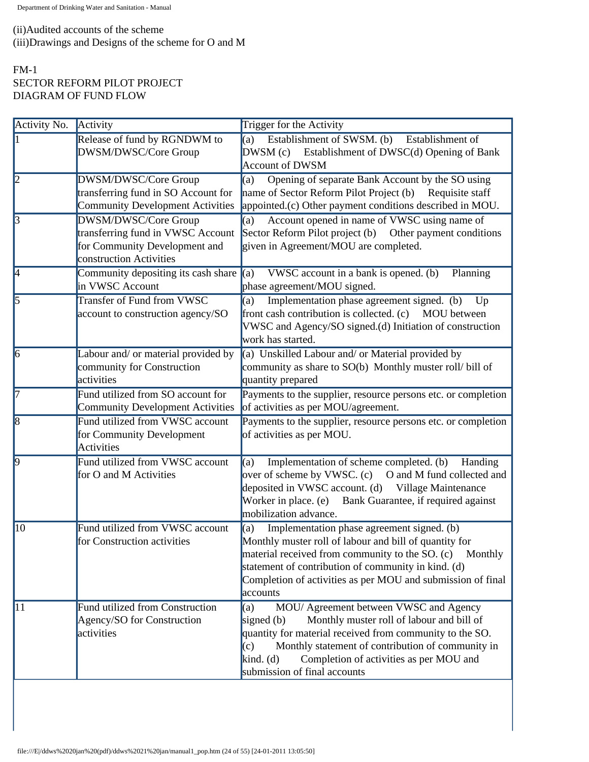(ii)Audited accounts of the scheme
(iii)Drawings and Designs of the scheme for O and M

FM-1
SECTOR REFORM PILOT PROJECT
DIAGRAM OF FUND FLOW

| Activity No. | Activity | Trigger for the Activity |
|---|---|---|
| 1 | Release of fund by RGNDWM to DWSM/DWSC/Core Group | (a) Establishment of SWSM. (b) Establishment of DWSM (c) Establishment of DWSC(d) Opening of Bank Account of DWSM |
| 2 | DWSM/DWSC/Core Group transferring fund in SO Account for Community Development Activities | (a) Opening of separate Bank Account by the SO using name of Sector Reform Pilot Project (b) Requisite staff appointed.(c) Other payment conditions described in MOU. |
| 3 | DWSM/DWSC/Core Group transferring fund in VWSC Account for Community Development and construction Activities | (a) Account opened in name of VWSC using name of Sector Reform Pilot project (b) Other payment conditions given in Agreement/MOU are completed. |
| 4 | Community depositing its cash share in VWSC Account | (a) VWSC account in a bank is opened. (b) Planning phase agreement/MOU signed. |
| 5 | Transfer of Fund from VWSC account to construction agency/SO | (a) Implementation phase agreement signed. (b) Up front cash contribution is collected. (c) MOU between VWSC and Agency/SO signed.(d) Initiation of construction work has started. |
| 6 | Labour and/ or material provided by community for Construction activities | (a) Unskilled Labour and/ or Material provided by community as share to SO(b) Monthly muster roll/ bill of quantity prepared |
| 7 | Fund utilized from SO account for Community Development Activities | Payments to the supplier, resource persons etc. or completion of activities as per MOU/agreement. |
| 8 | Fund utilized from VWSC account for Community Development Activities | Payments to the supplier, resource persons etc. or completion of activities as per MOU. |
| 9 | Fund utilized from VWSC account for O and M Activities | (a) Implementation of scheme completed. (b) Handing over of scheme by VWSC. (c) O and M fund collected and deposited in VWSC account. (d) Village Maintenance Worker in place. (e) Bank Guarantee, if required against mobilization advance. |
| 10 | Fund utilized from VWSC account for Construction activities | (a) Implementation phase agreement signed. (b) Monthly muster roll of labour and bill of quantity for material received from community to the SO. (c) Monthly statement of contribution of community in kind. (d) Completion of activities as per MOU and submission of final accounts |
| 11 | Fund utilized from Construction Agency/SO for Construction activities | (a) MOU/ Agreement between VWSC and Agency signed (b) Monthly muster roll of labour and bill of quantity for material received from community to the SO. (c) Monthly statement of contribution of community in kind. (d) Completion of activities as per MOU and submission of final accounts |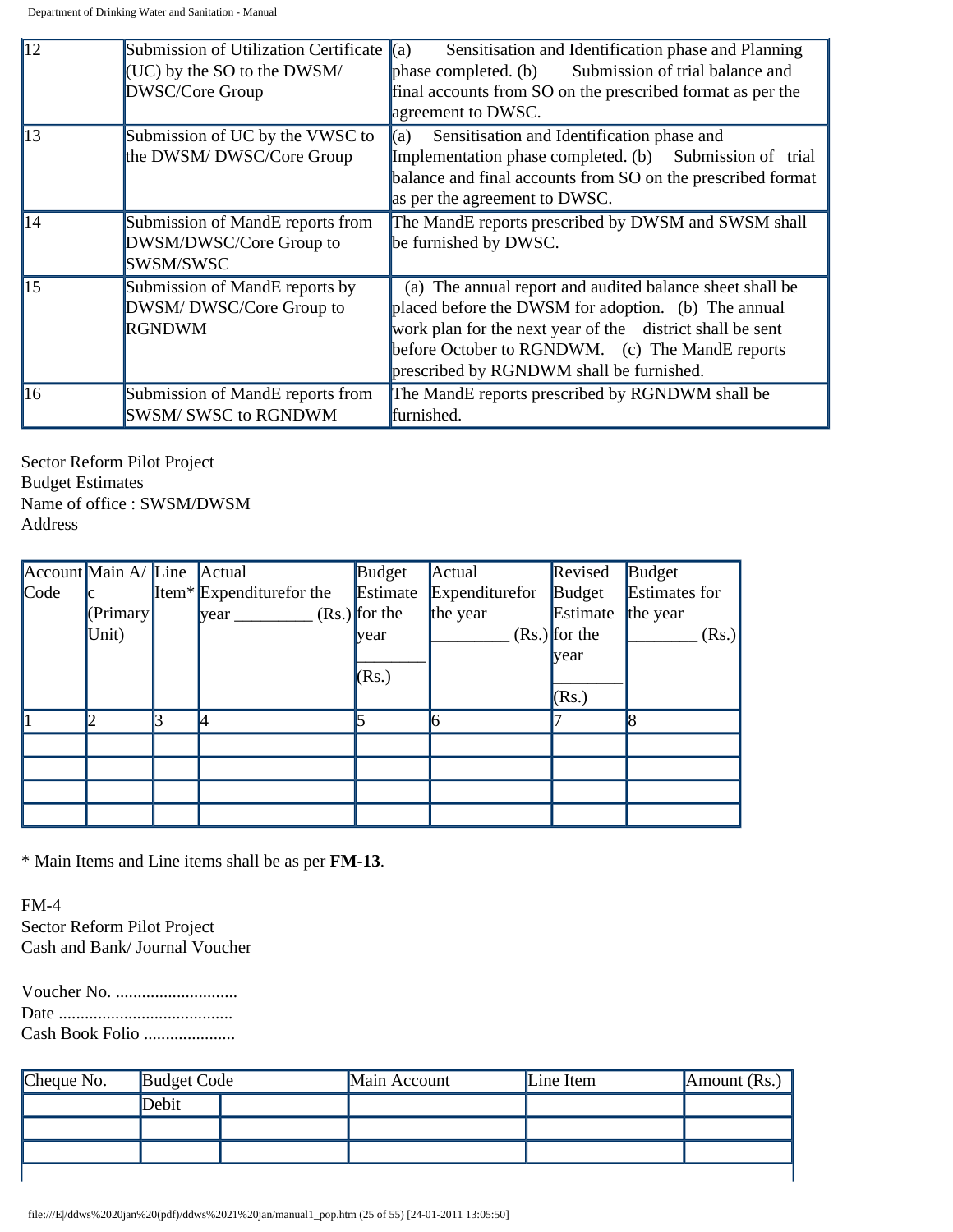| 12 | Submission of Utilization Certificate (UC) by the SO to the DWSM/ DWSC/Core Group | (a) Sensitisation and Identification phase and Planning phase completed. (b) Submission of trial balance and final accounts from SO on the prescribed format as per the agreement to DWSC. |
|---|---|---|
| 13 | Submission of UC by the VWSC to the DWSM/ DWSC/Core Group | (a) Sensitisation and Identification phase and Implementation phase completed. (b) Submission of trial balance and final accounts from SO on the prescribed format as per the agreement to DWSC. |
| 14 | Submission of MandE reports from DWSM/DWSC/Core Group to SWSM/SWSC | The MandE reports prescribed by DWSM and SWSM shall be furnished by DWSC. |
| 15 | Submission of MandE reports by DWSM/ DWSC/Core Group to RGNDWM | (a) The annual report and audited balance sheet shall be placed before the DWSM for adoption. (b) The annual work plan for the next year of the district shall be sent before October to RGNDWM. (c) The MandE reports prescribed by RGNDWM shall be furnished. |
| 16 | Submission of MandE reports from SWSM/ SWSC to RGNDWM | The MandE reports prescribed by RGNDWM shall be furnished. |

Sector Reform Pilot Project
Budget Estimates
Name of office : SWSM/DWSM
Address

| Account Code | Main A/c (Primary Unit) | Line Item* | Actual Expenditurefor the year ________ (Rs.) | Budget Estimate for the year ________ (Rs.) | Actual Expenditurefor the year ________ (Rs.) | Revised Budget Estimate for the year ________ (Rs.) | Budget Estimates for the year ________ (Rs.) |
|---|---|---|---|---|---|---|---|
| 1 | 2 | 3 | 4 | 5 | 6 | 7 | 8 |
| | | | | | | | |
| | | | | | | | |
| | | | | | | | |
| | | | | | | | |

* Main Items and Line items shall be as per **FM-13**.

FM-4
Sector Reform Pilot Project
Cash and Bank/ Journal Voucher

Voucher No. ............................
Date ........................................
Cash Book Folio .....................

| Cheque No. | Budget Code | | Main Account | Line Item | Amount (Rs.) |
|---|---|---|---|---|---|
| | Debit | | | | |
| | | | | | |
| | | | | | |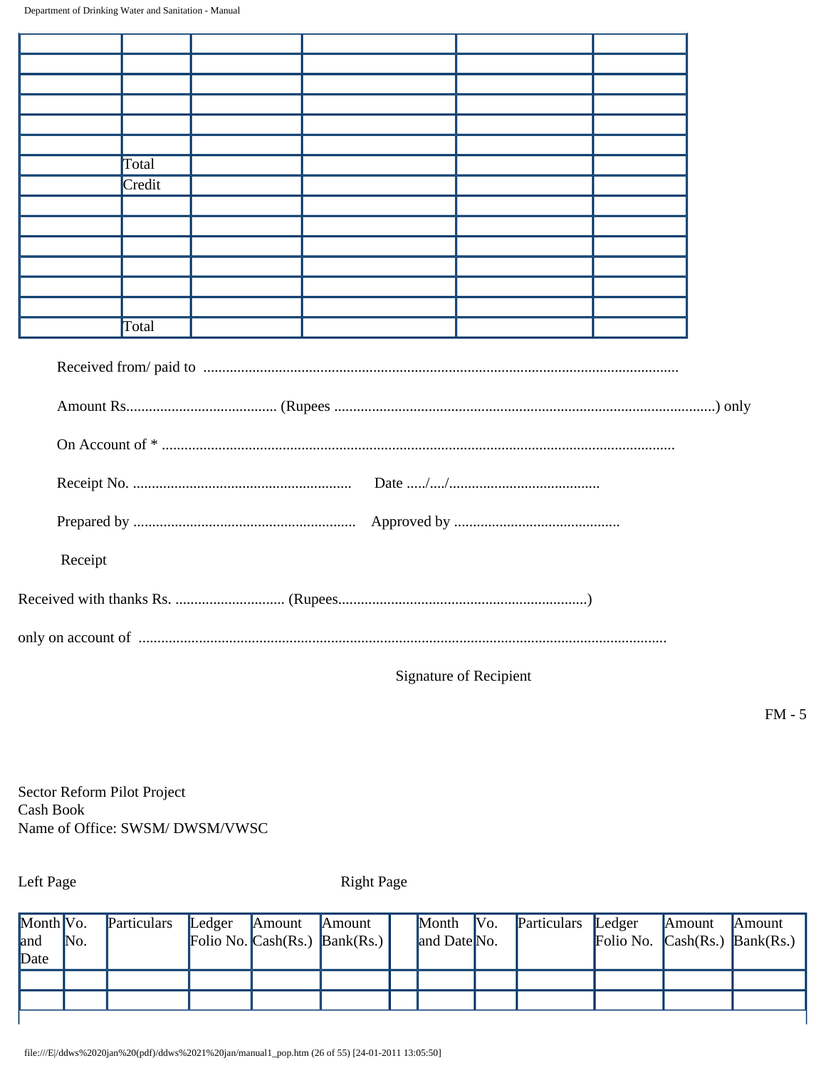| | | | | | |
|---|---|---|---|---|---|
| | | | | | |
| | | | | | |
| | | | | | |
| | | | | | |
| | | | | | |
| | | | | | |
| | Total | | | | |
| | Credit | | | | |
| | | | | | |
| | | | | | |
| | | | | | |
| | | | | | |
| | | | | | |
| | | | | | |
| | Total | | | | |

Received from/ paid to ...........................................................................................................................

Amount Rs....................................... (Rupees ...................................................................................................) only

On Account of * ........................................................................................................................................

Receipt No. ........................................................ Date ...../..../.......................................

Prepared by ......................................................... Approved by ...........................................

Receipt

Received with thanks Rs. ............................ (Rupees.................................................................)

only on account of ..........................................................................................................................

Signature of Recipient

FM - 5

Sector Reform Pilot Project
Cash Book
Name of Office: SWSM/ DWSM/VWSC

Left Page | Right Page

| Month and Date | Vo. No. | Particulars | Ledger Folio No. | Amount Cash(Rs.) | Amount Bank(Rs.) | | Month and Date | Vo. No. | Particulars | Ledger Folio No. | Amount Cash(Rs.) | Amount Bank(Rs.) |
|---|---|---|---|---|---|---|---|---|---|---|---|---|
| | | | | | | | | | | | | |
| | | | | | | | | | | | | |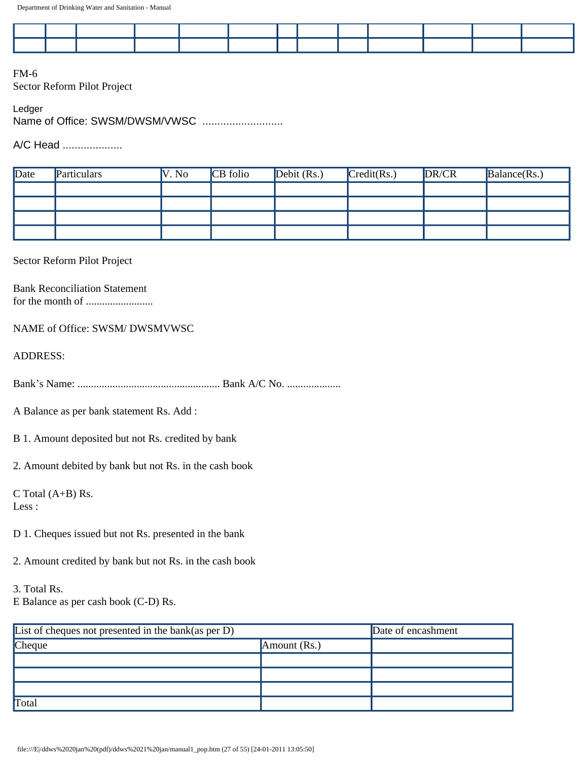| | | | | | | | | | | | | |
|---|---|---|---|---|---|---|---|---|---|---|---|---|
| | | | | | | | | | | | | |

FM-6
Sector Reform Pilot Project

Ledger
Name of Office: SWSM/DWSM/VWSC ...........................

A/C Head ....................

| Date | Particulars | V. No | CB folio | Debit (Rs.) | Credit(Rs.) | DR/CR | Balance(Rs.) |
|---|---|---|---|---|---|---|---|
| | | | | | | | |
| | | | | | | | |
| | | | | | | | |
| | | | | | | | |

Sector Reform Pilot Project

Bank Reconciliation Statement
for the month of .........................

NAME of Office: SWSM/ DWSMVWSC

ADDRESS:

Bank's Name: ..................................................... Bank A/C No. ....................

A Balance as per bank statement Rs. Add :

B 1. Amount deposited but not Rs. credited by bank

2. Amount debited by bank but not Rs. in the cash book

C Total (A+B) Rs.
Less :

D 1. Cheques issued but not Rs. presented in the bank

2. Amount credited by bank but not Rs. in the cash book

3. Total Rs.
E Balance as per cash book (C-D) Rs.

| List of cheques not presented in the bank(as per D) | | Date of encashment |
|---|---|---|
| Cheque | Amount (Rs.) | |
| | | |
| | | |
| | | |
| Total | | |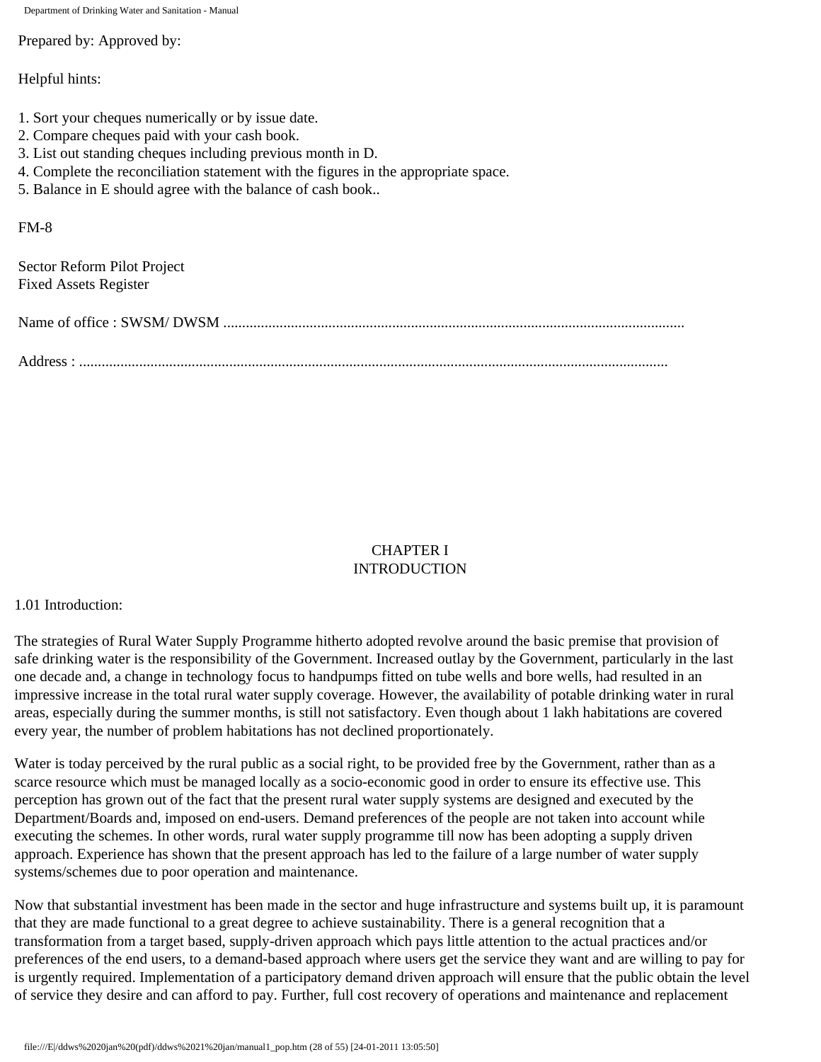Prepared by: Approved by:

Helpful hints:

1. Sort your cheques numerically or by issue date.
2. Compare cheques paid with your cash book.
3. List out standing cheques including previous month in D.
4. Complete the reconciliation statement with the figures in the appropriate space.
5. Balance in E should agree with the balance of cash book..

FM-8

Sector Reform Pilot Project
Fixed Assets Register

Name of office : SWSM/ DWSM ...........................................................................................................................

Address : ...........................................................................................................................................................

# CHAPTER I
# INTRODUCTION

1.01 Introduction:

The strategies of Rural Water Supply Programme hitherto adopted revolve around the basic premise that provision of safe drinking water is the responsibility of the Government. Increased outlay by the Government, particularly in the last one decade and, a change in technology focus to handpumps fitted on tube wells and bore wells, had resulted in an impressive increase in the total rural water supply coverage. However, the availability of potable drinking water in rural areas, especially during the summer months, is still not satisfactory. Even though about 1 lakh habitations are covered every year, the number of problem habitations has not declined proportionately.

Water is today perceived by the rural public as a social right, to be provided free by the Government, rather than as a scarce resource which must be managed locally as a socio-economic good in order to ensure its effective use. This perception has grown out of the fact that the present rural water supply systems are designed and executed by the Department/Boards and, imposed on end-users. Demand preferences of the people are not taken into account while executing the schemes. In other words, rural water supply programme till now has been adopting a supply driven approach. Experience has shown that the present approach has led to the failure of a large number of water supply systems/schemes due to poor operation and maintenance.

Now that substantial investment has been made in the sector and huge infrastructure and systems built up, it is paramount that they are made functional to a great degree to achieve sustainability. There is a general recognition that a transformation from a target based, supply-driven approach which pays little attention to the actual practices and/or preferences of the end users, to a demand-based approach where users get the service they want and are willing to pay for is urgently required. Implementation of a participatory demand driven approach will ensure that the public obtain the level of service they desire and can afford to pay. Further, full cost recovery of operations and maintenance and replacement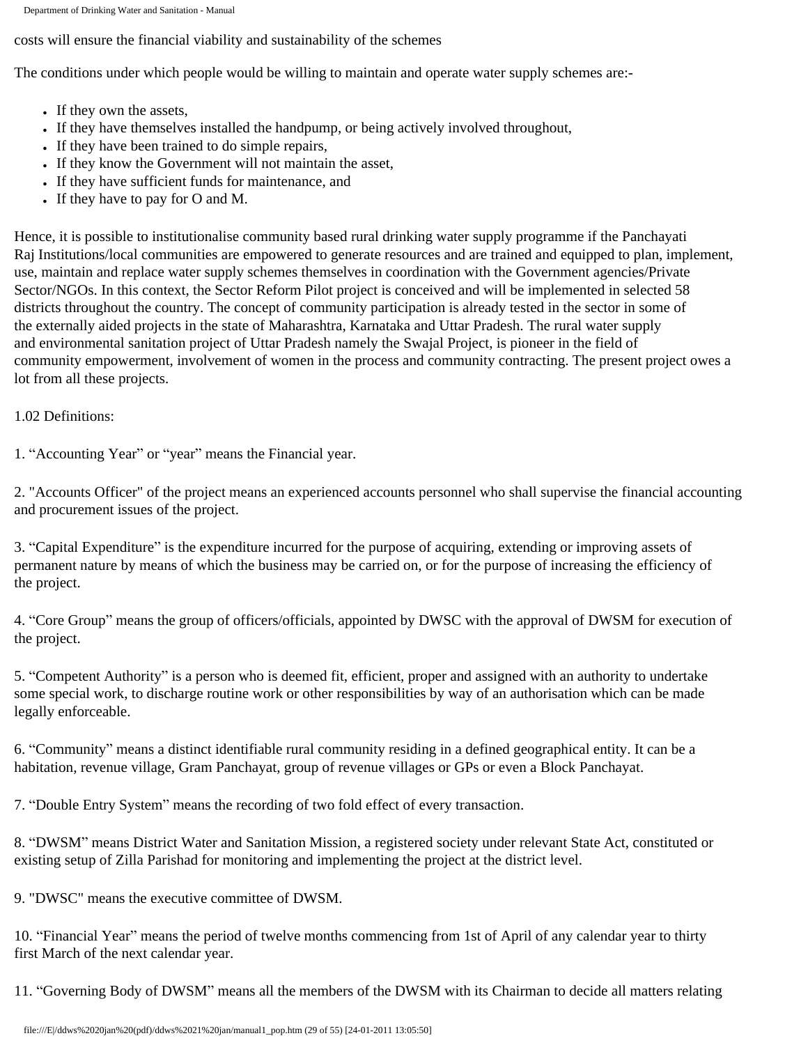costs will ensure the financial viability and sustainability of the schemes

The conditions under which people would be willing to maintain and operate water supply schemes are:-

- If they own the assets,
- If they have themselves installed the handpump, or being actively involved throughout,
- If they have been trained to do simple repairs,
- If they know the Government will not maintain the asset,
- If they have sufficient funds for maintenance, and
- If they have to pay for O and M.

Hence, it is possible to institutionalise community based rural drinking water supply programme if the Panchayati Raj Institutions/local communities are empowered to generate resources and are trained and equipped to plan, implement, use, maintain and replace water supply schemes themselves in coordination with the Government agencies/Private Sector/NGOs. In this context, the Sector Reform Pilot project is conceived and will be implemented in selected 58 districts throughout the country. The concept of community participation is already tested in the sector in some of the externally aided projects in the state of Maharashtra, Karnataka and Uttar Pradesh. The rural water supply and environmental sanitation project of Uttar Pradesh namely the Swajal Project, is pioneer in the field of community empowerment, involvement of women in the process and community contracting. The present project owes a lot from all these projects.

1.02 Definitions:

1. “Accounting Year” or “year” means the Financial year.

2. "Accounts Officer" of the project means an experienced accounts personnel who shall supervise the financial accounting and procurement issues of the project.

3. “Capital Expenditure” is the expenditure incurred for the purpose of acquiring, extending or improving assets of permanent nature by means of which the business may be carried on, or for the purpose of increasing the efficiency of the project.

4. “Core Group” means the group of officers/officials, appointed by DWSC with the approval of DWSM for execution of the project.

5. “Competent Authority” is a person who is deemed fit, efficient, proper and assigned with an authority to undertake some special work, to discharge routine work or other responsibilities by way of an authorisation which can be made legally enforceable.

6. “Community” means a distinct identifiable rural community residing in a defined geographical entity. It can be a habitation, revenue village, Gram Panchayat, group of revenue villages or GPs or even a Block Panchayat.

7. “Double Entry System” means the recording of two fold effect of every transaction.

8. “DWSM” means District Water and Sanitation Mission, a registered society under relevant State Act, constituted or existing setup of Zilla Parishad for monitoring and implementing the project at the district level.

9. "DWSC" means the executive committee of DWSM.

10. “Financial Year” means the period of twelve months commencing from 1st of April of any calendar year to thirty first March of the next calendar year.

11. “Governing Body of DWSM” means all the members of the DWSM with its Chairman to decide all matters relating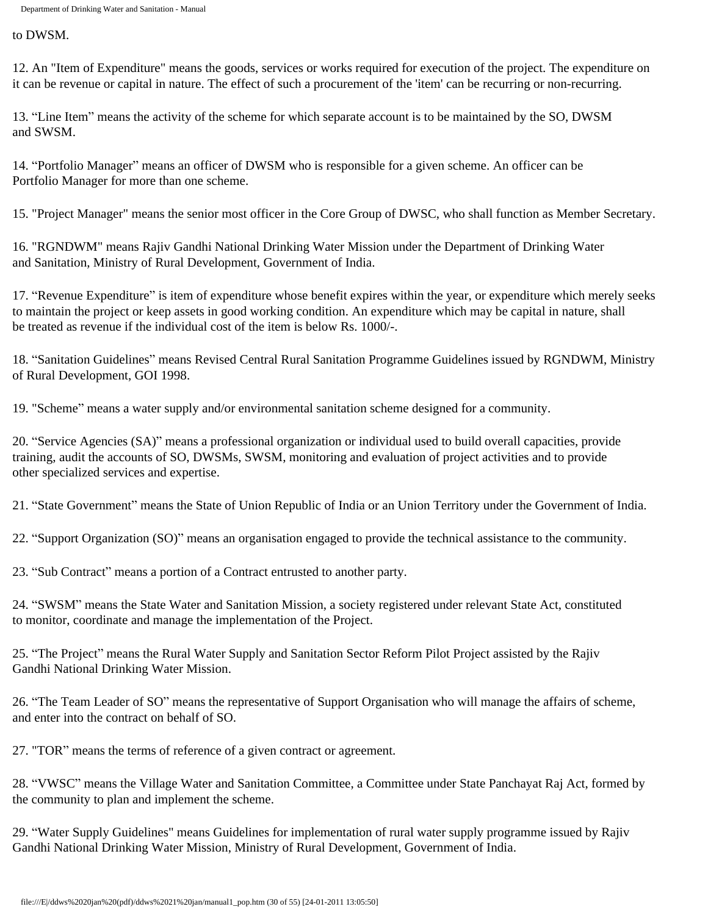to DWSM.

12. An "Item of Expenditure" means the goods, services or works required for execution of the project. The expenditure on it can be revenue or capital in nature. The effect of such a procurement of the 'item' can be recurring or non-recurring.

13. “Line Item” means the activity of the scheme for which separate account is to be maintained by the SO, DWSM and SWSM.

14. “Portfolio Manager” means an officer of DWSM who is responsible for a given scheme. An officer can be Portfolio Manager for more than one scheme.

15. "Project Manager" means the senior most officer in the Core Group of DWSC, who shall function as Member Secretary.

16. "RGNDWM" means Rajiv Gandhi National Drinking Water Mission under the Department of Drinking Water and Sanitation, Ministry of Rural Development, Government of India.

17. “Revenue Expenditure” is item of expenditure whose benefit expires within the year, or expenditure which merely seeks to maintain the project or keep assets in good working condition. An expenditure which may be capital in nature, shall be treated as revenue if the individual cost of the item is below Rs. 1000/-.

18. “Sanitation Guidelines” means Revised Central Rural Sanitation Programme Guidelines issued by RGNDWM, Ministry of Rural Development, GOI 1998.

19. "Scheme” means a water supply and/or environmental sanitation scheme designed for a community.

20. “Service Agencies (SA)” means a professional organization or individual used to build overall capacities, provide training, audit the accounts of SO, DWSMs, SWSM, monitoring and evaluation of project activities and to provide other specialized services and expertise.

21. “State Government” means the State of Union Republic of India or an Union Territory under the Government of India.

22. “Support Organization (SO)” means an organisation engaged to provide the technical assistance to the community.

23. “Sub Contract” means a portion of a Contract entrusted to another party.

24. “SWSM” means the State Water and Sanitation Mission, a society registered under relevant State Act, constituted to monitor, coordinate and manage the implementation of the Project.

25. “The Project” means the Rural Water Supply and Sanitation Sector Reform Pilot Project assisted by the Rajiv Gandhi National Drinking Water Mission.

26. “The Team Leader of SO” means the representative of Support Organisation who will manage the affairs of scheme, and enter into the contract on behalf of SO.

27. "TOR” means the terms of reference of a given contract or agreement.

28. “VWSC” means the Village Water and Sanitation Committee, a Committee under State Panchayat Raj Act, formed by the community to plan and implement the scheme.

29. “Water Supply Guidelines" means Guidelines for implementation of rural water supply programme issued by Rajiv Gandhi National Drinking Water Mission, Ministry of Rural Development, Government of India.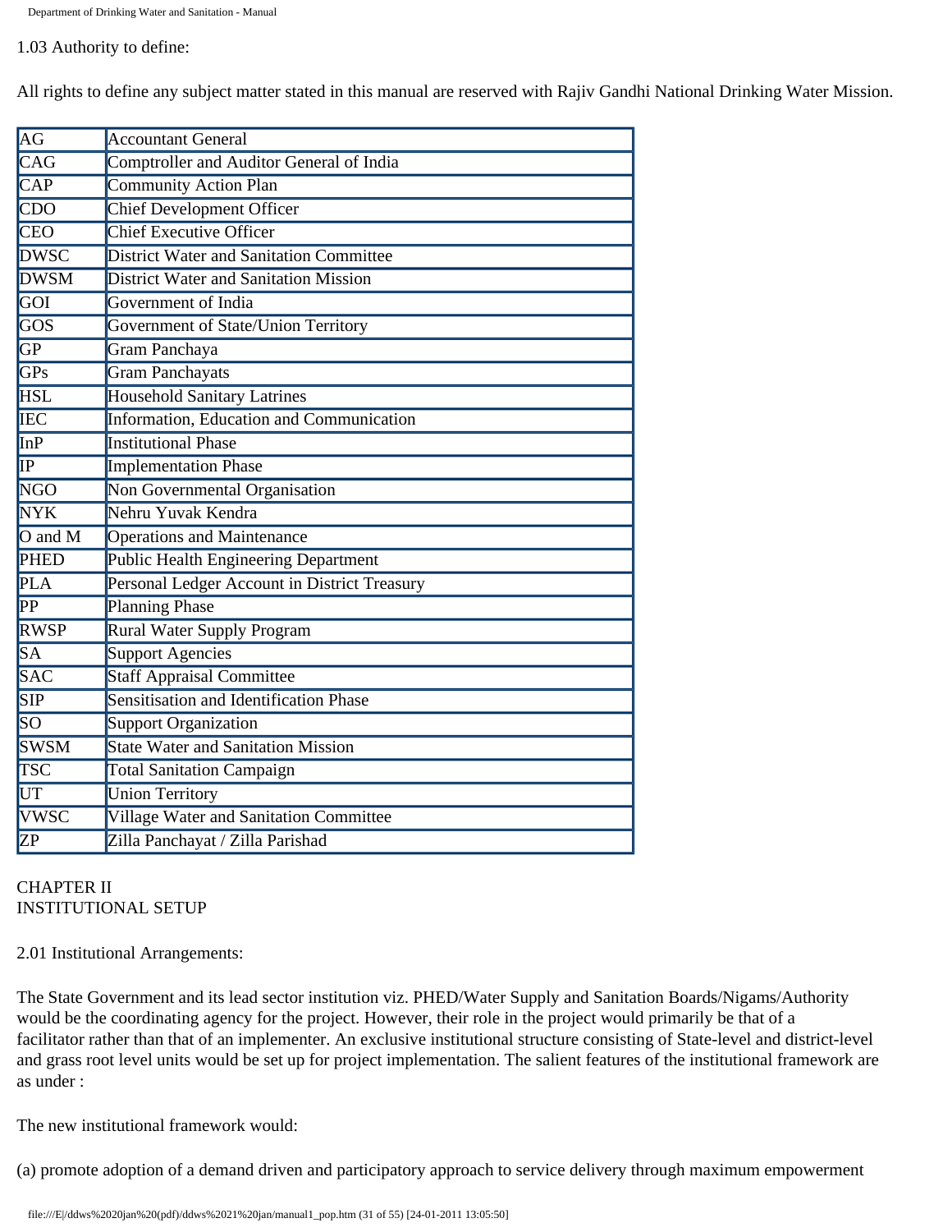1.03 Authority to define:

All rights to define any subject matter stated in this manual are reserved with Rajiv Gandhi National Drinking Water Mission.

| | |
|---|---|
| AG | Accountant General |
| CAG | Comptroller and Auditor General of India |
| CAP | Community Action Plan |
| CDO | Chief Development Officer |
| CEO | Chief Executive Officer |
| DWSC | District Water and Sanitation Committee |
| DWSM | District Water and Sanitation Mission |
| GOI | Government of India |
| GOS | Government of State/Union Territory |
| GP | Gram Panchaya |
| GPs | Gram Panchayats |
| HSL | Household Sanitary Latrines |
| IEC | Information, Education and Communication |
| InP | Institutional Phase |
| IP | Implementation Phase |
| NGO | Non Governmental Organisation |
| NYK | Nehru Yuvak Kendra |
| O and M | Operations and Maintenance |
| PHED | Public Health Engineering Department |
| PLA | Personal Ledger Account in District Treasury |
| PP | Planning Phase |
| RWSP | Rural Water Supply Program |
| SA | Support Agencies |
| SAC | Staff Appraisal Committee |
| SIP | Sensitisation and Identification Phase |
| SO | Support Organization |
| SWSM | State Water and Sanitation Mission |
| TSC | Total Sanitation Campaign |
| UT | Union Territory |
| VWSC | Village Water and Sanitation Committee |
| ZP | Zilla Panchayat / Zilla Parishad |

# CHAPTER II
# INSTITUTIONAL SETUP

2.01 Institutional Arrangements:

The State Government and its lead sector institution viz. PHED/Water Supply and Sanitation Boards/Nigams/Authority would be the coordinating agency for the project. However, their role in the project would primarily be that of a facilitator rather than that of an implementer. An exclusive institutional structure consisting of State-level and district-level and grass root level units would be set up for project implementation. The salient features of the institutional framework are as under :

The new institutional framework would:

(a) promote adoption of a demand driven and participatory approach to service delivery through maximum empowerment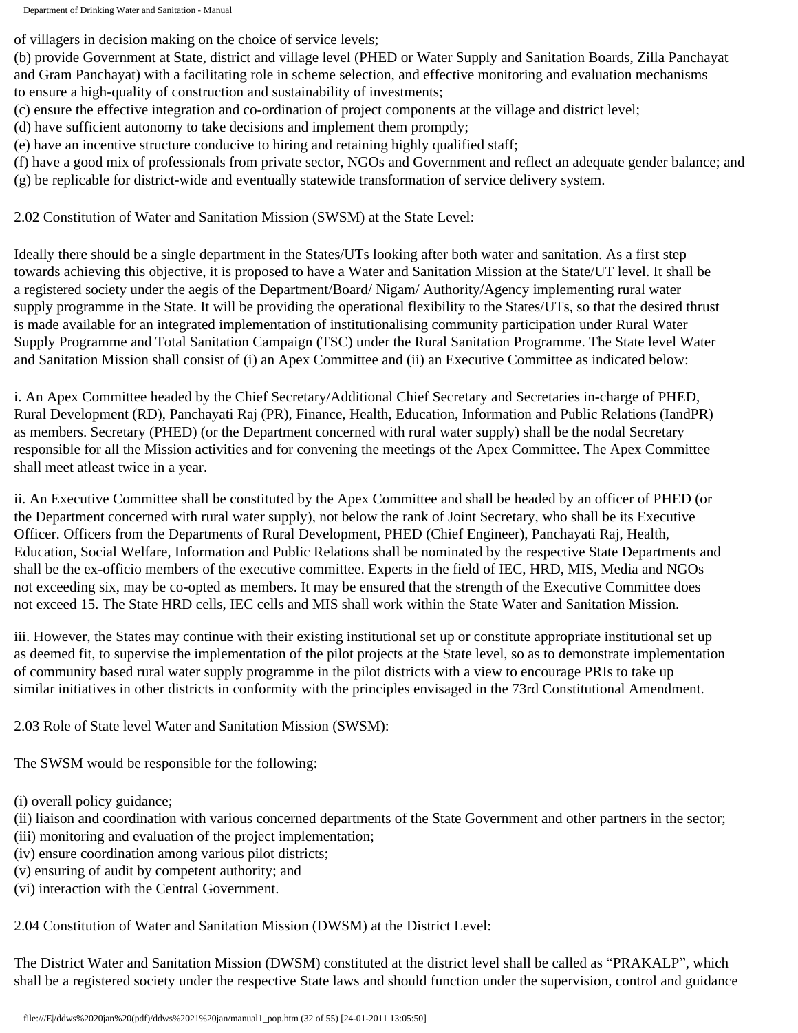of villagers in decision making on the choice of service levels;

(b) provide Government at State, district and village level (PHED or Water Supply and Sanitation Boards, Zilla Panchayat and Gram Panchayat) with a facilitating role in scheme selection, and effective monitoring and evaluation mechanisms to ensure a high-quality of construction and sustainability of investments;

(c) ensure the effective integration and co-ordination of project components at the village and district level;

(d) have sufficient autonomy to take decisions and implement them promptly;

(e) have an incentive structure conducive to hiring and retaining highly qualified staff;

(f) have a good mix of professionals from private sector, NGOs and Government and reflect an adequate gender balance; and

(g) be replicable for district-wide and eventually statewide transformation of service delivery system.

2.02 Constitution of Water and Sanitation Mission (SWSM) at the State Level:

Ideally there should be a single department in the States/UTs looking after both water and sanitation. As a first step towards achieving this objective, it is proposed to have a Water and Sanitation Mission at the State/UT level. It shall be a registered society under the aegis of the Department/Board/ Nigam/ Authority/Agency implementing rural water supply programme in the State. It will be providing the operational flexibility to the States/UTs, so that the desired thrust is made available for an integrated implementation of institutionalising community participation under Rural Water Supply Programme and Total Sanitation Campaign (TSC) under the Rural Sanitation Programme. The State level Water and Sanitation Mission shall consist of (i) an Apex Committee and (ii) an Executive Committee as indicated below:

i. An Apex Committee headed by the Chief Secretary/Additional Chief Secretary and Secretaries in-charge of PHED, Rural Development (RD), Panchayati Raj (PR), Finance, Health, Education, Information and Public Relations (IandPR) as members. Secretary (PHED) (or the Department concerned with rural water supply) shall be the nodal Secretary responsible for all the Mission activities and for convening the meetings of the Apex Committee. The Apex Committee shall meet atleast twice in a year.

ii. An Executive Committee shall be constituted by the Apex Committee and shall be headed by an officer of PHED (or the Department concerned with rural water supply), not below the rank of Joint Secretary, who shall be its Executive Officer. Officers from the Departments of Rural Development, PHED (Chief Engineer), Panchayati Raj, Health, Education, Social Welfare, Information and Public Relations shall be nominated by the respective State Departments and shall be the ex-officio members of the executive committee. Experts in the field of IEC, HRD, MIS, Media and NGOs not exceeding six, may be co-opted as members. It may be ensured that the strength of the Executive Committee does not exceed 15. The State HRD cells, IEC cells and MIS shall work within the State Water and Sanitation Mission.

iii. However, the States may continue with their existing institutional set up or constitute appropriate institutional set up as deemed fit, to supervise the implementation of the pilot projects at the State level, so as to demonstrate implementation of community based rural water supply programme in the pilot districts with a view to encourage PRIs to take up similar initiatives in other districts in conformity with the principles envisaged in the 73rd Constitutional Amendment.

2.03 Role of State level Water and Sanitation Mission (SWSM):

The SWSM would be responsible for the following:

(i) overall policy guidance;

(ii) liaison and coordination with various concerned departments of the State Government and other partners in the sector;

(iii) monitoring and evaluation of the project implementation;

(iv) ensure coordination among various pilot districts;

(v) ensuring of audit by competent authority; and

(vi) interaction with the Central Government.

2.04 Constitution of Water and Sanitation Mission (DWSM) at the District Level:

The District Water and Sanitation Mission (DWSM) constituted at the district level shall be called as "PRAKALP", which shall be a registered society under the respective State laws and should function under the supervision, control and guidance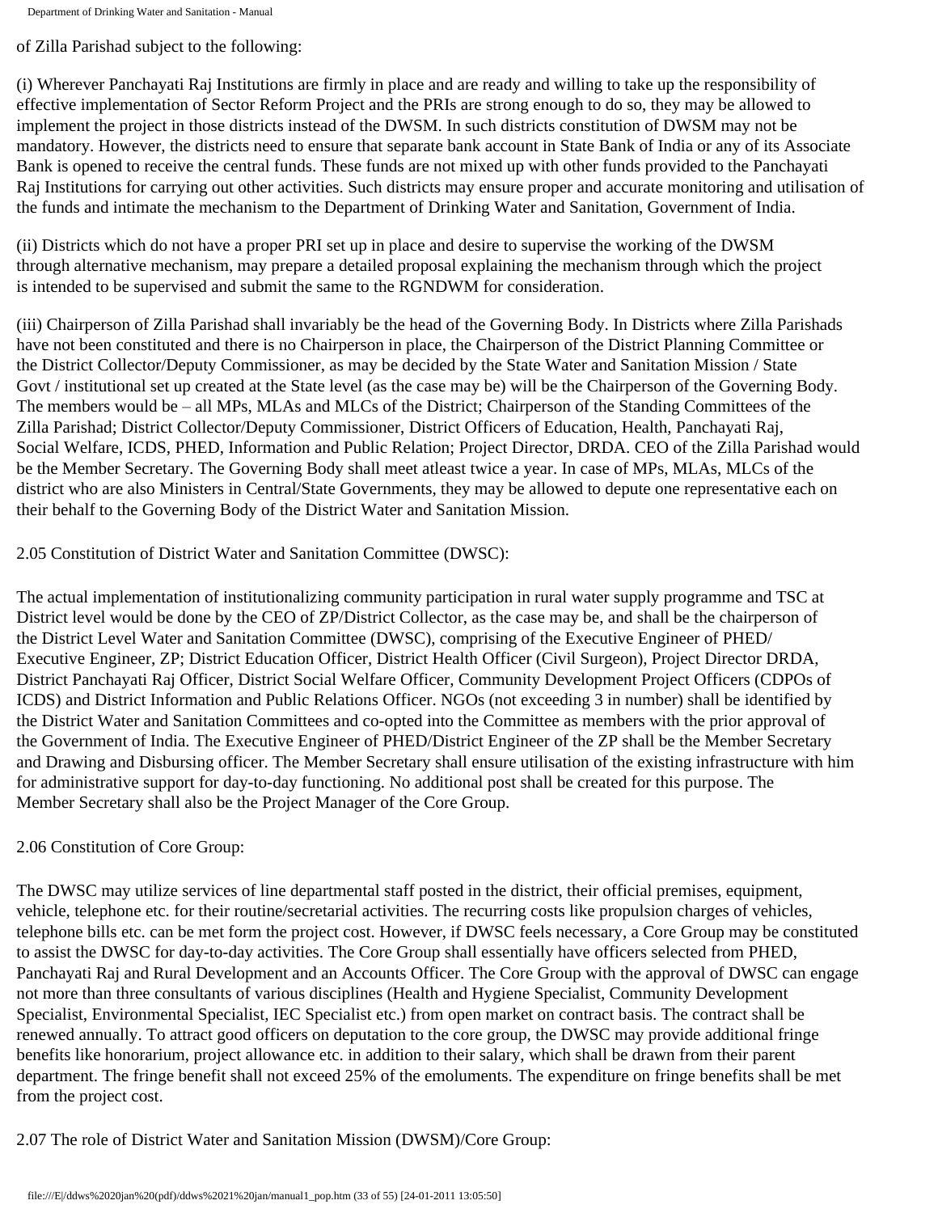of Zilla Parishad subject to the following:

(i) Wherever Panchayati Raj Institutions are firmly in place and are ready and willing to take up the responsibility of effective implementation of Sector Reform Project and the PRIs are strong enough to do so, they may be allowed to implement the project in those districts instead of the DWSM. In such districts constitution of DWSM may not be mandatory. However, the districts need to ensure that separate bank account in State Bank of India or any of its Associate Bank is opened to receive the central funds. These funds are not mixed up with other funds provided to the Panchayati Raj Institutions for carrying out other activities. Such districts may ensure proper and accurate monitoring and utilisation of the funds and intimate the mechanism to the Department of Drinking Water and Sanitation, Government of India.

(ii) Districts which do not have a proper PRI set up in place and desire to supervise the working of the DWSM through alternative mechanism, may prepare a detailed proposal explaining the mechanism through which the project is intended to be supervised and submit the same to the RGNDWM for consideration.

(iii) Chairperson of Zilla Parishad shall invariably be the head of the Governing Body. In Districts where Zilla Parishads have not been constituted and there is no Chairperson in place, the Chairperson of the District Planning Committee or the District Collector/Deputy Commissioner, as may be decided by the State Water and Sanitation Mission / State Govt / institutional set up created at the State level (as the case may be) will be the Chairperson of the Governing Body. The members would be – all MPs, MLAs and MLCs of the District; Chairperson of the Standing Committees of the Zilla Parishad; District Collector/Deputy Commissioner, District Officers of Education, Health, Panchayati Raj, Social Welfare, ICDS, PHED, Information and Public Relation; Project Director, DRDA. CEO of the Zilla Parishad would be the Member Secretary. The Governing Body shall meet atleast twice a year. In case of MPs, MLAs, MLCs of the district who are also Ministers in Central/State Governments, they may be allowed to depute one representative each on their behalf to the Governing Body of the District Water and Sanitation Mission.

2.05 Constitution of District Water and Sanitation Committee (DWSC):

The actual implementation of institutionalizing community participation in rural water supply programme and TSC at District level would be done by the CEO of ZP/District Collector, as the case may be, and shall be the chairperson of the District Level Water and Sanitation Committee (DWSC), comprising of the Executive Engineer of PHED/ Executive Engineer, ZP; District Education Officer, District Health Officer (Civil Surgeon), Project Director DRDA, District Panchayati Raj Officer, District Social Welfare Officer, Community Development Project Officers (CDPOs of ICDS) and District Information and Public Relations Officer. NGOs (not exceeding 3 in number) shall be identified by the District Water and Sanitation Committees and co-opted into the Committee as members with the prior approval of the Government of India. The Executive Engineer of PHED/District Engineer of the ZP shall be the Member Secretary and Drawing and Disbursing officer. The Member Secretary shall ensure utilisation of the existing infrastructure with him for administrative support for day-to-day functioning. No additional post shall be created for this purpose. The Member Secretary shall also be the Project Manager of the Core Group.

2.06 Constitution of Core Group:

The DWSC may utilize services of line departmental staff posted in the district, their official premises, equipment, vehicle, telephone etc. for their routine/secretarial activities. The recurring costs like propulsion charges of vehicles, telephone bills etc. can be met form the project cost. However, if DWSC feels necessary, a Core Group may be constituted to assist the DWSC for day-to-day activities. The Core Group shall essentially have officers selected from PHED, Panchayati Raj and Rural Development and an Accounts Officer. The Core Group with the approval of DWSC can engage not more than three consultants of various disciplines (Health and Hygiene Specialist, Community Development Specialist, Environmental Specialist, IEC Specialist etc.) from open market on contract basis. The contract shall be renewed annually. To attract good officers on deputation to the core group, the DWSC may provide additional fringe benefits like honorarium, project allowance etc. in addition to their salary, which shall be drawn from their parent department. The fringe benefit shall not exceed 25% of the emoluments. The expenditure on fringe benefits shall be met from the project cost.

2.07 The role of District Water and Sanitation Mission (DWSM)/Core Group: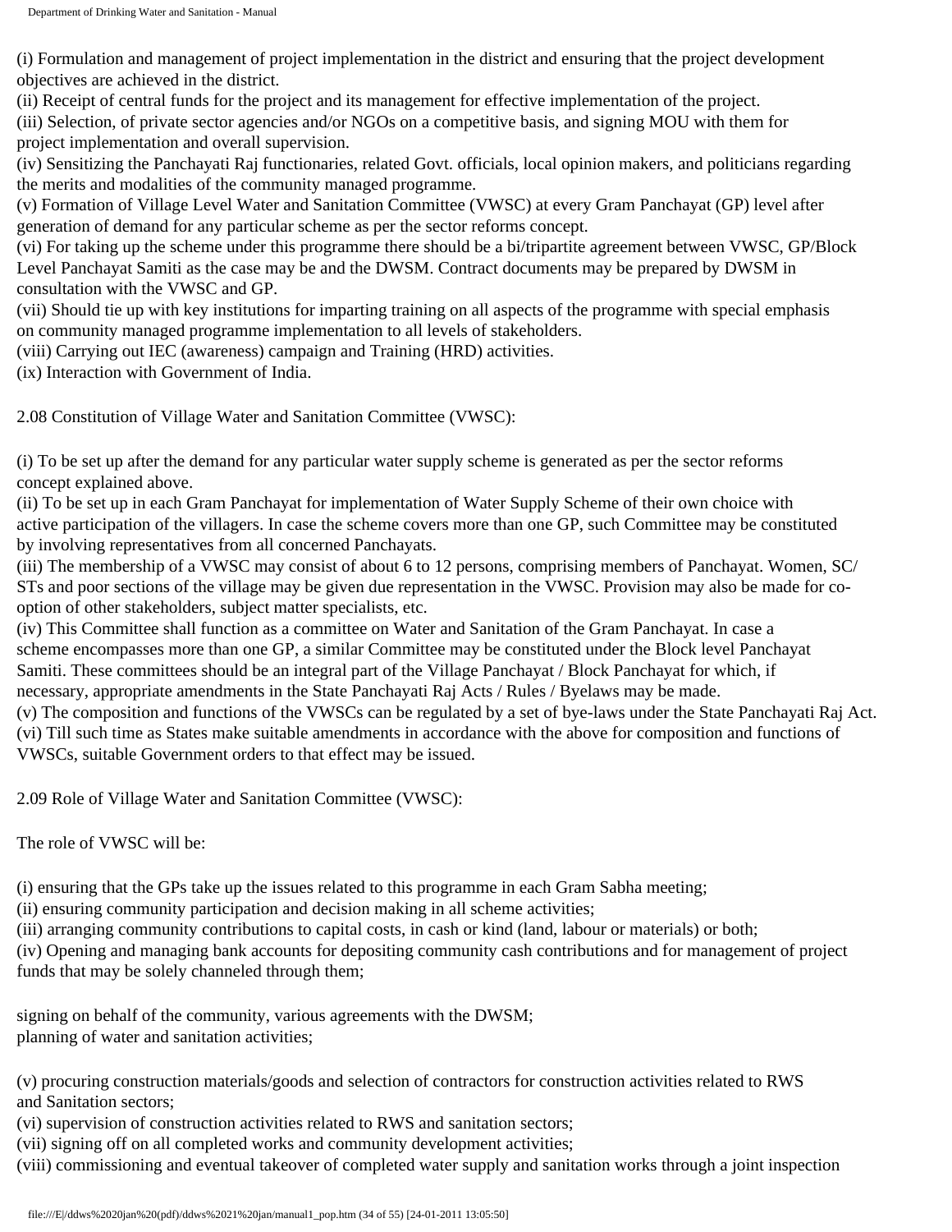(i) Formulation and management of project implementation in the district and ensuring that the project development objectives are achieved in the district.
(ii) Receipt of central funds for the project and its management for effective implementation of the project.
(iii) Selection, of private sector agencies and/or NGOs on a competitive basis, and signing MOU with them for project implementation and overall supervision.
(iv) Sensitizing the Panchayati Raj functionaries, related Govt. officials, local opinion makers, and politicians regarding the merits and modalities of the community managed programme.
(v) Formation of Village Level Water and Sanitation Committee (VWSC) at every Gram Panchayat (GP) level after generation of demand for any particular scheme as per the sector reforms concept.
(vi) For taking up the scheme under this programme there should be a bi/tripartite agreement between VWSC, GP/Block Level Panchayat Samiti as the case may be and the DWSM. Contract documents may be prepared by DWSM in consultation with the VWSC and GP.
(vii) Should tie up with key institutions for imparting training on all aspects of the programme with special emphasis on community managed programme implementation to all levels of stakeholders.
(viii) Carrying out IEC (awareness) campaign and Training (HRD) activities.
(ix) Interaction with Government of India.

2.08 Constitution of Village Water and Sanitation Committee (VWSC):

(i) To be set up after the demand for any particular water supply scheme is generated as per the sector reforms concept explained above.
(ii) To be set up in each Gram Panchayat for implementation of Water Supply Scheme of their own choice with active participation of the villagers. In case the scheme covers more than one GP, such Committee may be constituted by involving representatives from all concerned Panchayats.
(iii) The membership of a VWSC may consist of about 6 to 12 persons, comprising members of Panchayat. Women, SC/ STs and poor sections of the village may be given due representation in the VWSC. Provision may also be made for co-option of other stakeholders, subject matter specialists, etc.
(iv) This Committee shall function as a committee on Water and Sanitation of the Gram Panchayat. In case a scheme encompasses more than one GP, a similar Committee may be constituted under the Block level Panchayat Samiti. These committees should be an integral part of the Village Panchayat / Block Panchayat for which, if necessary, appropriate amendments in the State Panchayati Raj Acts / Rules / Byelaws may be made.
(v) The composition and functions of the VWSCs can be regulated by a set of bye-laws under the State Panchayati Raj Act.
(vi) Till such time as States make suitable amendments in accordance with the above for composition and functions of VWSCs, suitable Government orders to that effect may be issued.

2.09 Role of Village Water and Sanitation Committee (VWSC):

The role of VWSC will be:

(i) ensuring that the GPs take up the issues related to this programme in each Gram Sabha meeting;
(ii) ensuring community participation and decision making in all scheme activities;
(iii) arranging community contributions to capital costs, in cash or kind (land, labour or materials) or both;
(iv) Opening and managing bank accounts for depositing community cash contributions and for management of project funds that may be solely channeled through them;

signing on behalf of the community, various agreements with the DWSM;
planning of water and sanitation activities;

(v) procuring construction materials/goods and selection of contractors for construction activities related to RWS and Sanitation sectors;
(vi) supervision of construction activities related to RWS and sanitation sectors;
(vii) signing off on all completed works and community development activities;
(viii) commissioning and eventual takeover of completed water supply and sanitation works through a joint inspection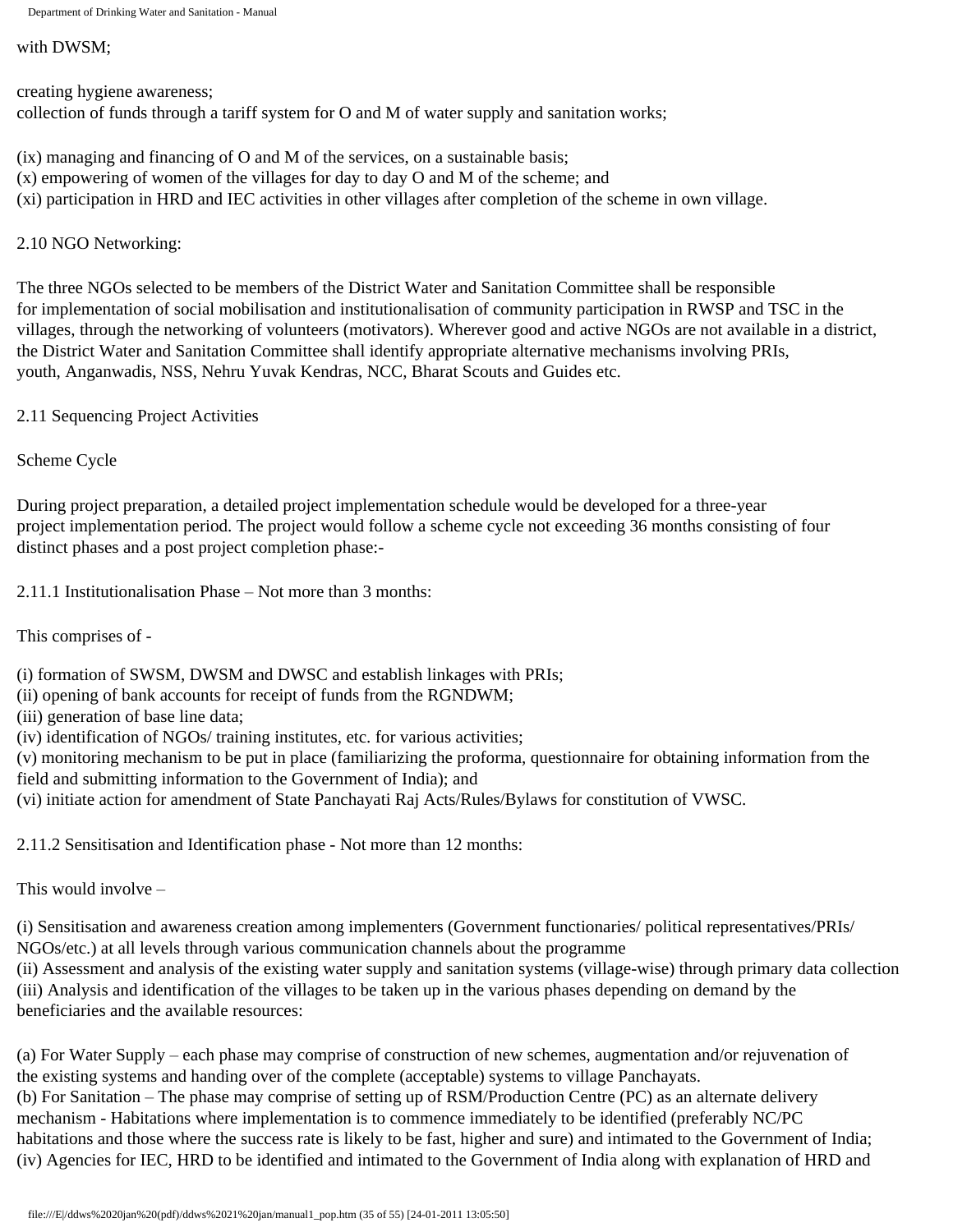with DWSM;

creating hygiene awareness;
collection of funds through a tariff system for O and M of water supply and sanitation works;

(ix) managing and financing of O and M of the services, on a sustainable basis;
(x) empowering of women of the villages for day to day O and M of the scheme; and
(xi) participation in HRD and IEC activities in other villages after completion of the scheme in own village.

2.10 NGO Networking:

The three NGOs selected to be members of the District Water and Sanitation Committee shall be responsible for implementation of social mobilisation and institutionalisation of community participation in RWSP and TSC in the villages, through the networking of volunteers (motivators). Wherever good and active NGOs are not available in a district, the District Water and Sanitation Committee shall identify appropriate alternative mechanisms involving PRIs, youth, Anganwadis, NSS, Nehru Yuvak Kendras, NCC, Bharat Scouts and Guides etc.

2.11 Sequencing Project Activities

Scheme Cycle

During project preparation, a detailed project implementation schedule would be developed for a three-year project implementation period. The project would follow a scheme cycle not exceeding 36 months consisting of four distinct phases and a post project completion phase:-

2.11.1 Institutionalisation Phase – Not more than 3 months:

This comprises of -

(i) formation of SWSM, DWSM and DWSC and establish linkages with PRIs;
(ii) opening of bank accounts for receipt of funds from the RGNDWM;
(iii) generation of base line data;
(iv) identification of NGOs/ training institutes, etc. for various activities;
(v) monitoring mechanism to be put in place (familiarizing the proforma, questionnaire for obtaining information from the field and submitting information to the Government of India); and
(vi) initiate action for amendment of State Panchayati Raj Acts/Rules/Bylaws for constitution of VWSC.

2.11.2 Sensitisation and Identification phase - Not more than 12 months:

This would involve –

(i) Sensitisation and awareness creation among implementers (Government functionaries/ political representatives/PRIs/ NGOs/etc.) at all levels through various communication channels about the programme
(ii) Assessment and analysis of the existing water supply and sanitation systems (village-wise) through primary data collection
(iii) Analysis and identification of the villages to be taken up in the various phases depending on demand by the beneficiaries and the available resources:

(a) For Water Supply – each phase may comprise of construction of new schemes, augmentation and/or rejuvenation of the existing systems and handing over of the complete (acceptable) systems to village Panchayats.
(b) For Sanitation – The phase may comprise of setting up of RSM/Production Centre (PC) as an alternate delivery mechanism - Habitations where implementation is to commence immediately to be identified (preferably NC/PC habitations and those where the success rate is likely to be fast, higher and sure) and intimated to the Government of India;
(iv) Agencies for IEC, HRD to be identified and intimated to the Government of India along with explanation of HRD and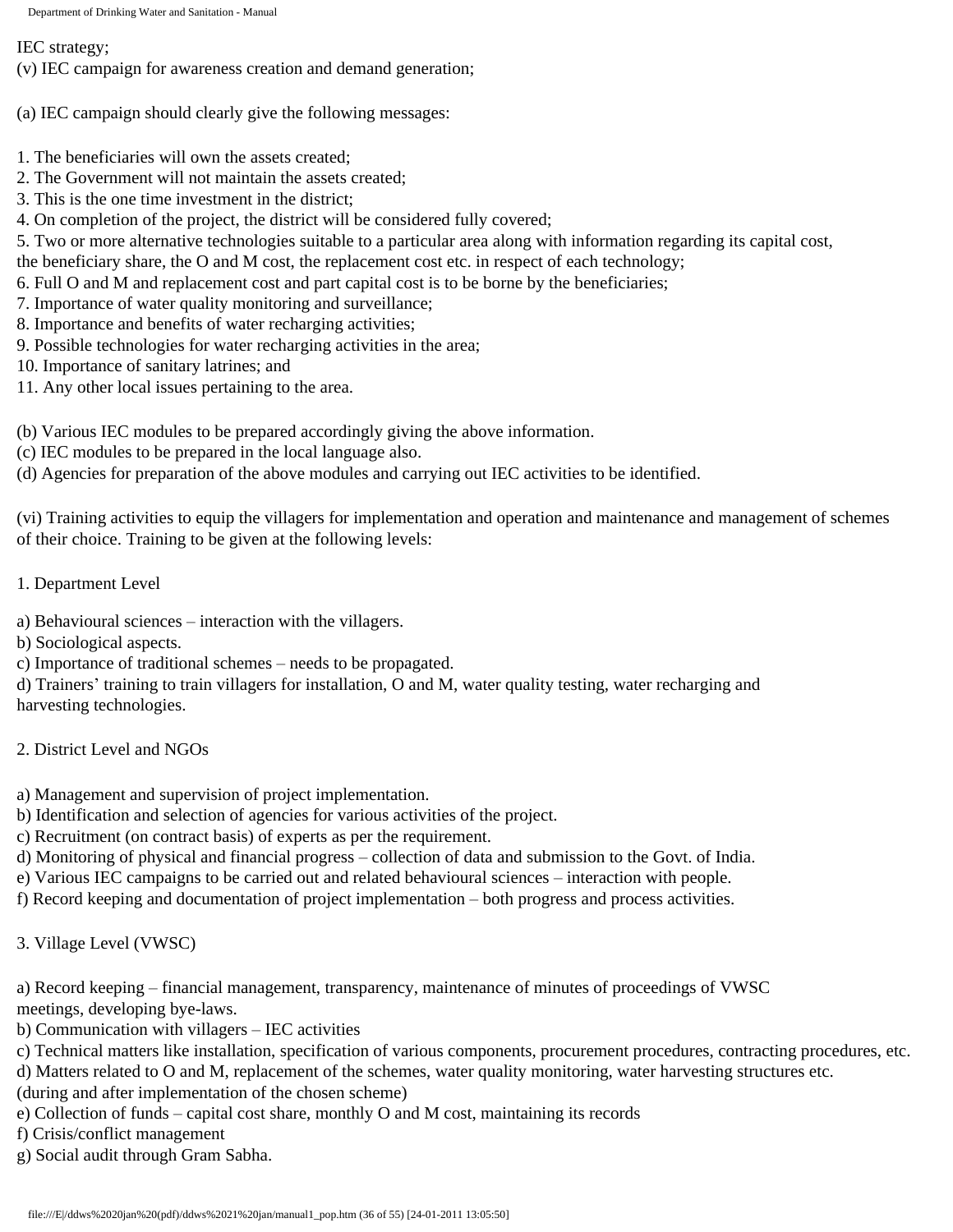IEC strategy;

(v) IEC campaign for awareness creation and demand generation;

(a) IEC campaign should clearly give the following messages:

1. The beneficiaries will own the assets created;
2. The Government will not maintain the assets created;
3. This is the one time investment in the district;
4. On completion of the project, the district will be considered fully covered;
5. Two or more alternative technologies suitable to a particular area along with information regarding its capital cost, the beneficiary share, the O and M cost, the replacement cost etc. in respect of each technology;
6. Full O and M and replacement cost and part capital cost is to be borne by the beneficiaries;
7. Importance of water quality monitoring and surveillance;
8. Importance and benefits of water recharging activities;
9. Possible technologies for water recharging activities in the area;
10. Importance of sanitary latrines; and
11. Any other local issues pertaining to the area.

(b) Various IEC modules to be prepared accordingly giving the above information.

(c) IEC modules to be prepared in the local language also.

(d) Agencies for preparation of the above modules and carrying out IEC activities to be identified.

(vi) Training activities to equip the villagers for implementation and operation and maintenance and management of schemes of their choice. Training to be given at the following levels:

1. Department Level

a) Behavioural sciences – interaction with the villagers.

b) Sociological aspects.

c) Importance of traditional schemes – needs to be propagated.

d) Trainers' training to train villagers for installation, O and M, water quality testing, water recharging and harvesting technologies.

2. District Level and NGOs

a) Management and supervision of project implementation.

b) Identification and selection of agencies for various activities of the project.

c) Recruitment (on contract basis) of experts as per the requirement.

d) Monitoring of physical and financial progress – collection of data and submission to the Govt. of India.

e) Various IEC campaigns to be carried out and related behavioural sciences – interaction with people.

f) Record keeping and documentation of project implementation – both progress and process activities.

3. Village Level (VWSC)

a) Record keeping – financial management, transparency, maintenance of minutes of proceedings of VWSC meetings, developing bye-laws.

b) Communication with villagers – IEC activities

c) Technical matters like installation, specification of various components, procurement procedures, contracting procedures, etc.

d) Matters related to O and M, replacement of the schemes, water quality monitoring, water harvesting structures etc. (during and after implementation of the chosen scheme)

e) Collection of funds – capital cost share, monthly O and M cost, maintaining its records

f) Crisis/conflict management

g) Social audit through Gram Sabha.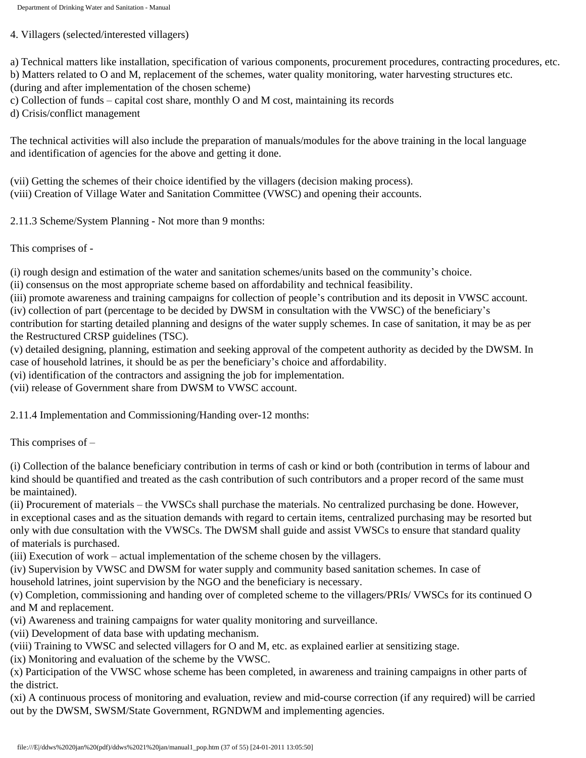4. Villagers (selected/interested villagers)

a) Technical matters like installation, specification of various components, procurement procedures, contracting procedures, etc.
b) Matters related to O and M, replacement of the schemes, water quality monitoring, water harvesting structures etc. (during and after implementation of the chosen scheme)
c) Collection of funds – capital cost share, monthly O and M cost, maintaining its records
d) Crisis/conflict management

The technical activities will also include the preparation of manuals/modules for the above training in the local language and identification of agencies for the above and getting it done.

(vii) Getting the schemes of their choice identified by the villagers (decision making process).
(viii) Creation of Village Water and Sanitation Committee (VWSC) and opening their accounts.

2.11.3 Scheme/System Planning - Not more than 9 months:

This comprises of -

(i) rough design and estimation of the water and sanitation schemes/units based on the community's choice.
(ii) consensus on the most appropriate scheme based on affordability and technical feasibility.
(iii) promote awareness and training campaigns for collection of people's contribution and its deposit in VWSC account.
(iv) collection of part (percentage to be decided by DWSM in consultation with the VWSC) of the beneficiary's contribution for starting detailed planning and designs of the water supply schemes. In case of sanitation, it may be as per the Restructured CRSP guidelines (TSC).
(v) detailed designing, planning, estimation and seeking approval of the competent authority as decided by the DWSM. In case of household latrines, it should be as per the beneficiary's choice and affordability.
(vi) identification of the contractors and assigning the job for implementation.
(vii) release of Government share from DWSM to VWSC account.

2.11.4 Implementation and Commissioning/Handing over-12 months:

This comprises of –

(i) Collection of the balance beneficiary contribution in terms of cash or kind or both (contribution in terms of labour and kind should be quantified and treated as the cash contribution of such contributors and a proper record of the same must be maintained).
(ii) Procurement of materials – the VWSCs shall purchase the materials. No centralized purchasing be done. However, in exceptional cases and as the situation demands with regard to certain items, centralized purchasing may be resorted but only with due consultation with the VWSCs. The DWSM shall guide and assist VWSCs to ensure that standard quality of materials is purchased.
(iii) Execution of work – actual implementation of the scheme chosen by the villagers.
(iv) Supervision by VWSC and DWSM for water supply and community based sanitation schemes. In case of household latrines, joint supervision by the NGO and the beneficiary is necessary.
(v) Completion, commissioning and handing over of completed scheme to the villagers/PRIs/ VWSCs for its continued O and M and replacement.
(vi) Awareness and training campaigns for water quality monitoring and surveillance.
(vii) Development of data base with updating mechanism.
(viii) Training to VWSC and selected villagers for O and M, etc. as explained earlier at sensitizing stage.
(ix) Monitoring and evaluation of the scheme by the VWSC.
(x) Participation of the VWSC whose scheme has been completed, in awareness and training campaigns in other parts of the district.
(xi) A continuous process of monitoring and evaluation, review and mid-course correction (if any required) will be carried out by the DWSM, SWSM/State Government, RGNDWM and implementing agencies.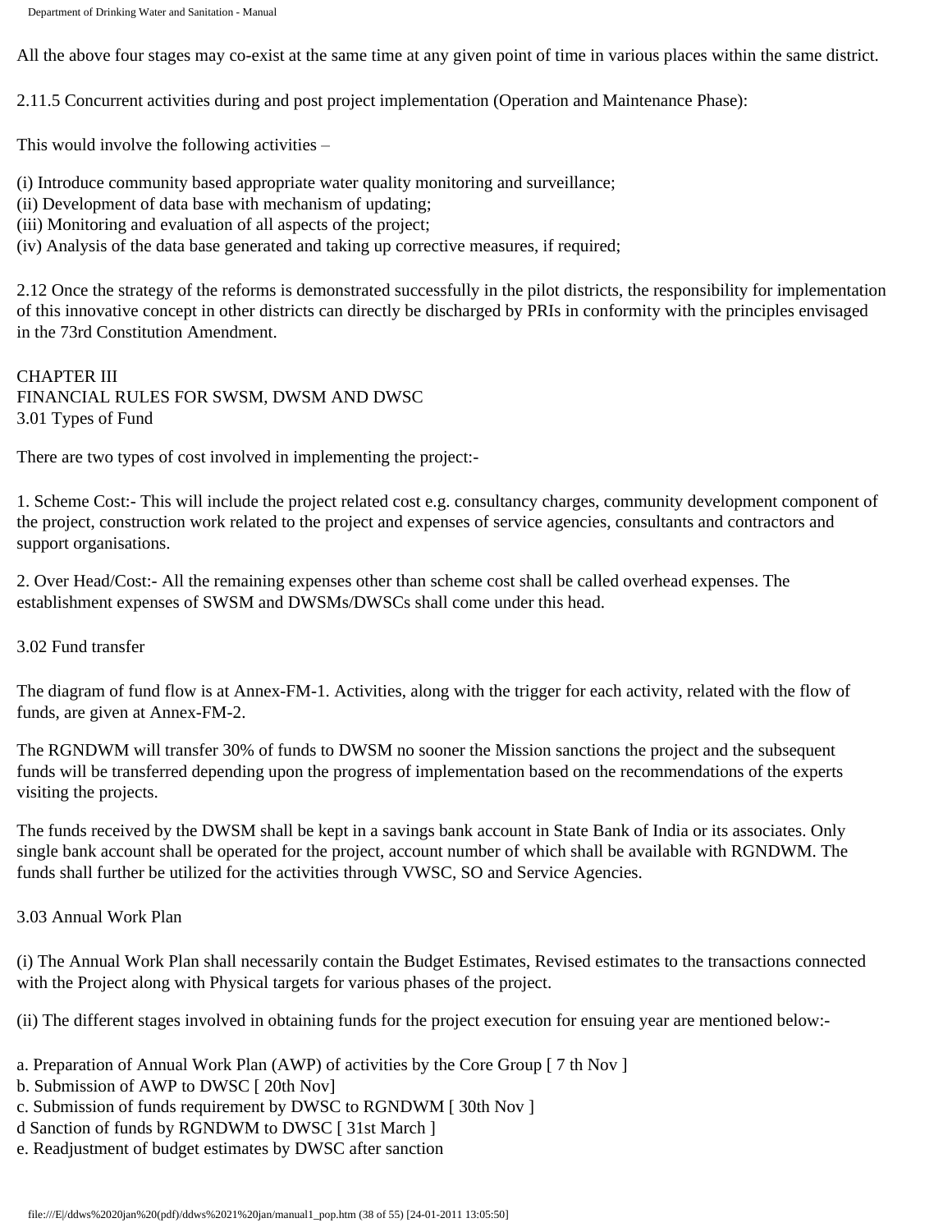All the above four stages may co-exist at the same time at any given point of time in various places within the same district.

2.11.5 Concurrent activities during and post project implementation (Operation and Maintenance Phase):

This would involve the following activities –

(i) Introduce community based appropriate water quality monitoring and surveillance;
(ii) Development of data base with mechanism of updating;
(iii) Monitoring and evaluation of all aspects of the project;
(iv) Analysis of the data base generated and taking up corrective measures, if required;

2.12 Once the strategy of the reforms is demonstrated successfully in the pilot districts, the responsibility for implementation of this innovative concept in other districts can directly be discharged by PRIs in conformity with the principles envisaged in the 73rd Constitution Amendment.

## CHAPTER III
## FINANCIAL RULES FOR SWSM, DWSM AND DWSC

### 3.01 Types of Fund

There are two types of cost involved in implementing the project:-

1. Scheme Cost:- This will include the project related cost e.g. consultancy charges, community development component of the project, construction work related to the project and expenses of service agencies, consultants and contractors and support organisations.

2. Over Head/Cost:- All the remaining expenses other than scheme cost shall be called overhead expenses. The establishment expenses of SWSM and DWSMs/DWSCs shall come under this head.

### 3.02 Fund transfer

The diagram of fund flow is at Annex-FM-1. Activities, along with the trigger for each activity, related with the flow of funds, are given at Annex-FM-2.

The RGNDWM will transfer 30% of funds to DWSM no sooner the Mission sanctions the project and the subsequent funds will be transferred depending upon the progress of implementation based on the recommendations of the experts visiting the projects.

The funds received by the DWSM shall be kept in a savings bank account in State Bank of India or its associates. Only single bank account shall be operated for the project, account number of which shall be available with RGNDWM. The funds shall further be utilized for the activities through VWSC, SO and Service Agencies.

### 3.03 Annual Work Plan

(i) The Annual Work Plan shall necessarily contain the Budget Estimates, Revised estimates to the transactions connected with the Project along with Physical targets for various phases of the project.

(ii) The different stages involved in obtaining funds for the project execution for ensuing year are mentioned below:-

a. Preparation of Annual Work Plan (AWP) of activities by the Core Group [ 7 th Nov ]
b. Submission of AWP to DWSC [ 20th Nov]
c. Submission of funds requirement by DWSC to RGNDWM [ 30th Nov ]
d Sanction of funds by RGNDWM to DWSC [ 31st March ]
e. Readjustment of budget estimates by DWSC after sanction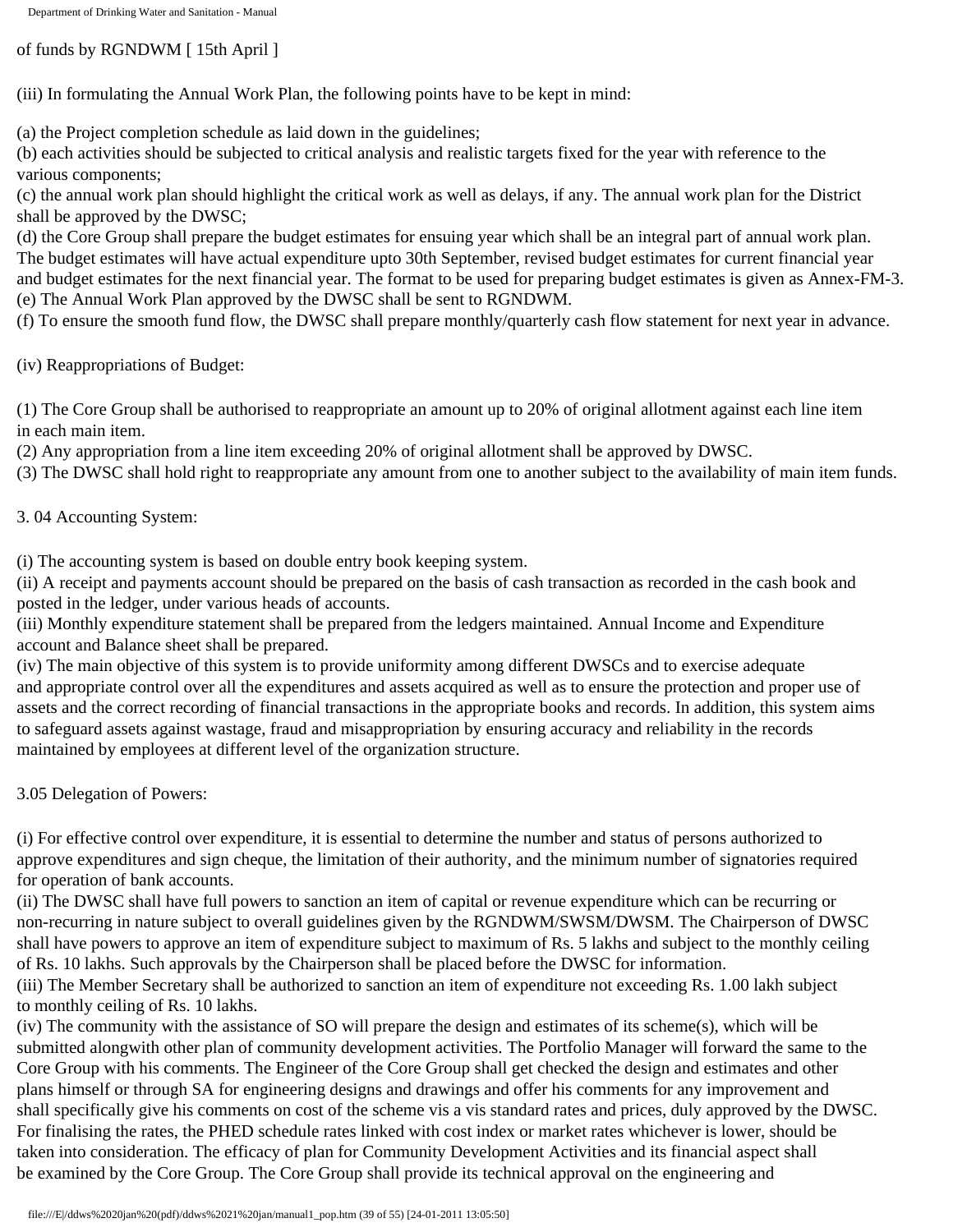of funds by RGNDWM [ 15th April ]

(iii) In formulating the Annual Work Plan, the following points have to be kept in mind:

(a) the Project completion schedule as laid down in the guidelines;
(b) each activities should be subjected to critical analysis and realistic targets fixed for the year with reference to the various components;
(c) the annual work plan should highlight the critical work as well as delays, if any. The annual work plan for the District shall be approved by the DWSC;
(d) the Core Group shall prepare the budget estimates for ensuing year which shall be an integral part of annual work plan. The budget estimates will have actual expenditure upto 30th September, revised budget estimates for current financial year and budget estimates for the next financial year. The format to be used for preparing budget estimates is given as Annex-FM-3.
(e) The Annual Work Plan approved by the DWSC shall be sent to RGNDWM.
(f) To ensure the smooth fund flow, the DWSC shall prepare monthly/quarterly cash flow statement for next year in advance.

(iv) Reappropriations of Budget:

(1) The Core Group shall be authorised to reappropriate an amount up to 20% of original allotment against each line item in each main item.
(2) Any appropriation from a line item exceeding 20% of original allotment shall be approved by DWSC.
(3) The DWSC shall hold right to reappropriate any amount from one to another subject to the availability of main item funds.

3. 04 Accounting System:

(i) The accounting system is based on double entry book keeping system.
(ii) A receipt and payments account should be prepared on the basis of cash transaction as recorded in the cash book and posted in the ledger, under various heads of accounts.
(iii) Monthly expenditure statement shall be prepared from the ledgers maintained. Annual Income and Expenditure account and Balance sheet shall be prepared.
(iv) The main objective of this system is to provide uniformity among different DWSCs and to exercise adequate and appropriate control over all the expenditures and assets acquired as well as to ensure the protection and proper use of assets and the correct recording of financial transactions in the appropriate books and records. In addition, this system aims to safeguard assets against wastage, fraud and misappropriation by ensuring accuracy and reliability in the records maintained by employees at different level of the organization structure.

3.05 Delegation of Powers:

(i) For effective control over expenditure, it is essential to determine the number and status of persons authorized to approve expenditures and sign cheque, the limitation of their authority, and the minimum number of signatories required for operation of bank accounts.
(ii) The DWSC shall have full powers to sanction an item of capital or revenue expenditure which can be recurring or non-recurring in nature subject to overall guidelines given by the RGNDWM/SWSM/DWSM. The Chairperson of DWSC shall have powers to approve an item of expenditure subject to maximum of Rs. 5 lakhs and subject to the monthly ceiling of Rs. 10 lakhs. Such approvals by the Chairperson shall be placed before the DWSC for information.
(iii) The Member Secretary shall be authorized to sanction an item of expenditure not exceeding Rs. 1.00 lakh subject to monthly ceiling of Rs. 10 lakhs.
(iv) The community with the assistance of SO will prepare the design and estimates of its scheme(s), which will be submitted alongwith other plan of community development activities. The Portfolio Manager will forward the same to the Core Group with his comments. The Engineer of the Core Group shall get checked the design and estimates and other plans himself or through SA for engineering designs and drawings and offer his comments for any improvement and shall specifically give his comments on cost of the scheme vis a vis standard rates and prices, duly approved by the DWSC. For finalising the rates, the PHED schedule rates linked with cost index or market rates whichever is lower, should be taken into consideration. The efficacy of plan for Community Development Activities and its financial aspect shall be examined by the Core Group. The Core Group shall provide its technical approval on the engineering and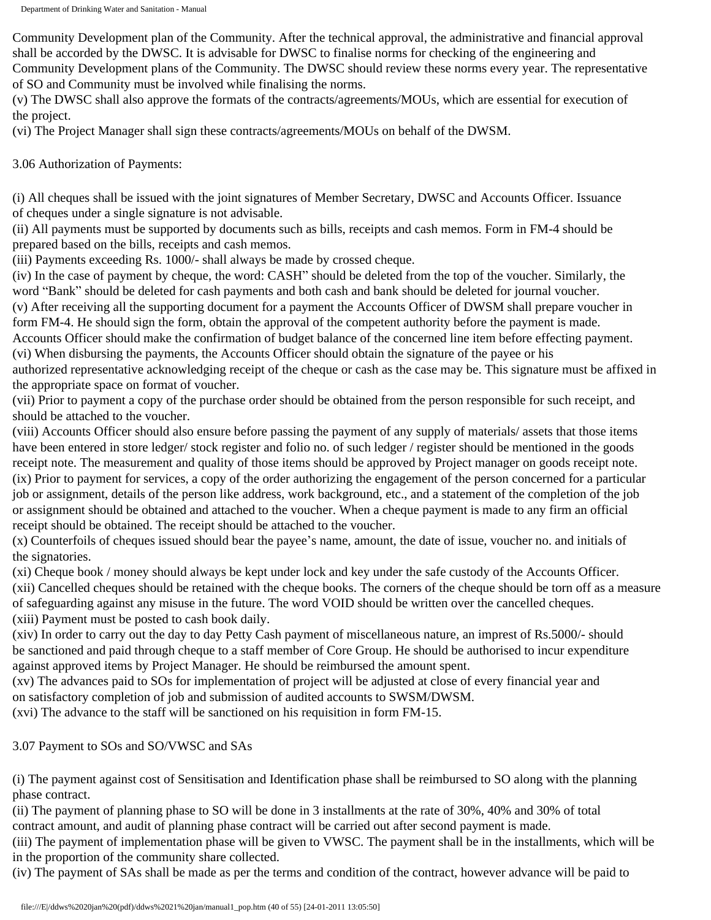Community Development plan of the Community. After the technical approval, the administrative and financial approval shall be accorded by the DWSC. It is advisable for DWSC to finalise norms for checking of the engineering and Community Development plans of the Community. The DWSC should review these norms every year. The representative of SO and Community must be involved while finalising the norms.

(v) The DWSC shall also approve the formats of the contracts/agreements/MOUs, which are essential for execution of the project.

(vi) The Project Manager shall sign these contracts/agreements/MOUs on behalf of the DWSM.

3.06 Authorization of Payments:

(i) All cheques shall be issued with the joint signatures of Member Secretary, DWSC and Accounts Officer. Issuance of cheques under a single signature is not advisable.

(ii) All payments must be supported by documents such as bills, receipts and cash memos. Form in FM-4 should be prepared based on the bills, receipts and cash memos.

(iii) Payments exceeding Rs. 1000/- shall always be made by crossed cheque.

(iv) In the case of payment by cheque, the word: CASH" should be deleted from the top of the voucher. Similarly, the word "Bank" should be deleted for cash payments and both cash and bank should be deleted for journal voucher.

(v) After receiving all the supporting document for a payment the Accounts Officer of DWSM shall prepare voucher in form FM-4. He should sign the form, obtain the approval of the competent authority before the payment is made. Accounts Officer should make the confirmation of budget balance of the concerned line item before effecting payment.

(vi) When disbursing the payments, the Accounts Officer should obtain the signature of the payee or his authorized representative acknowledging receipt of the cheque or cash as the case may be. This signature must be affixed in the appropriate space on format of voucher.

(vii) Prior to payment a copy of the purchase order should be obtained from the person responsible for such receipt, and should be attached to the voucher.

(viii) Accounts Officer should also ensure before passing the payment of any supply of materials/ assets that those items have been entered in store ledger/ stock register and folio no. of such ledger / register should be mentioned in the goods receipt note. The measurement and quality of those items should be approved by Project manager on goods receipt note.

(ix) Prior to payment for services, a copy of the order authorizing the engagement of the person concerned for a particular job or assignment, details of the person like address, work background, etc., and a statement of the completion of the job or assignment should be obtained and attached to the voucher. When a cheque payment is made to any firm an official receipt should be obtained. The receipt should be attached to the voucher.

(x) Counterfoils of cheques issued should bear the payee's name, amount, the date of issue, voucher no. and initials of the signatories.

(xi) Cheque book / money should always be kept under lock and key under the safe custody of the Accounts Officer.

(xii) Cancelled cheques should be retained with the cheque books. The corners of the cheque should be torn off as a measure of safeguarding against any misuse in the future. The word VOID should be written over the cancelled cheques.

(xiii) Payment must be posted to cash book daily.

(xiv) In order to carry out the day to day Petty Cash payment of miscellaneous nature, an imprest of Rs.5000/- should be sanctioned and paid through cheque to a staff member of Core Group. He should be authorised to incur expenditure against approved items by Project Manager. He should be reimbursed the amount spent.

(xv) The advances paid to SOs for implementation of project will be adjusted at close of every financial year and on satisfactory completion of job and submission of audited accounts to SWSM/DWSM.

(xvi) The advance to the staff will be sanctioned on his requisition in form FM-15.

3.07 Payment to SOs and SO/VWSC and SAs

(i) The payment against cost of Sensitisation and Identification phase shall be reimbursed to SO along with the planning phase contract.

(ii) The payment of planning phase to SO will be done in 3 installments at the rate of 30%, 40% and 30% of total contract amount, and audit of planning phase contract will be carried out after second payment is made.

(iii) The payment of implementation phase will be given to VWSC. The payment shall be in the installments, which will be in the proportion of the community share collected.

(iv) The payment of SAs shall be made as per the terms and condition of the contract, however advance will be paid to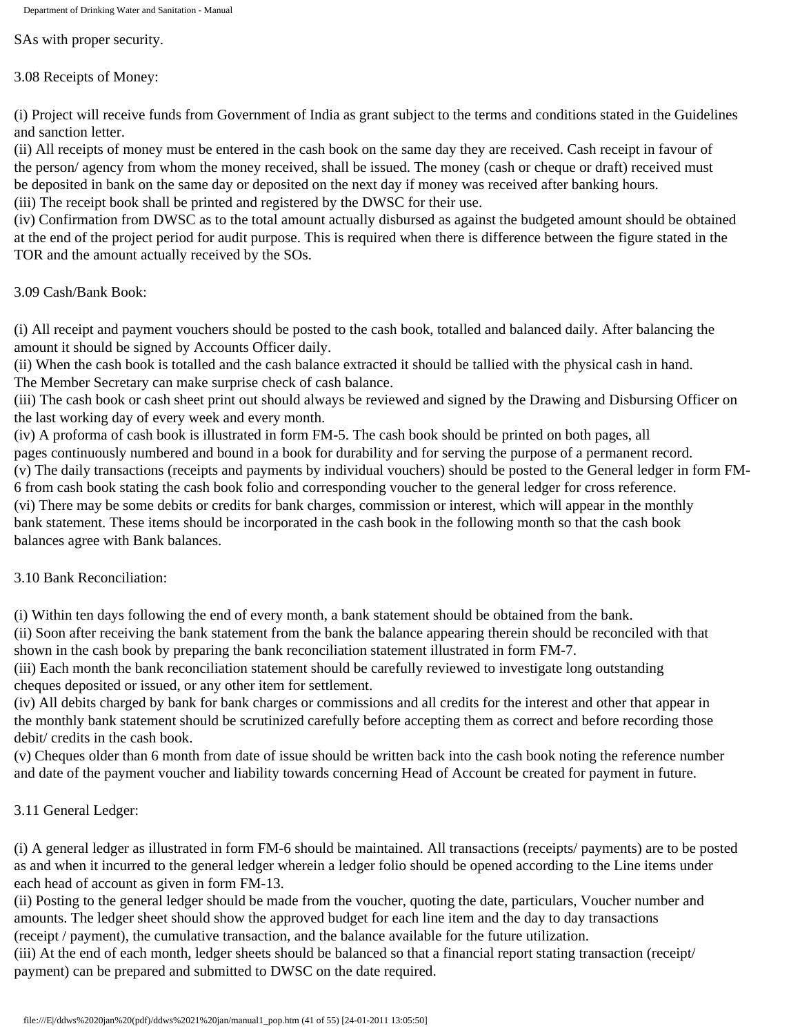SAs with proper security.

3.08 Receipts of Money:

(i) Project will receive funds from Government of India as grant subject to the terms and conditions stated in the Guidelines and sanction letter.
(ii) All receipts of money must be entered in the cash book on the same day they are received. Cash receipt in favour of the person/ agency from whom the money received, shall be issued. The money (cash or cheque or draft) received must be deposited in bank on the same day or deposited on the next day if money was received after banking hours.
(iii) The receipt book shall be printed and registered by the DWSC for their use.
(iv) Confirmation from DWSC as to the total amount actually disbursed as against the budgeted amount should be obtained at the end of the project period for audit purpose. This is required when there is difference between the figure stated in the TOR and the amount actually received by the SOs.

3.09 Cash/Bank Book:

(i) All receipt and payment vouchers should be posted to the cash book, totalled and balanced daily. After balancing the amount it should be signed by Accounts Officer daily.
(ii) When the cash book is totalled and the cash balance extracted it should be tallied with the physical cash in hand. The Member Secretary can make surprise check of cash balance.
(iii) The cash book or cash sheet print out should always be reviewed and signed by the Drawing and Disbursing Officer on the last working day of every week and every month.
(iv) A proforma of cash book is illustrated in form FM-5. The cash book should be printed on both pages, all pages continuously numbered and bound in a book for durability and for serving the purpose of a permanent record.
(v) The daily transactions (receipts and payments by individual vouchers) should be posted to the General ledger in form FM-6 from cash book stating the cash book folio and corresponding voucher to the general ledger for cross reference.
(vi) There may be some debits or credits for bank charges, commission or interest, which will appear in the monthly bank statement. These items should be incorporated in the cash book in the following month so that the cash book balances agree with Bank balances.

3.10 Bank Reconciliation:

(i) Within ten days following the end of every month, a bank statement should be obtained from the bank.
(ii) Soon after receiving the bank statement from the bank the balance appearing therein should be reconciled with that shown in the cash book by preparing the bank reconciliation statement illustrated in form FM-7.
(iii) Each month the bank reconciliation statement should be carefully reviewed to investigate long outstanding cheques deposited or issued, or any other item for settlement.
(iv) All debits charged by bank for bank charges or commissions and all credits for the interest and other that appear in the monthly bank statement should be scrutinized carefully before accepting them as correct and before recording those debit/ credits in the cash book.
(v) Cheques older than 6 month from date of issue should be written back into the cash book noting the reference number and date of the payment voucher and liability towards concerning Head of Account be created for payment in future.

3.11 General Ledger:

(i) A general ledger as illustrated in form FM-6 should be maintained. All transactions (receipts/ payments) are to be posted as and when it incurred to the general ledger wherein a ledger folio should be opened according to the Line items under each head of account as given in form FM-13.
(ii) Posting to the general ledger should be made from the voucher, quoting the date, particulars, Voucher number and amounts. The ledger sheet should show the approved budget for each line item and the day to day transactions (receipt / payment), the cumulative transaction, and the balance available for the future utilization.
(iii) At the end of each month, ledger sheets should be balanced so that a financial report stating transaction (receipt/ payment) can be prepared and submitted to DWSC on the date required.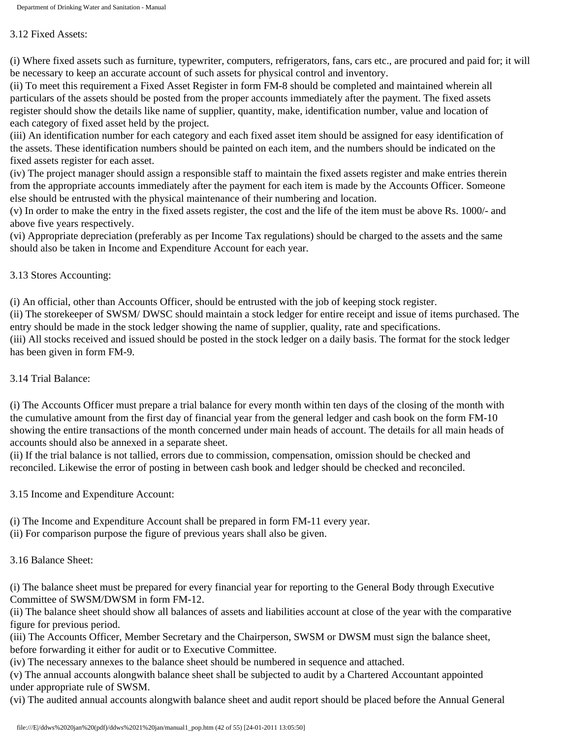### 3.12 Fixed Assets:

(i) Where fixed assets such as furniture, typewriter, computers, refrigerators, fans, cars etc., are procured and paid for; it will be necessary to keep an accurate account of such assets for physical control and inventory.
(ii) To meet this requirement a Fixed Asset Register in form FM-8 should be completed and maintained wherein all particulars of the assets should be posted from the proper accounts immediately after the payment. The fixed assets register should show the details like name of supplier, quantity, make, identification number, value and location of each category of fixed asset held by the project.
(iii) An identification number for each category and each fixed asset item should be assigned for easy identification of the assets. These identification numbers should be painted on each item, and the numbers should be indicated on the fixed assets register for each asset.
(iv) The project manager should assign a responsible staff to maintain the fixed assets register and make entries therein from the appropriate accounts immediately after the payment for each item is made by the Accounts Officer. Someone else should be entrusted with the physical maintenance of their numbering and location.
(v) In order to make the entry in the fixed assets register, the cost and the life of the item must be above Rs. 1000/- and above five years respectively.
(vi) Appropriate depreciation (preferably as per Income Tax regulations) should be charged to the assets and the same should also be taken in Income and Expenditure Account for each year.

### 3.13 Stores Accounting:

(i) An official, other than Accounts Officer, should be entrusted with the job of keeping stock register.
(ii) The storekeeper of SWSM/ DWSC should maintain a stock ledger for entire receipt and issue of items purchased. The entry should be made in the stock ledger showing the name of supplier, quality, rate and specifications.
(iii) All stocks received and issued should be posted in the stock ledger on a daily basis. The format for the stock ledger has been given in form FM-9.

### 3.14 Trial Balance:

(i) The Accounts Officer must prepare a trial balance for every month within ten days of the closing of the month with the cumulative amount from the first day of financial year from the general ledger and cash book on the form FM-10 showing the entire transactions of the month concerned under main heads of account. The details for all main heads of accounts should also be annexed in a separate sheet.
(ii) If the trial balance is not tallied, errors due to commission, compensation, omission should be checked and reconciled. Likewise the error of posting in between cash book and ledger should be checked and reconciled.

### 3.15 Income and Expenditure Account:

(i) The Income and Expenditure Account shall be prepared in form FM-11 every year.
(ii) For comparison purpose the figure of previous years shall also be given.

### 3.16 Balance Sheet:

(i) The balance sheet must be prepared for every financial year for reporting to the General Body through Executive Committee of SWSM/DWSM in form FM-12.
(ii) The balance sheet should show all balances of assets and liabilities account at close of the year with the comparative figure for previous period.
(iii) The Accounts Officer, Member Secretary and the Chairperson, SWSM or DWSM must sign the balance sheet, before forwarding it either for audit or to Executive Committee.
(iv) The necessary annexes to the balance sheet should be numbered in sequence and attached.
(v) The annual accounts alongwith balance sheet shall be subjected to audit by a Chartered Accountant appointed under appropriate rule of SWSM.
(vi) The audited annual accounts alongwith balance sheet and audit report should be placed before the Annual General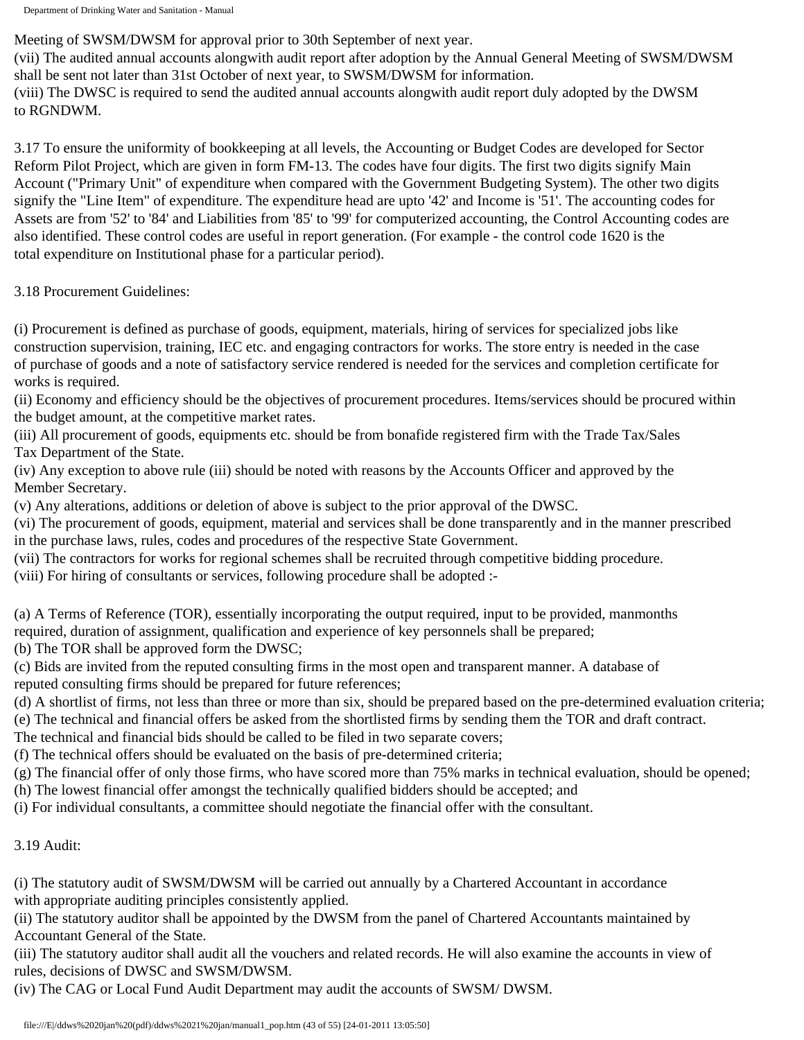Meeting of SWSM/DWSM for approval prior to 30th September of next year.

(vii) The audited annual accounts alongwith audit report after adoption by the Annual General Meeting of SWSM/DWSM shall be sent not later than 31st October of next year, to SWSM/DWSM for information.

(viii) The DWSC is required to send the audited annual accounts alongwith audit report duly adopted by the DWSM to RGNDWM.

3.17 To ensure the uniformity of bookkeeping at all levels, the Accounting or Budget Codes are developed for Sector Reform Pilot Project, which are given in form FM-13. The codes have four digits. The first two digits signify Main Account ("Primary Unit" of expenditure when compared with the Government Budgeting System). The other two digits signify the "Line Item" of expenditure. The expenditure head are upto '42' and Income is '51'. The accounting codes for Assets are from '52' to '84' and Liabilities from '85' to '99' for computerized accounting, the Control Accounting codes are also identified. These control codes are useful in report generation. (For example - the control code 1620 is the total expenditure on Institutional phase for a particular period).

3.18 Procurement Guidelines:

(i) Procurement is defined as purchase of goods, equipment, materials, hiring of services for specialized jobs like construction supervision, training, IEC etc. and engaging contractors for works. The store entry is needed in the case of purchase of goods and a note of satisfactory service rendered is needed for the services and completion certificate for works is required.

(ii) Economy and efficiency should be the objectives of procurement procedures. Items/services should be procured within the budget amount, at the competitive market rates.

(iii) All procurement of goods, equipments etc. should be from bonafide registered firm with the Trade Tax/Sales Tax Department of the State.

(iv) Any exception to above rule (iii) should be noted with reasons by the Accounts Officer and approved by the Member Secretary.

(v) Any alterations, additions or deletion of above is subject to the prior approval of the DWSC.

(vi) The procurement of goods, equipment, material and services shall be done transparently and in the manner prescribed in the purchase laws, rules, codes and procedures of the respective State Government.

(vii) The contractors for works for regional schemes shall be recruited through competitive bidding procedure.

(viii) For hiring of consultants or services, following procedure shall be adopted :-

(a) A Terms of Reference (TOR), essentially incorporating the output required, input to be provided, manmonths required, duration of assignment, qualification and experience of key personnels shall be prepared;

(b) The TOR shall be approved form the DWSC;

(c) Bids are invited from the reputed consulting firms in the most open and transparent manner. A database of reputed consulting firms should be prepared for future references;

(d) A shortlist of firms, not less than three or more than six, should be prepared based on the pre-determined evaluation criteria;

(e) The technical and financial offers be asked from the shortlisted firms by sending them the TOR and draft contract. The technical and financial bids should be called to be filed in two separate covers;

(f) The technical offers should be evaluated on the basis of pre-determined criteria;

(g) The financial offer of only those firms, who have scored more than 75% marks in technical evaluation, should be opened;

(h) The lowest financial offer amongst the technically qualified bidders should be accepted; and

(i) For individual consultants, a committee should negotiate the financial offer with the consultant.

3.19 Audit:

(i) The statutory audit of SWSM/DWSM will be carried out annually by a Chartered Accountant in accordance with appropriate auditing principles consistently applied.

(ii) The statutory auditor shall be appointed by the DWSM from the panel of Chartered Accountants maintained by Accountant General of the State.

(iii) The statutory auditor shall audit all the vouchers and related records. He will also examine the accounts in view of rules, decisions of DWSC and SWSM/DWSM.

(iv) The CAG or Local Fund Audit Department may audit the accounts of SWSM/ DWSM.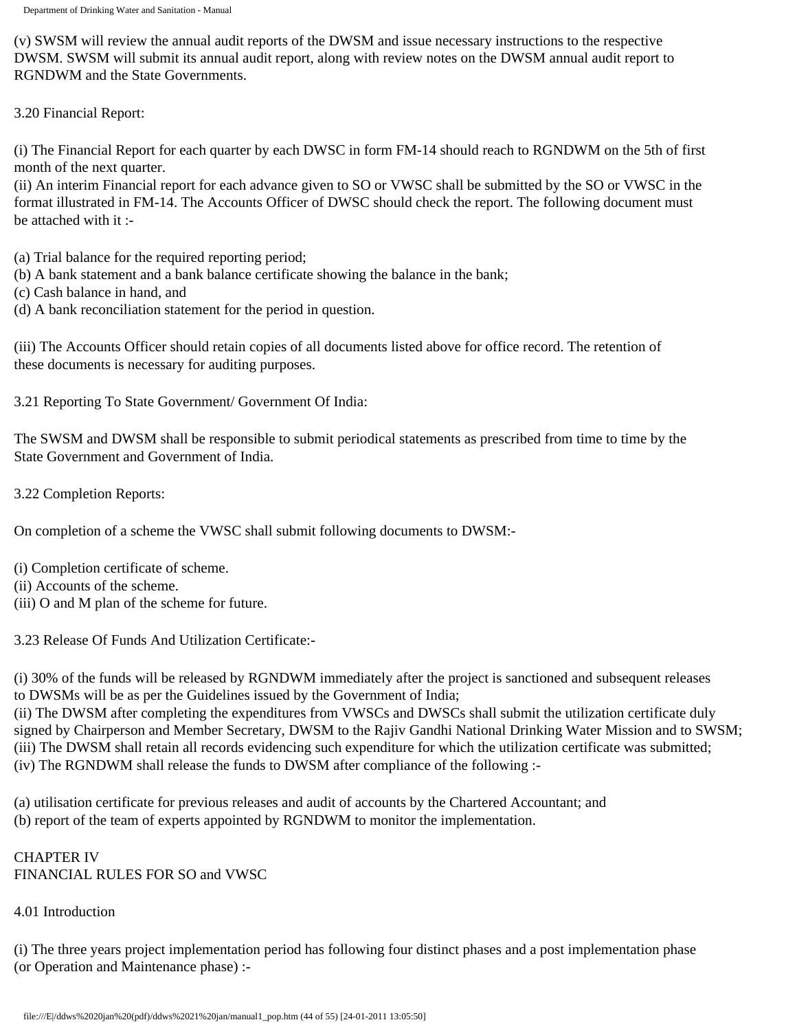(v) SWSM will review the annual audit reports of the DWSM and issue necessary instructions to the respective DWSM. SWSM will submit its annual audit report, along with review notes on the DWSM annual audit report to RGNDWM and the State Governments.

3.20 Financial Report:

(i) The Financial Report for each quarter by each DWSC in form FM-14 should reach to RGNDWM on the 5th of first month of the next quarter.
(ii) An interim Financial report for each advance given to SO or VWSC shall be submitted by the SO or VWSC in the format illustrated in FM-14. The Accounts Officer of DWSC should check the report. The following document must be attached with it :-

(a) Trial balance for the required reporting period;
(b) A bank statement and a bank balance certificate showing the balance in the bank;
(c) Cash balance in hand, and
(d) A bank reconciliation statement for the period in question.

(iii) The Accounts Officer should retain copies of all documents listed above for office record. The retention of these documents is necessary for auditing purposes.

3.21 Reporting To State Government/ Government Of India:

The SWSM and DWSM shall be responsible to submit periodical statements as prescribed from time to time by the State Government and Government of India.

3.22 Completion Reports:

On completion of a scheme the VWSC shall submit following documents to DWSM:-

(i) Completion certificate of scheme.
(ii) Accounts of the scheme.
(iii) O and M plan of the scheme for future.

3.23 Release Of Funds And Utilization Certificate:-

(i) 30% of the funds will be released by RGNDWM immediately after the project is sanctioned and subsequent releases to DWSMs will be as per the Guidelines issued by the Government of India;
(ii) The DWSM after completing the expenditures from VWSCs and DWSCs shall submit the utilization certificate duly signed by Chairperson and Member Secretary, DWSM to the Rajiv Gandhi National Drinking Water Mission and to SWSM;
(iii) The DWSM shall retain all records evidencing such expenditure for which the utilization certificate was submitted;
(iv) The RGNDWM shall release the funds to DWSM after compliance of the following :-

(a) utilisation certificate for previous releases and audit of accounts by the Chartered Accountant; and
(b) report of the team of experts appointed by RGNDWM to monitor the implementation.

## CHAPTER IV
## FINANCIAL RULES FOR SO and VWSC

4.01 Introduction

(i) The three years project implementation period has following four distinct phases and a post implementation phase (or Operation and Maintenance phase) :-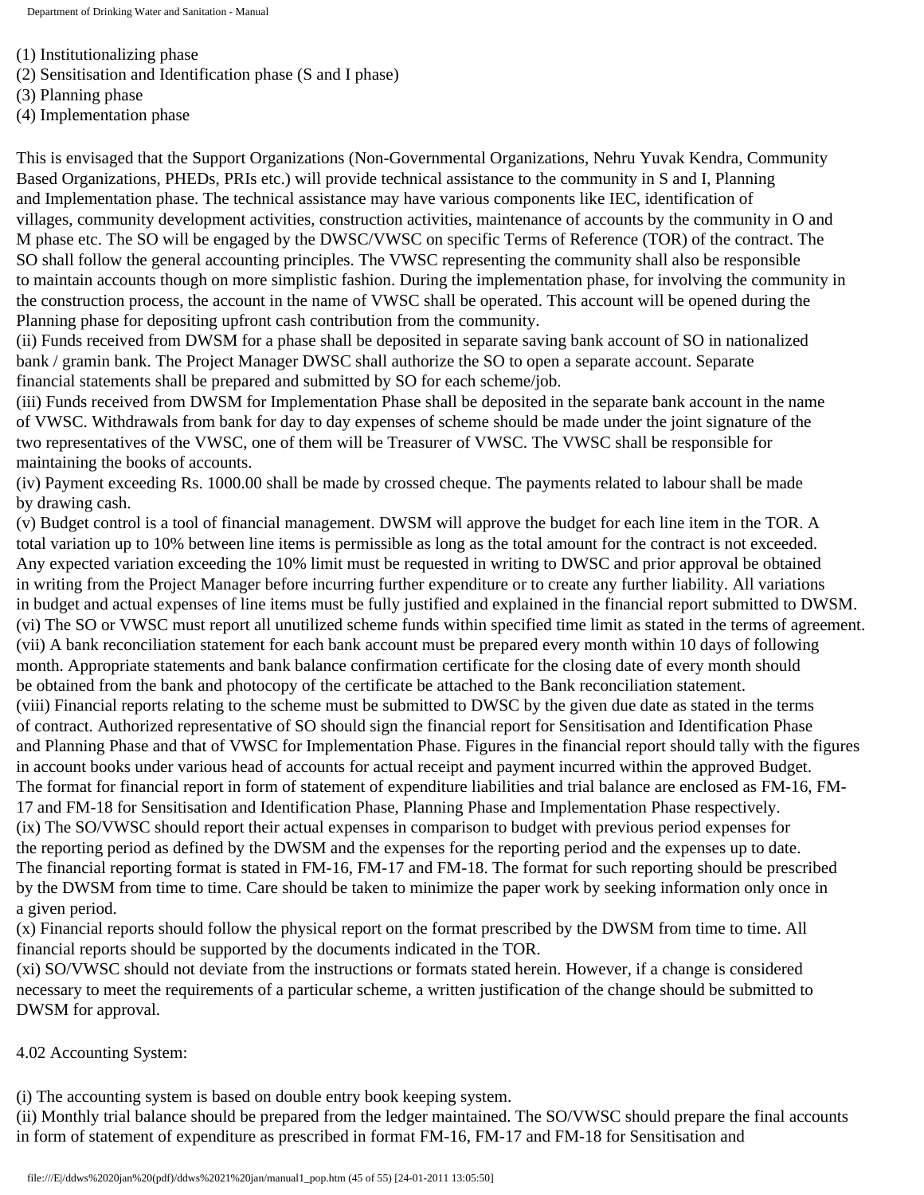(1) Institutionalizing phase
(2) Sensitisation and Identification phase (S and I phase)
(3) Planning phase
(4) Implementation phase

This is envisaged that the Support Organizations (Non-Governmental Organizations, Nehru Yuvak Kendra, Community Based Organizations, PHEDs, PRIs etc.) will provide technical assistance to the community in S and I, Planning and Implementation phase. The technical assistance may have various components like IEC, identification of villages, community development activities, construction activities, maintenance of accounts by the community in O and M phase etc. The SO will be engaged by the DWSC/VWSC on specific Terms of Reference (TOR) of the contract. The SO shall follow the general accounting principles. The VWSC representing the community shall also be responsible to maintain accounts though on more simplistic fashion. During the implementation phase, for involving the community in the construction process, the account in the name of VWSC shall be operated. This account will be opened during the Planning phase for depositing upfront cash contribution from the community.
(ii) Funds received from DWSM for a phase shall be deposited in separate saving bank account of SO in nationalized bank / gramin bank. The Project Manager DWSC shall authorize the SO to open a separate account. Separate financial statements shall be prepared and submitted by SO for each scheme/job.
(iii) Funds received from DWSM for Implementation Phase shall be deposited in the separate bank account in the name of VWSC. Withdrawals from bank for day to day expenses of scheme should be made under the joint signature of the two representatives of the VWSC, one of them will be Treasurer of VWSC. The VWSC shall be responsible for maintaining the books of accounts.
(iv) Payment exceeding Rs. 1000.00 shall be made by crossed cheque. The payments related to labour shall be made by drawing cash.
(v) Budget control is a tool of financial management. DWSM will approve the budget for each line item in the TOR. A total variation up to 10% between line items is permissible as long as the total amount for the contract is not exceeded. Any expected variation exceeding the 10% limit must be requested in writing to DWSC and prior approval be obtained in writing from the Project Manager before incurring further expenditure or to create any further liability. All variations in budget and actual expenses of line items must be fully justified and explained in the financial report submitted to DWSM.
(vi) The SO or VWSC must report all unutilized scheme funds within specified time limit as stated in the terms of agreement.
(vii) A bank reconciliation statement for each bank account must be prepared every month within 10 days of following month. Appropriate statements and bank balance confirmation certificate for the closing date of every month should be obtained from the bank and photocopy of the certificate be attached to the Bank reconciliation statement.
(viii) Financial reports relating to the scheme must be submitted to DWSC by the given due date as stated in the terms of contract. Authorized representative of SO should sign the financial report for Sensitisation and Identification Phase and Planning Phase and that of VWSC for Implementation Phase. Figures in the financial report should tally with the figures in account books under various head of accounts for actual receipt and payment incurred within the approved Budget. The format for financial report in form of statement of expenditure liabilities and trial balance are enclosed as FM-16, FM-17 and FM-18 for Sensitisation and Identification Phase, Planning Phase and Implementation Phase respectively.
(ix) The SO/VWSC should report their actual expenses in comparison to budget with previous period expenses for the reporting period as defined by the DWSM and the expenses for the reporting period and the expenses up to date. The financial reporting format is stated in FM-16, FM-17 and FM-18. The format for such reporting should be prescribed by the DWSM from time to time. Care should be taken to minimize the paper work by seeking information only once in a given period.
(x) Financial reports should follow the physical report on the format prescribed by the DWSM from time to time. All financial reports should be supported by the documents indicated in the TOR.
(xi) SO/VWSC should not deviate from the instructions or formats stated herein. However, if a change is considered necessary to meet the requirements of a particular scheme, a written justification of the change should be submitted to DWSM for approval.

4.02 Accounting System:

(i) The accounting system is based on double entry book keeping system.
(ii) Monthly trial balance should be prepared from the ledger maintained. The SO/VWSC should prepare the final accounts in form of statement of expenditure as prescribed in format FM-16, FM-17 and FM-18 for Sensitisation and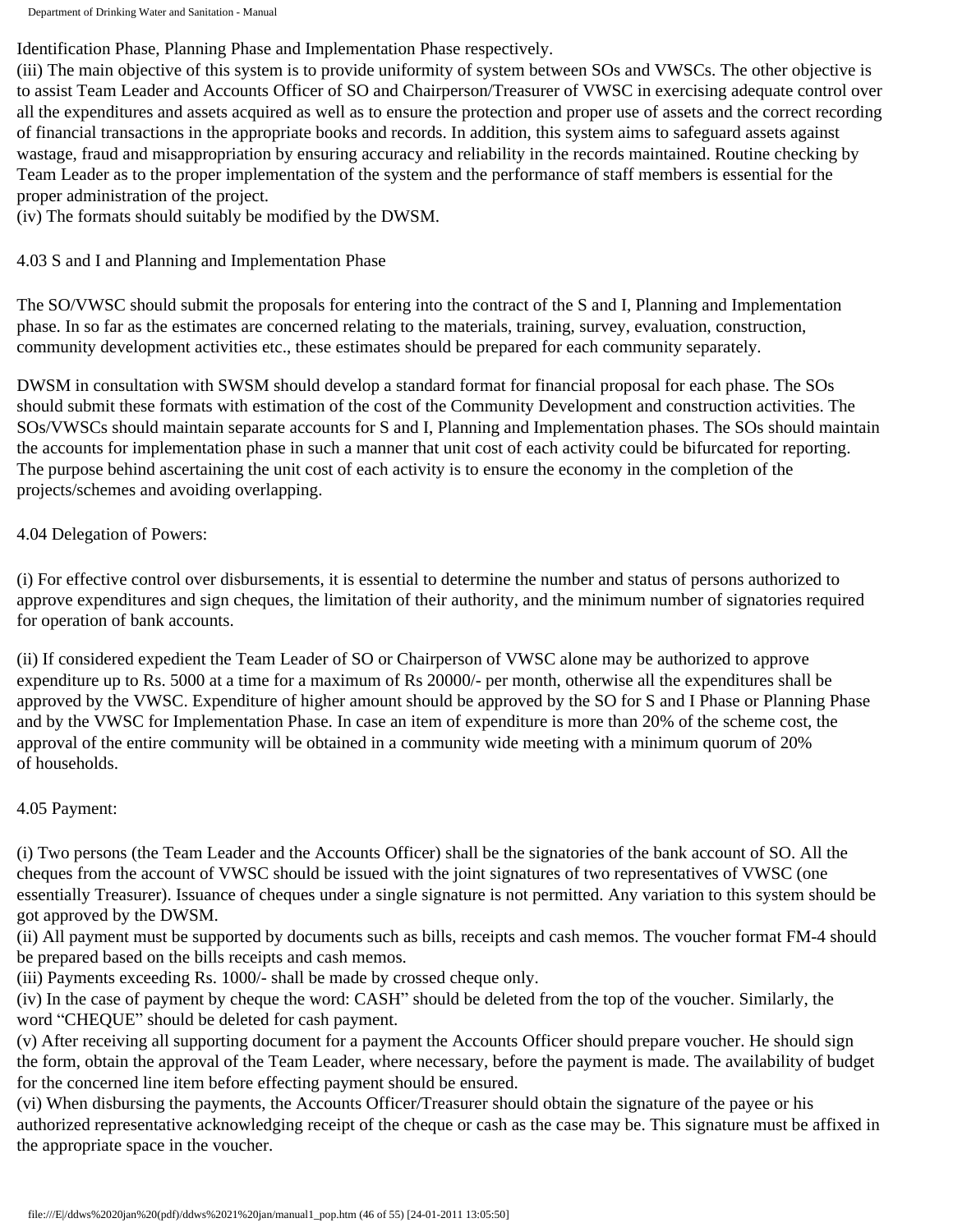Identification Phase, Planning Phase and Implementation Phase respectively.

(iii) The main objective of this system is to provide uniformity of system between SOs and VWSCs. The other objective is to assist Team Leader and Accounts Officer of SO and Chairperson/Treasurer of VWSC in exercising adequate control over all the expenditures and assets acquired as well as to ensure the protection and proper use of assets and the correct recording of financial transactions in the appropriate books and records. In addition, this system aims to safeguard assets against wastage, fraud and misappropriation by ensuring accuracy and reliability in the records maintained. Routine checking by Team Leader as to the proper implementation of the system and the performance of staff members is essential for the proper administration of the project.

(iv) The formats should suitably be modified by the DWSM.

4.03 S and I and Planning and Implementation Phase

The SO/VWSC should submit the proposals for entering into the contract of the S and I, Planning and Implementation phase. In so far as the estimates are concerned relating to the materials, training, survey, evaluation, construction, community development activities etc., these estimates should be prepared for each community separately.

DWSM in consultation with SWSM should develop a standard format for financial proposal for each phase. The SOs should submit these formats with estimation of the cost of the Community Development and construction activities. The SOs/VWSCs should maintain separate accounts for S and I, Planning and Implementation phases. The SOs should maintain the accounts for implementation phase in such a manner that unit cost of each activity could be bifurcated for reporting. The purpose behind ascertaining the unit cost of each activity is to ensure the economy in the completion of the projects/schemes and avoiding overlapping.

4.04 Delegation of Powers:

(i) For effective control over disbursements, it is essential to determine the number and status of persons authorized to approve expenditures and sign cheques, the limitation of their authority, and the minimum number of signatories required for operation of bank accounts.

(ii) If considered expedient the Team Leader of SO or Chairperson of VWSC alone may be authorized to approve expenditure up to Rs. 5000 at a time for a maximum of Rs 20000/- per month, otherwise all the expenditures shall be approved by the VWSC. Expenditure of higher amount should be approved by the SO for S and I Phase or Planning Phase and by the VWSC for Implementation Phase. In case an item of expenditure is more than 20% of the scheme cost, the approval of the entire community will be obtained in a community wide meeting with a minimum quorum of 20% of households.

4.05 Payment:

(i) Two persons (the Team Leader and the Accounts Officer) shall be the signatories of the bank account of SO. All the cheques from the account of VWSC should be issued with the joint signatures of two representatives of VWSC (one essentially Treasurer). Issuance of cheques under a single signature is not permitted. Any variation to this system should be got approved by the DWSM.

(ii) All payment must be supported by documents such as bills, receipts and cash memos. The voucher format FM-4 should be prepared based on the bills receipts and cash memos.

(iii) Payments exceeding Rs. 1000/- shall be made by crossed cheque only.

(iv) In the case of payment by cheque the word: CASH" should be deleted from the top of the voucher. Similarly, the word "CHEQUE" should be deleted for cash payment.

(v) After receiving all supporting document for a payment the Accounts Officer should prepare voucher. He should sign the form, obtain the approval of the Team Leader, where necessary, before the payment is made. The availability of budget for the concerned line item before effecting payment should be ensured.

(vi) When disbursing the payments, the Accounts Officer/Treasurer should obtain the signature of the payee or his authorized representative acknowledging receipt of the cheque or cash as the case may be. This signature must be affixed in the appropriate space in the voucher.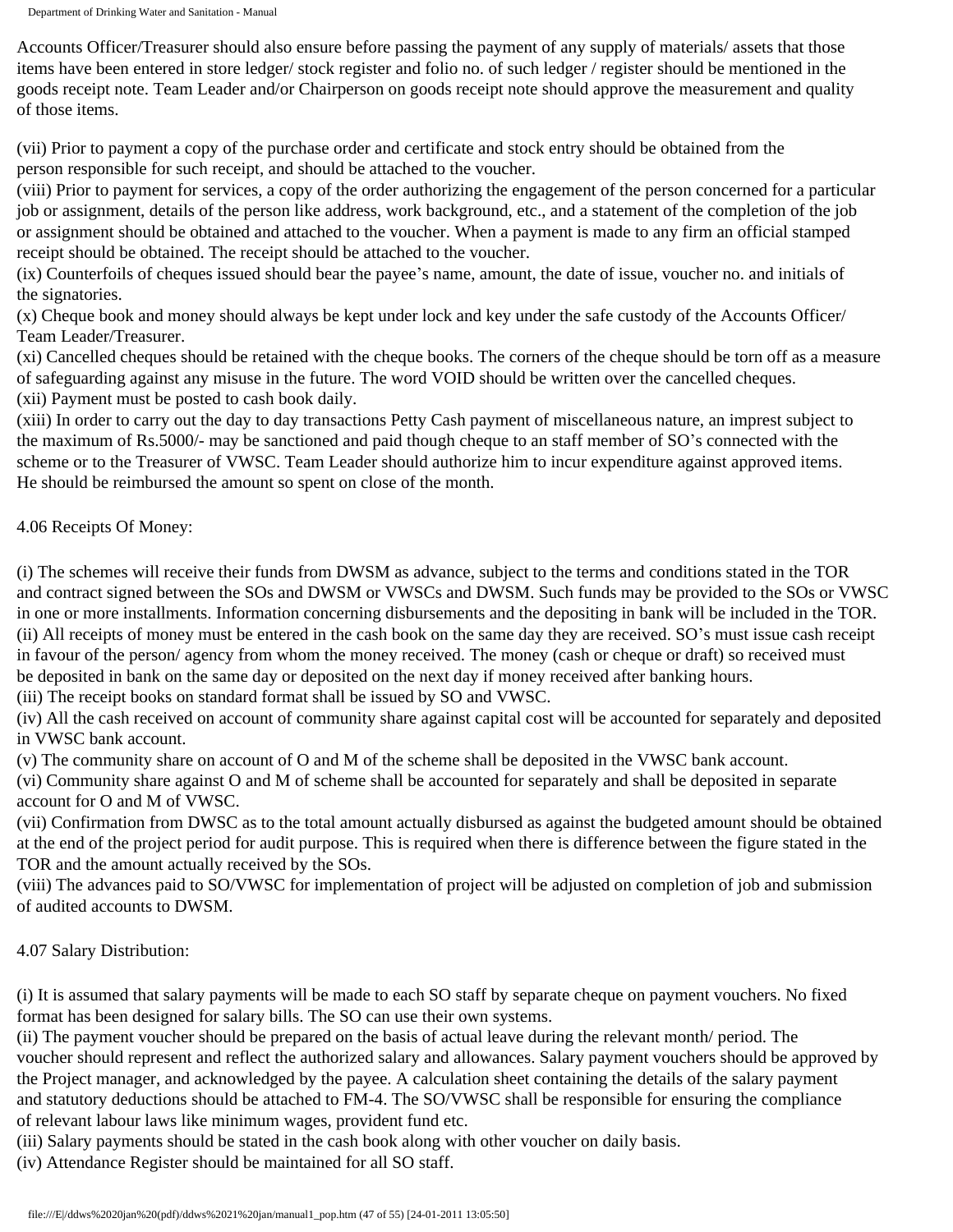Accounts Officer/Treasurer should also ensure before passing the payment of any supply of materials/ assets that those items have been entered in store ledger/ stock register and folio no. of such ledger / register should be mentioned in the goods receipt note. Team Leader and/or Chairperson on goods receipt note should approve the measurement and quality of those items.

(vii) Prior to payment a copy of the purchase order and certificate and stock entry should be obtained from the person responsible for such receipt, and should be attached to the voucher.
(viii) Prior to payment for services, a copy of the order authorizing the engagement of the person concerned for a particular job or assignment, details of the person like address, work background, etc., and a statement of the completion of the job or assignment should be obtained and attached to the voucher. When a payment is made to any firm an official stamped receipt should be obtained. The receipt should be attached to the voucher.
(ix) Counterfoils of cheques issued should bear the payee's name, amount, the date of issue, voucher no. and initials of the signatories.
(x) Cheque book and money should always be kept under lock and key under the safe custody of the Accounts Officer/ Team Leader/Treasurer.
(xi) Cancelled cheques should be retained with the cheque books. The corners of the cheque should be torn off as a measure of safeguarding against any misuse in the future. The word VOID should be written over the cancelled cheques.
(xii) Payment must be posted to cash book daily.
(xiii) In order to carry out the day to day transactions Petty Cash payment of miscellaneous nature, an imprest subject to the maximum of Rs.5000/- may be sanctioned and paid though cheque to an staff member of SO's connected with the scheme or to the Treasurer of VWSC. Team Leader should authorize him to incur expenditure against approved items. He should be reimbursed the amount so spent on close of the month.

4.06 Receipts Of Money:

(i) The schemes will receive their funds from DWSM as advance, subject to the terms and conditions stated in the TOR and contract signed between the SOs and DWSM or VWSCs and DWSM. Such funds may be provided to the SOs or VWSC in one or more installments. Information concerning disbursements and the depositing in bank will be included in the TOR.
(ii) All receipts of money must be entered in the cash book on the same day they are received. SO's must issue cash receipt in favour of the person/ agency from whom the money received. The money (cash or cheque or draft) so received must be deposited in bank on the same day or deposited on the next day if money received after banking hours.
(iii) The receipt books on standard format shall be issued by SO and VWSC.
(iv) All the cash received on account of community share against capital cost will be accounted for separately and deposited in VWSC bank account.
(v) The community share on account of O and M of the scheme shall be deposited in the VWSC bank account.
(vi) Community share against O and M of scheme shall be accounted for separately and shall be deposited in separate account for O and M of VWSC.
(vii) Confirmation from DWSC as to the total amount actually disbursed as against the budgeted amount should be obtained at the end of the project period for audit purpose. This is required when there is difference between the figure stated in the TOR and the amount actually received by the SOs.
(viii) The advances paid to SO/VWSC for implementation of project will be adjusted on completion of job and submission of audited accounts to DWSM.

4.07 Salary Distribution:

(i) It is assumed that salary payments will be made to each SO staff by separate cheque on payment vouchers. No fixed format has been designed for salary bills. The SO can use their own systems.
(ii) The payment voucher should be prepared on the basis of actual leave during the relevant month/ period. The voucher should represent and reflect the authorized salary and allowances. Salary payment vouchers should be approved by the Project manager, and acknowledged by the payee. A calculation sheet containing the details of the salary payment and statutory deductions should be attached to FM-4. The SO/VWSC shall be responsible for ensuring the compliance of relevant labour laws like minimum wages, provident fund etc.
(iii) Salary payments should be stated in the cash book along with other voucher on daily basis.
(iv) Attendance Register should be maintained for all SO staff.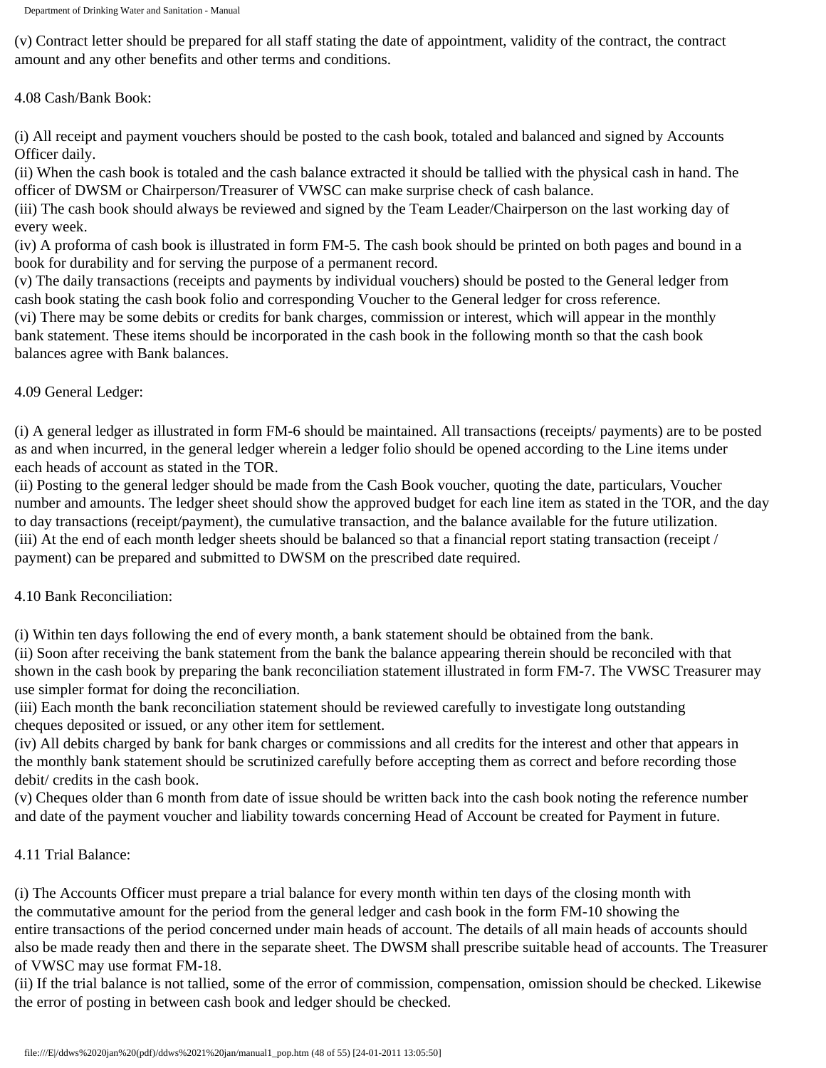(v) Contract letter should be prepared for all staff stating the date of appointment, validity of the contract, the contract amount and any other benefits and other terms and conditions.

4.08 Cash/Bank Book:

(i) All receipt and payment vouchers should be posted to the cash book, totaled and balanced and signed by Accounts Officer daily.
(ii) When the cash book is totaled and the cash balance extracted it should be tallied with the physical cash in hand. The officer of DWSM or Chairperson/Treasurer of VWSC can make surprise check of cash balance.
(iii) The cash book should always be reviewed and signed by the Team Leader/Chairperson on the last working day of every week.
(iv) A proforma of cash book is illustrated in form FM-5. The cash book should be printed on both pages and bound in a book for durability and for serving the purpose of a permanent record.
(v) The daily transactions (receipts and payments by individual vouchers) should be posted to the General ledger from cash book stating the cash book folio and corresponding Voucher to the General ledger for cross reference.
(vi) There may be some debits or credits for bank charges, commission or interest, which will appear in the monthly bank statement. These items should be incorporated in the cash book in the following month so that the cash book balances agree with Bank balances.

4.09 General Ledger:

(i) A general ledger as illustrated in form FM-6 should be maintained. All transactions (receipts/ payments) are to be posted as and when incurred, in the general ledger wherein a ledger folio should be opened according to the Line items under each heads of account as stated in the TOR.
(ii) Posting to the general ledger should be made from the Cash Book voucher, quoting the date, particulars, Voucher number and amounts. The ledger sheet should show the approved budget for each line item as stated in the TOR, and the day to day transactions (receipt/payment), the cumulative transaction, and the balance available for the future utilization.
(iii) At the end of each month ledger sheets should be balanced so that a financial report stating transaction (receipt / payment) can be prepared and submitted to DWSM on the prescribed date required.

4.10 Bank Reconciliation:

(i) Within ten days following the end of every month, a bank statement should be obtained from the bank.
(ii) Soon after receiving the bank statement from the bank the balance appearing therein should be reconciled with that shown in the cash book by preparing the bank reconciliation statement illustrated in form FM-7. The VWSC Treasurer may use simpler format for doing the reconciliation.
(iii) Each month the bank reconciliation statement should be reviewed carefully to investigate long outstanding cheques deposited or issued, or any other item for settlement.
(iv) All debits charged by bank for bank charges or commissions and all credits for the interest and other that appears in the monthly bank statement should be scrutinized carefully before accepting them as correct and before recording those debit/ credits in the cash book.
(v) Cheques older than 6 month from date of issue should be written back into the cash book noting the reference number and date of the payment voucher and liability towards concerning Head of Account be created for Payment in future.

4.11 Trial Balance:

(i) The Accounts Officer must prepare a trial balance for every month within ten days of the closing month with the commutative amount for the period from the general ledger and cash book in the form FM-10 showing the entire transactions of the period concerned under main heads of account. The details of all main heads of accounts should also be made ready then and there in the separate sheet. The DWSM shall prescribe suitable head of accounts. The Treasurer of VWSC may use format FM-18.
(ii) If the trial balance is not tallied, some of the error of commission, compensation, omission should be checked. Likewise the error of posting in between cash book and ledger should be checked.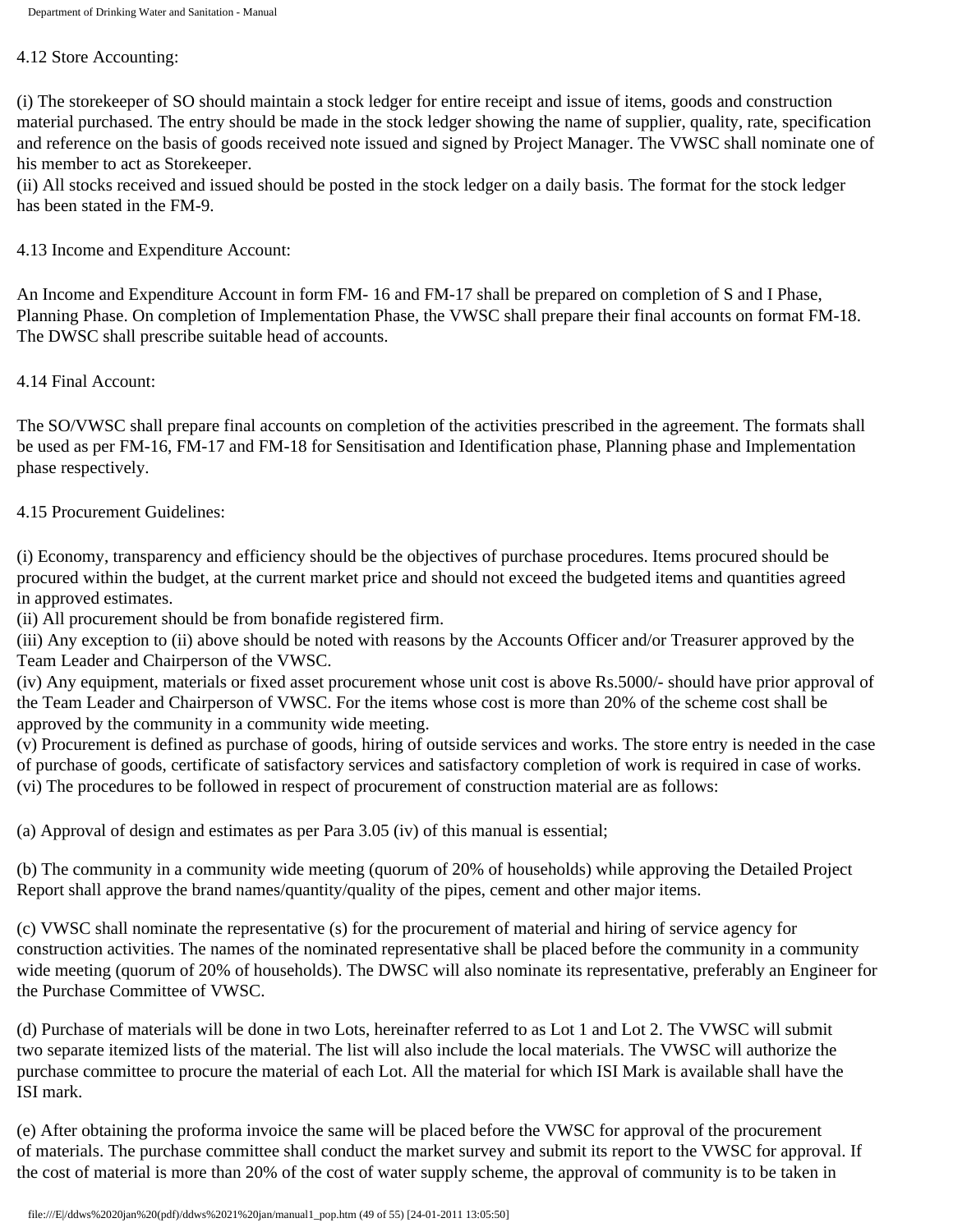4.12 Store Accounting:

(i) The storekeeper of SO should maintain a stock ledger for entire receipt and issue of items, goods and construction material purchased. The entry should be made in the stock ledger showing the name of supplier, quality, rate, specification and reference on the basis of goods received note issued and signed by Project Manager. The VWSC shall nominate one of his member to act as Storekeeper.
(ii) All stocks received and issued should be posted in the stock ledger on a daily basis. The format for the stock ledger has been stated in the FM-9.

4.13 Income and Expenditure Account:

An Income and Expenditure Account in form FM- 16 and FM-17 shall be prepared on completion of S and I Phase, Planning Phase. On completion of Implementation Phase, the VWSC shall prepare their final accounts on format FM-18. The DWSC shall prescribe suitable head of accounts.

4.14 Final Account:

The SO/VWSC shall prepare final accounts on completion of the activities prescribed in the agreement. The formats shall be used as per FM-16, FM-17 and FM-18 for Sensitisation and Identification phase, Planning phase and Implementation phase respectively.

4.15 Procurement Guidelines:

(i) Economy, transparency and efficiency should be the objectives of purchase procedures. Items procured should be procured within the budget, at the current market price and should not exceed the budgeted items and quantities agreed in approved estimates.
(ii) All procurement should be from bonafide registered firm.
(iii) Any exception to (ii) above should be noted with reasons by the Accounts Officer and/or Treasurer approved by the Team Leader and Chairperson of the VWSC.
(iv) Any equipment, materials or fixed asset procurement whose unit cost is above Rs.5000/- should have prior approval of the Team Leader and Chairperson of VWSC. For the items whose cost is more than 20% of the scheme cost shall be approved by the community in a community wide meeting.
(v) Procurement is defined as purchase of goods, hiring of outside services and works. The store entry is needed in the case of purchase of goods, certificate of satisfactory services and satisfactory completion of work is required in case of works.
(vi) The procedures to be followed in respect of procurement of construction material are as follows:

(a) Approval of design and estimates as per Para 3.05 (iv) of this manual is essential;

(b) The community in a community wide meeting (quorum of 20% of households) while approving the Detailed Project Report shall approve the brand names/quantity/quality of the pipes, cement and other major items.

(c) VWSC shall nominate the representative (s) for the procurement of material and hiring of service agency for construction activities. The names of the nominated representative shall be placed before the community in a community wide meeting (quorum of 20% of households). The DWSC will also nominate its representative, preferably an Engineer for the Purchase Committee of VWSC.

(d) Purchase of materials will be done in two Lots, hereinafter referred to as Lot 1 and Lot 2. The VWSC will submit two separate itemized lists of the material. The list will also include the local materials. The VWSC will authorize the purchase committee to procure the material of each Lot. All the material for which ISI Mark is available shall have the ISI mark.

(e) After obtaining the proforma invoice the same will be placed before the VWSC for approval of the procurement of materials. The purchase committee shall conduct the market survey and submit its report to the VWSC for approval. If the cost of material is more than 20% of the cost of water supply scheme, the approval of community is to be taken in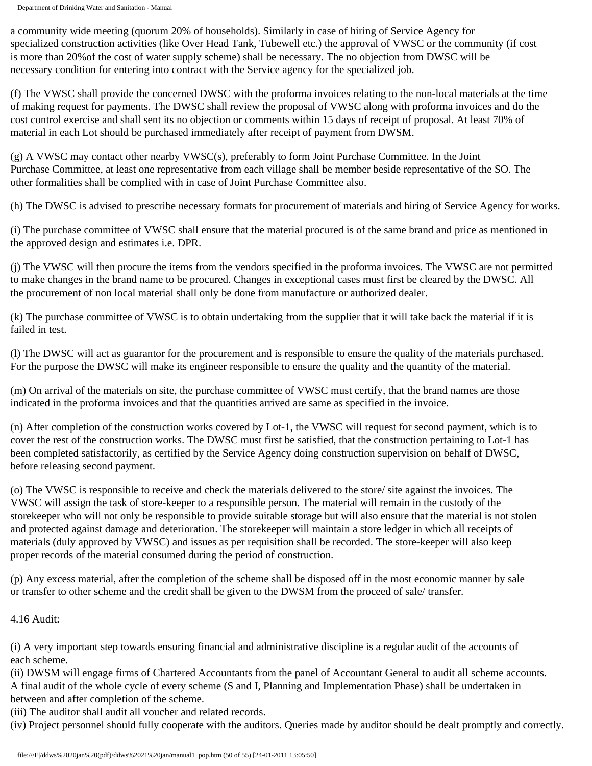a community wide meeting (quorum 20% of households). Similarly in case of hiring of Service Agency for specialized construction activities (like Over Head Tank, Tubewell etc.) the approval of VWSC or the community (if cost is more than 20%of the cost of water supply scheme) shall be necessary. The no objection from DWSC will be necessary condition for entering into contract with the Service agency for the specialized job.

(f) The VWSC shall provide the concerned DWSC with the proforma invoices relating to the non-local materials at the time of making request for payments. The DWSC shall review the proposal of VWSC along with proforma invoices and do the cost control exercise and shall sent its no objection or comments within 15 days of receipt of proposal. At least 70% of material in each Lot should be purchased immediately after receipt of payment from DWSM.

(g) A VWSC may contact other nearby VWSC(s), preferably to form Joint Purchase Committee. In the Joint Purchase Committee, at least one representative from each village shall be member beside representative of the SO. The other formalities shall be complied with in case of Joint Purchase Committee also.

(h) The DWSC is advised to prescribe necessary formats for procurement of materials and hiring of Service Agency for works.

(i) The purchase committee of VWSC shall ensure that the material procured is of the same brand and price as mentioned in the approved design and estimates i.e. DPR.

(j) The VWSC will then procure the items from the vendors specified in the proforma invoices. The VWSC are not permitted to make changes in the brand name to be procured. Changes in exceptional cases must first be cleared by the DWSC. All the procurement of non local material shall only be done from manufacture or authorized dealer.

(k) The purchase committee of VWSC is to obtain undertaking from the supplier that it will take back the material if it is failed in test.

(l) The DWSC will act as guarantor for the procurement and is responsible to ensure the quality of the materials purchased. For the purpose the DWSC will make its engineer responsible to ensure the quality and the quantity of the material.

(m) On arrival of the materials on site, the purchase committee of VWSC must certify, that the brand names are those indicated in the proforma invoices and that the quantities arrived are same as specified in the invoice.

(n) After completion of the construction works covered by Lot-1, the VWSC will request for second payment, which is to cover the rest of the construction works. The DWSC must first be satisfied, that the construction pertaining to Lot-1 has been completed satisfactorily, as certified by the Service Agency doing construction supervision on behalf of DWSC, before releasing second payment.

(o) The VWSC is responsible to receive and check the materials delivered to the store/ site against the invoices. The VWSC will assign the task of store-keeper to a responsible person. The material will remain in the custody of the storekeeper who will not only be responsible to provide suitable storage but will also ensure that the material is not stolen and protected against damage and deterioration. The storekeeper will maintain a store ledger in which all receipts of materials (duly approved by VWSC) and issues as per requisition shall be recorded. The store-keeper will also keep proper records of the material consumed during the period of construction.

(p) Any excess material, after the completion of the scheme shall be disposed off in the most economic manner by sale or transfer to other scheme and the credit shall be given to the DWSM from the proceed of sale/ transfer.

4.16 Audit:

(i) A very important step towards ensuring financial and administrative discipline is a regular audit of the accounts of each scheme.
(ii) DWSM will engage firms of Chartered Accountants from the panel of Accountant General to audit all scheme accounts. A final audit of the whole cycle of every scheme (S and I, Planning and Implementation Phase) shall be undertaken in between and after completion of the scheme.
(iii) The auditor shall audit all voucher and related records.
(iv) Project personnel should fully cooperate with the auditors. Queries made by auditor should be dealt promptly and correctly.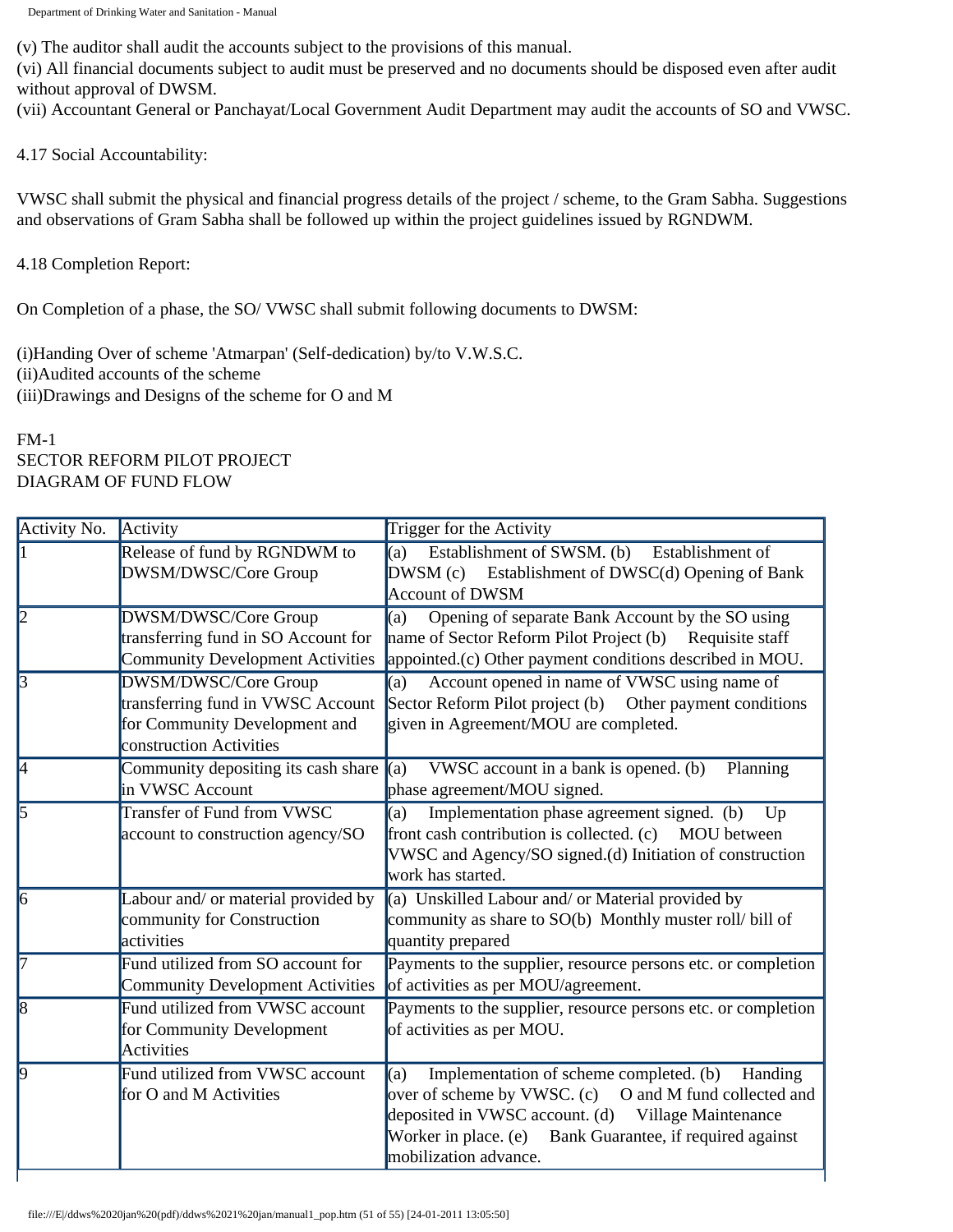(v) The auditor shall audit the accounts subject to the provisions of this manual.
(vi) All financial documents subject to audit must be preserved and no documents should be disposed even after audit without approval of DWSM.
(vii) Accountant General or Panchayat/Local Government Audit Department may audit the accounts of SO and VWSC.

4.17 Social Accountability:

VWSC shall submit the physical and financial progress details of the project / scheme, to the Gram Sabha. Suggestions and observations of Gram Sabha shall be followed up within the project guidelines issued by RGNDWM.

4.18 Completion Report:

On Completion of a phase, the SO/ VWSC shall submit following documents to DWSM:

(i)Handing Over of scheme 'Atmarpan' (Self-dedication) by/to V.W.S.C.
(ii)Audited accounts of the scheme
(iii)Drawings and Designs of the scheme for O and M

FM-1
SECTOR REFORM PILOT PROJECT
DIAGRAM OF FUND FLOW

| Activity No. | Activity | Trigger for the Activity |
|---|---|---|
| 1 | Release of fund by RGNDWM to DWSM/DWSC/Core Group | (a) Establishment of SWSM. (b) Establishment of DWSM (c) Establishment of DWSC(d) Opening of Bank Account of DWSM |
| 2 | DWSM/DWSC/Core Group transferring fund in SO Account for Community Development Activities | (a) Opening of separate Bank Account by the SO using name of Sector Reform Pilot Project (b) Requisite staff appointed.(c) Other payment conditions described in MOU. |
| 3 | DWSM/DWSC/Core Group transferring fund in VWSC Account for Community Development and construction Activities | (a) Account opened in name of VWSC using name of Sector Reform Pilot project (b) Other payment conditions given in Agreement/MOU are completed. |
| 4 | Community depositing its cash share in VWSC Account | (a) VWSC account in a bank is opened. (b) Planning phase agreement/MOU signed. |
| 5 | Transfer of Fund from VWSC account to construction agency/SO | (a) Implementation phase agreement signed. (b) Up front cash contribution is collected. (c) MOU between VWSC and Agency/SO signed.(d) Initiation of construction work has started. |
| 6 | Labour and/ or material provided by community for Construction activities | (a) Unskilled Labour and/ or Material provided by community as share to SO(b) Monthly muster roll/ bill of quantity prepared |
| 7 | Fund utilized from SO account for Community Development Activities | Payments to the supplier, resource persons etc. or completion of activities as per MOU/agreement. |
| 8 | Fund utilized from VWSC account for Community Development Activities | Payments to the supplier, resource persons etc. or completion of activities as per MOU. |
| 9 | Fund utilized from VWSC account for O and M Activities | (a) Implementation of scheme completed. (b) Handing over of scheme by VWSC. (c) O and M fund collected and deposited in VWSC account. (d) Village Maintenance Worker in place. (e) Bank Guarantee, if required against mobilization advance. |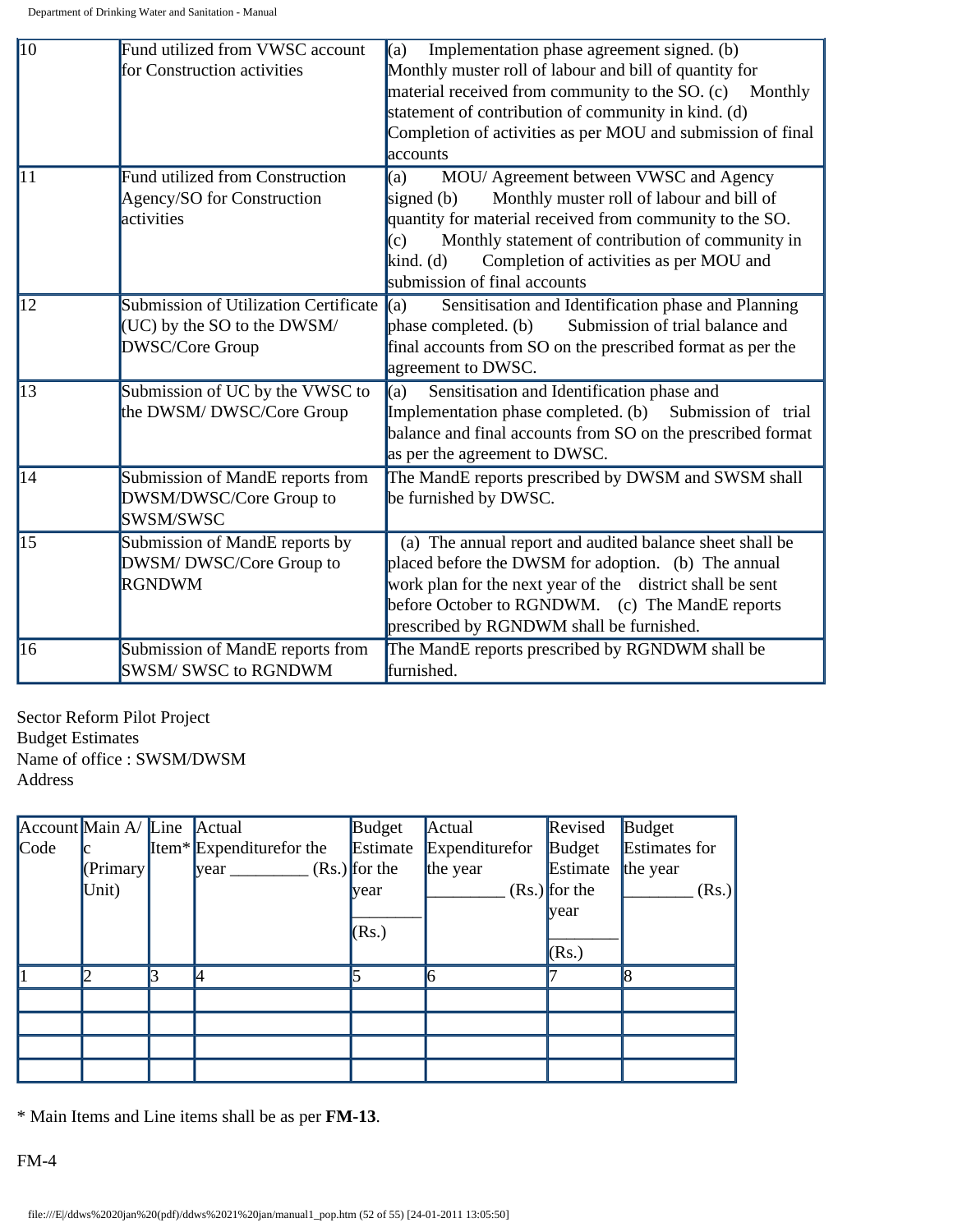| 10 | Fund utilized from VWSC account for Construction activities | (a) Implementation phase agreement signed. (b) Monthly muster roll of labour and bill of quantity for material received from community to the SO. (c) Monthly statement of contribution of community in kind. (d) Completion of activities as per MOU and submission of final accounts |
|---|---|---|
| 11 | Fund utilized from Construction Agency/SO for Construction activities | (a) MOU/ Agreement between VWSC and Agency signed (b) Monthly muster roll of labour and bill of quantity for material received from community to the SO. (c) Monthly statement of contribution of community in kind. (d) Completion of activities as per MOU and submission of final accounts |
| 12 | Submission of Utilization Certificate (UC) by the SO to the DWSM/ DWSC/Core Group | (a) Sensitisation and Identification phase and Planning phase completed. (b) Submission of trial balance and final accounts from SO on the prescribed format as per the agreement to DWSC. |
| 13 | Submission of UC by the VWSC to the DWSM/ DWSC/Core Group | (a) Sensitisation and Identification phase and Implementation phase completed. (b) Submission of trial balance and final accounts from SO on the prescribed format as per the agreement to DWSC. |
| 14 | Submission of MandE reports from DWSM/DWSC/Core Group to SWSM/SWSC | The MandE reports prescribed by DWSM and SWSM shall be furnished by DWSC. |
| 15 | Submission of MandE reports by DWSM/ DWSC/Core Group to RGNDWM | (a) The annual report and audited balance sheet shall be placed before the DWSM for adoption. (b) The annual work plan for the next year of the district shall be sent before October to RGNDWM. (c) The MandE reports prescribed by RGNDWM shall be furnished. |
| 16 | Submission of MandE reports from SWSM/ SWSC to RGNDWM | The MandE reports prescribed by RGNDWM shall be furnished. |

Sector Reform Pilot Project
Budget Estimates
Name of office : SWSM/DWSM
Address

| Account Code | Main A/c (Primary Unit) | Line Item* | Actual Expenditurefor the year _________ (Rs.) | Budget Estimate for the year ________ (Rs.) | Actual Expenditurefor the year _________ (Rs.) | Revised Budget Estimate for the year ________ (Rs.) | Budget Estimates for the year ________ (Rs.) |
|---|---|---|---|---|---|---|---|
| 1 | 2 | 3 | 4 | 5 | 6 | 7 | 8 |
| | | | | | | | |
| | | | | | | | |
| | | | | | | | |
| | | | | | | | |

* Main Items and Line items shall be as per **FM-13**.

FM-4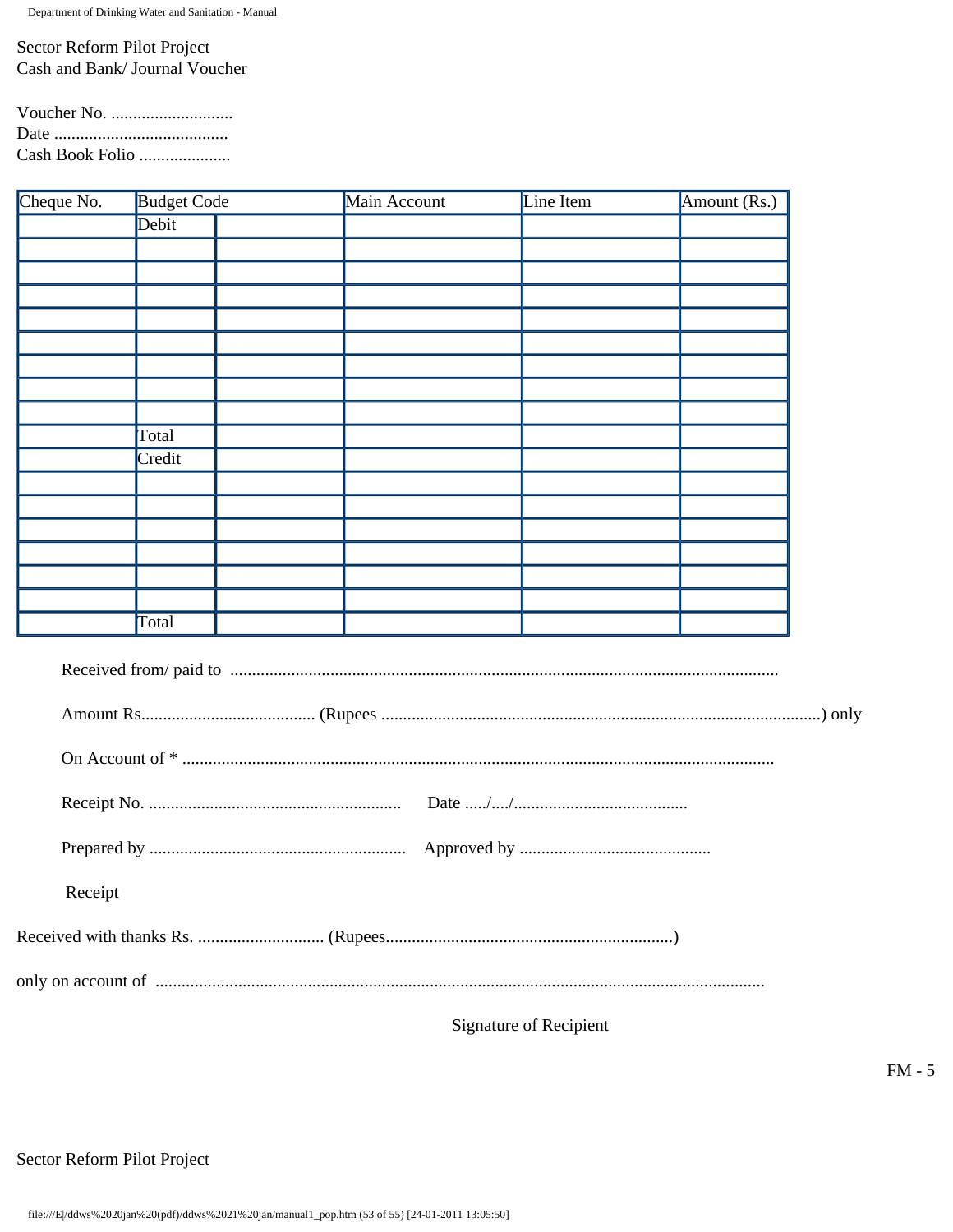Sector Reform Pilot Project
Cash and Bank/ Journal Voucher

Voucher No. ............................
Date ........................................
Cash Book Folio .....................

| Cheque No. | Budget Code | | Main Account | Line Item | Amount (Rs.) |
|---|---|---|---|---|---|
| | Debit | | | | |
| | | | | | |
| | | | | | |
| | | | | | |
| | | | | | |
| | | | | | |
| | | | | | |
| | | | | | |
| | | | | | |
| | Total | | | | |
| | Credit | | | | |
| | | | | | |
| | | | | | |
| | | | | | |
| | | | | | |
| | | | | | |
| | | | | | |
| | Total | | | | |

Received from/ paid to ..........................................................................................................................

Amount Rs....................................... (Rupees ....................................................................................................) only

On Account of * .......................................................................................................................................

Receipt No. .........................................................   Date ...../..../.......................................

Prepared by ..........................................................   Approved by ...........................................

Receipt

Received with thanks Rs. ............................ (Rupees.................................................................)

only on account of ..........................................................................................................................................

Signature of Recipient

FM - 5

Sector Reform Pilot Project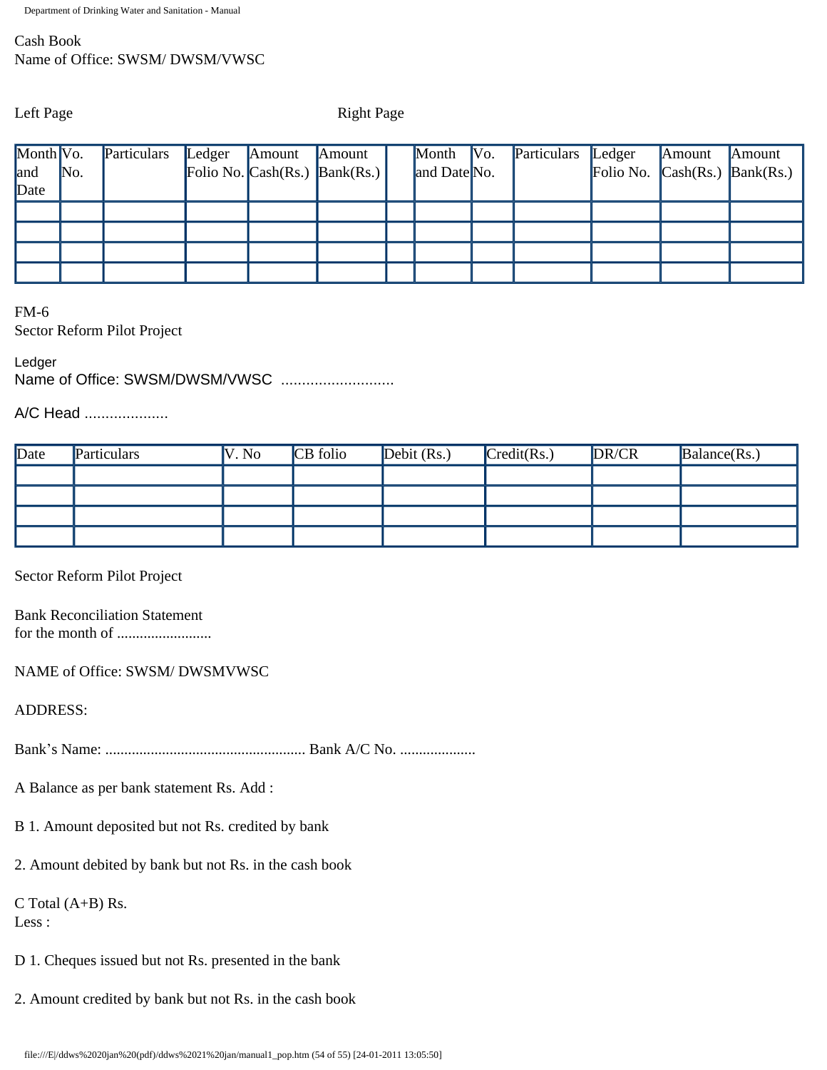Cash Book
Name of Office: SWSM/ DWSM/VWSC

Left Page Right Page

| Month and Date | Vo. No. | Particulars | Ledger Folio No. | Amount Cash(Rs.) | Amount Bank(Rs.) | | Month and Date | Vo. No. | Particulars | Ledger Folio No. | Amount Cash(Rs.) | Amount Bank(Rs.) |
|---|---|---|---|---|---|---|---|---|---|---|---|---|
| | | | | | | | | | | | | |
| | | | | | | | | | | | | |
| | | | | | | | | | | | | |
| | | | | | | | | | | | | |

FM-6
Sector Reform Pilot Project

Ledger
Name of Office: SWSM/DWSM/VWSC ...........................

A/C Head ....................

| Date | Particulars | V. No | CB folio | Debit (Rs.) | Credit(Rs.) | DR/CR | Balance(Rs.) |
|---|---|---|---|---|---|---|---|
| | | | | | | | |
| | | | | | | | |
| | | | | | | | |
| | | | | | | | |

Sector Reform Pilot Project

Bank Reconciliation Statement
for the month of .........................

NAME of Office: SWSM/ DWSMVWSC

ADDRESS:

Bank's Name: .................................................... Bank A/C No. ....................

A Balance as per bank statement Rs. Add :

B 1. Amount deposited but not Rs. credited by bank

2. Amount debited by bank but not Rs. in the cash book

C Total (A+B) Rs.
Less :

D 1. Cheques issued but not Rs. presented in the bank

2. Amount credited by bank but not Rs. in the cash book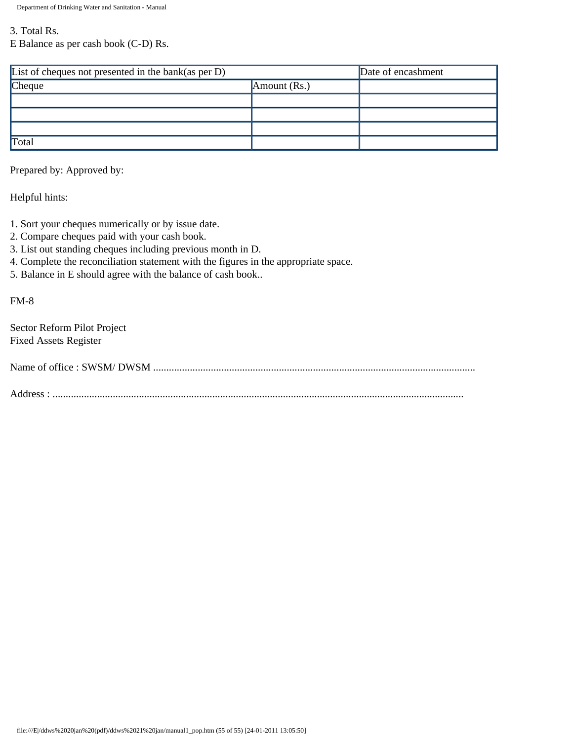3. Total Rs.
E Balance as per cash book (C-D) Rs.

| List of cheques not presented in the bank(as per D) | | Date of encashment |
|---|---|---|
| Cheque | Amount (Rs.) | |
| | | |
| | | |
| | | |
| Total | | |

Prepared by: Approved by:

Helpful hints:

1. Sort your cheques numerically or by issue date.
2. Compare cheques paid with your cash book.
3. List out standing cheques including previous month in D.
4. Complete the reconciliation statement with the figures in the appropriate space.
5. Balance in E should agree with the balance of cash book..

FM-8

Sector Reform Pilot Project
Fixed Assets Register

Name of office : SWSM/ DWSM ..........................................................................................................................

Address : ............................................................................................................................................................